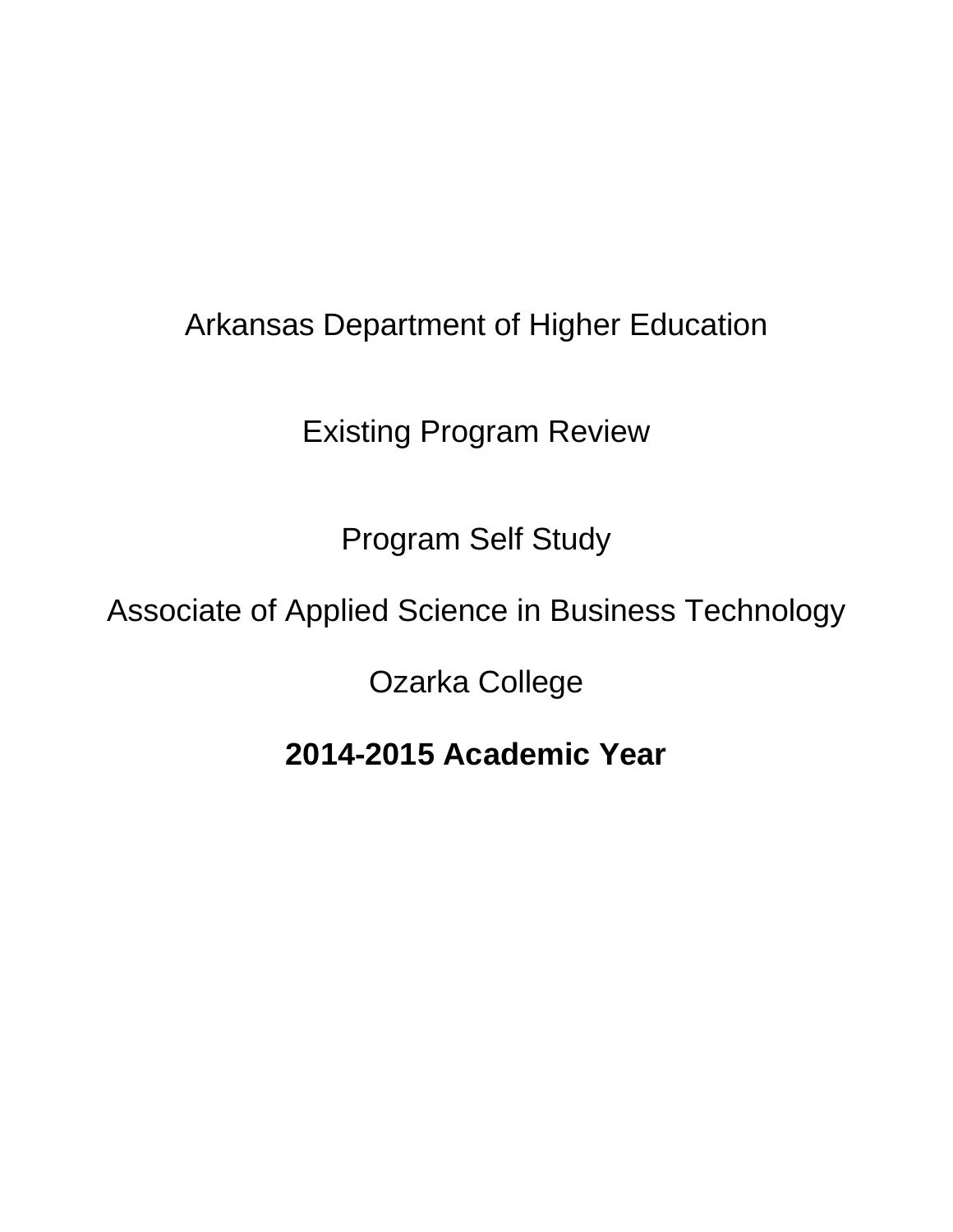Arkansas Department of Higher Education

Existing Program Review

Program Self Study

Associate of Applied Science in Business Technology

Ozarka College

**2014-2015 Academic Year**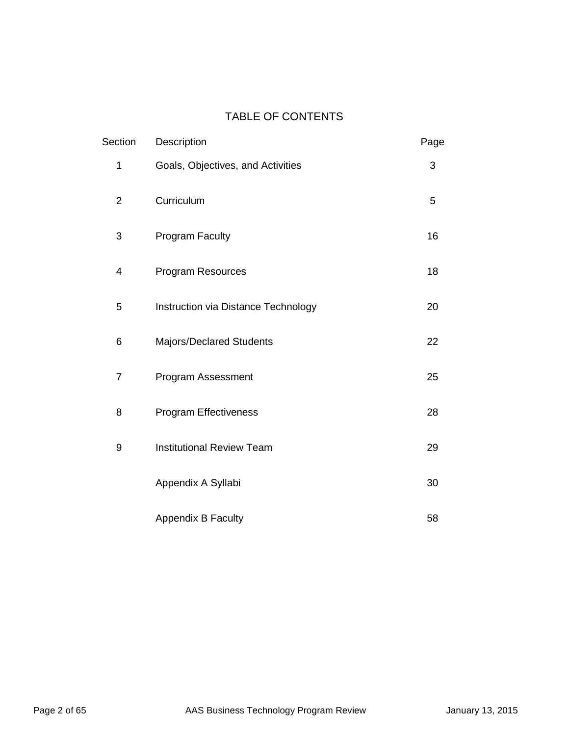# TABLE OF CONTENTS

| Section | Description | Page |
| --- | --- | --- |
| 1 | Goals, Objectives, and Activities | 3 |
| 2 | Curriculum | 5 |
| 3 | Program Faculty | 16 |
| 4 | Program Resources | 18 |
| 5 | Instruction via Distance Technology | 20 |
| 6 | Majors/Declared Students | 22 |
| 7 | Program Assessment | 25 |
| 8 | Program Effectiveness | 28 |
| 9 | Institutional Review Team | 29 |
| | Appendix A Syllabi | 30 |
| | Appendix B Faculty | 58 |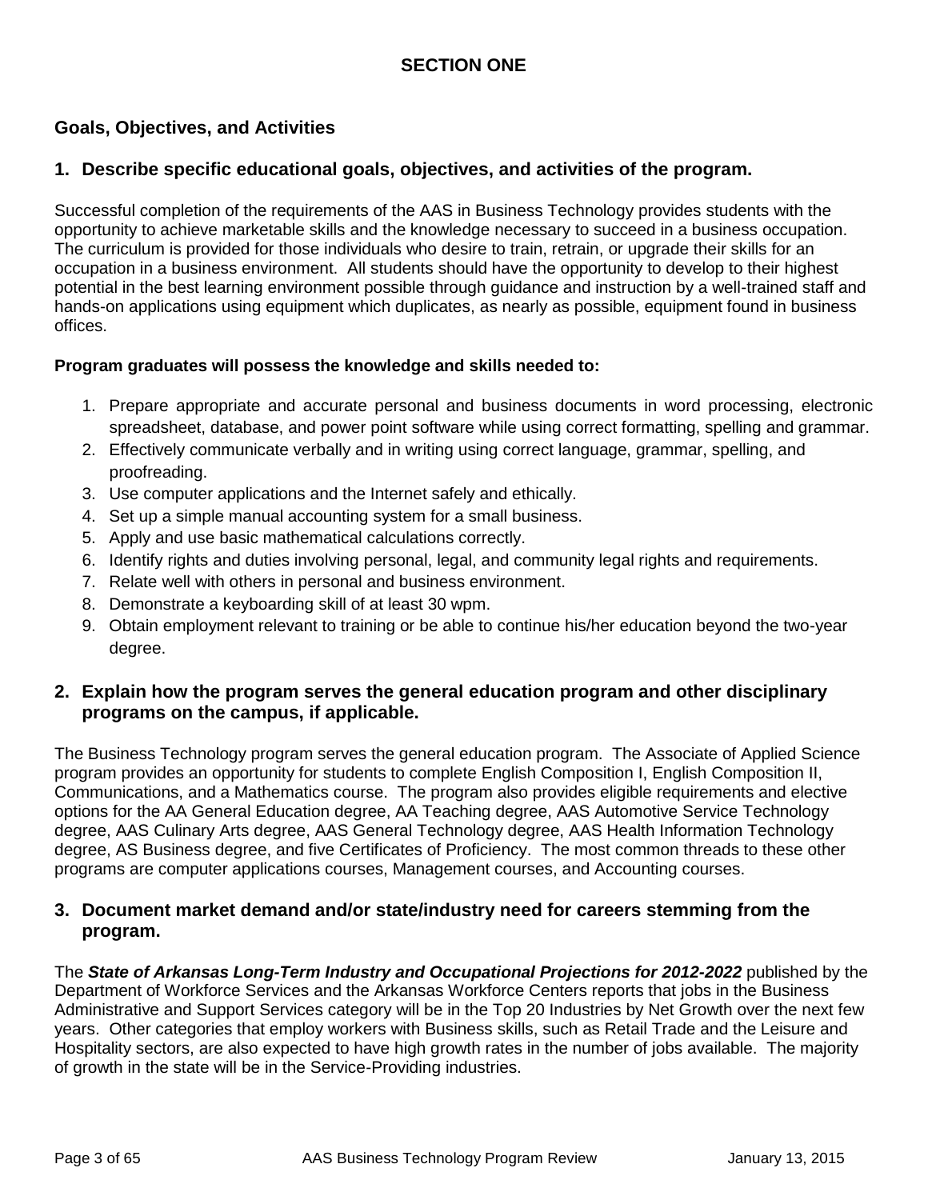# SECTION ONE

## Goals, Objectives, and Activities

### 1. Describe specific educational goals, objectives, and activities of the program.

Successful completion of the requirements of the AAS in Business Technology provides students with the opportunity to achieve marketable skills and the knowledge necessary to succeed in a business occupation. The curriculum is provided for those individuals who desire to train, retrain, or upgrade their skills for an occupation in a business environment. All students should have the opportunity to develop to their highest potential in the best learning environment possible through guidance and instruction by a well-trained staff and hands-on applications using equipment which duplicates, as nearly as possible, equipment found in business offices.

**Program graduates will possess the knowledge and skills needed to:**

1. Prepare appropriate and accurate personal and business documents in word processing, electronic spreadsheet, database, and power point software while using correct formatting, spelling and grammar.
2. Effectively communicate verbally and in writing using correct language, grammar, spelling, and proofreading.
3. Use computer applications and the Internet safely and ethically.
4. Set up a simple manual accounting system for a small business.
5. Apply and use basic mathematical calculations correctly.
6. Identify rights and duties involving personal, legal, and community legal rights and requirements.
7. Relate well with others in personal and business environment.
8. Demonstrate a keyboarding skill of at least 30 wpm.
9. Obtain employment relevant to training or be able to continue his/her education beyond the two-year degree.

### 2. Explain how the program serves the general education program and other disciplinary programs on the campus, if applicable.

The Business Technology program serves the general education program. The Associate of Applied Science program provides an opportunity for students to complete English Composition I, English Composition II, Communications, and a Mathematics course. The program also provides eligible requirements and elective options for the AA General Education degree, AA Teaching degree, AAS Automotive Service Technology degree, AAS Culinary Arts degree, AAS General Technology degree, AAS Health Information Technology degree, AS Business degree, and five Certificates of Proficiency. The most common threads to these other programs are computer applications courses, Management courses, and Accounting courses.

### 3. Document market demand and/or state/industry need for careers stemming from the program.

The ***State of Arkansas Long-Term Industry and Occupational Projections for 2012-2022*** published by the Department of Workforce Services and the Arkansas Workforce Centers reports that jobs in the Business Administrative and Support Services category will be in the Top 20 Industries by Net Growth over the next few years. Other categories that employ workers with Business skills, such as Retail Trade and the Leisure and Hospitality sectors, are also expected to have high growth rates in the number of jobs available. The majority of growth in the state will be in the Service-Providing industries.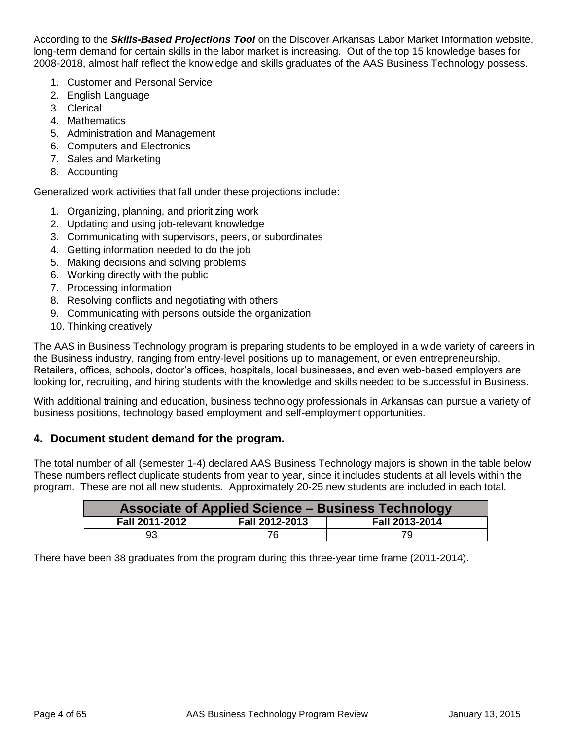According to the ***Skills-Based Projections Tool*** on the Discover Arkansas Labor Market Information website, long-term demand for certain skills in the labor market is increasing. Out of the top 15 knowledge bases for 2008-2018, almost half reflect the knowledge and skills graduates of the AAS Business Technology possess.

1. Customer and Personal Service
2. English Language
3. Clerical
4. Mathematics
5. Administration and Management
6. Computers and Electronics
7. Sales and Marketing
8. Accounting

Generalized work activities that fall under these projections include:

1. Organizing, planning, and prioritizing work
2. Updating and using job-relevant knowledge
3. Communicating with supervisors, peers, or subordinates
4. Getting information needed to do the job
5. Making decisions and solving problems
6. Working directly with the public
7. Processing information
8. Resolving conflicts and negotiating with others
9. Communicating with persons outside the organization
10. Thinking creatively

The AAS in Business Technology program is preparing students to be employed in a wide variety of careers in the Business industry, ranging from entry-level positions up to management, or even entrepreneurship. Retailers, offices, schools, doctor's offices, hospitals, local businesses, and even web-based employers are looking for, recruiting, and hiring students with the knowledge and skills needed to be successful in Business.

With additional training and education, business technology professionals in Arkansas can pursue a variety of business positions, technology based employment and self-employment opportunities.

## 4. Document student demand for the program.

The total number of all (semester 1-4) declared AAS Business Technology majors is shown in the table below These numbers reflect duplicate students from year to year, since it includes students at all levels within the program. These are not all new students. Approximately 20-25 new students are included in each total.

| Associate of Applied Science – Business Technology | | |
|---|---|---|
| **Fall 2011-2012** | **Fall 2012-2013** | **Fall 2013-2014** |
| 93 | 76 | 79 |

There have been 38 graduates from the program during this three-year time frame (2011-2014).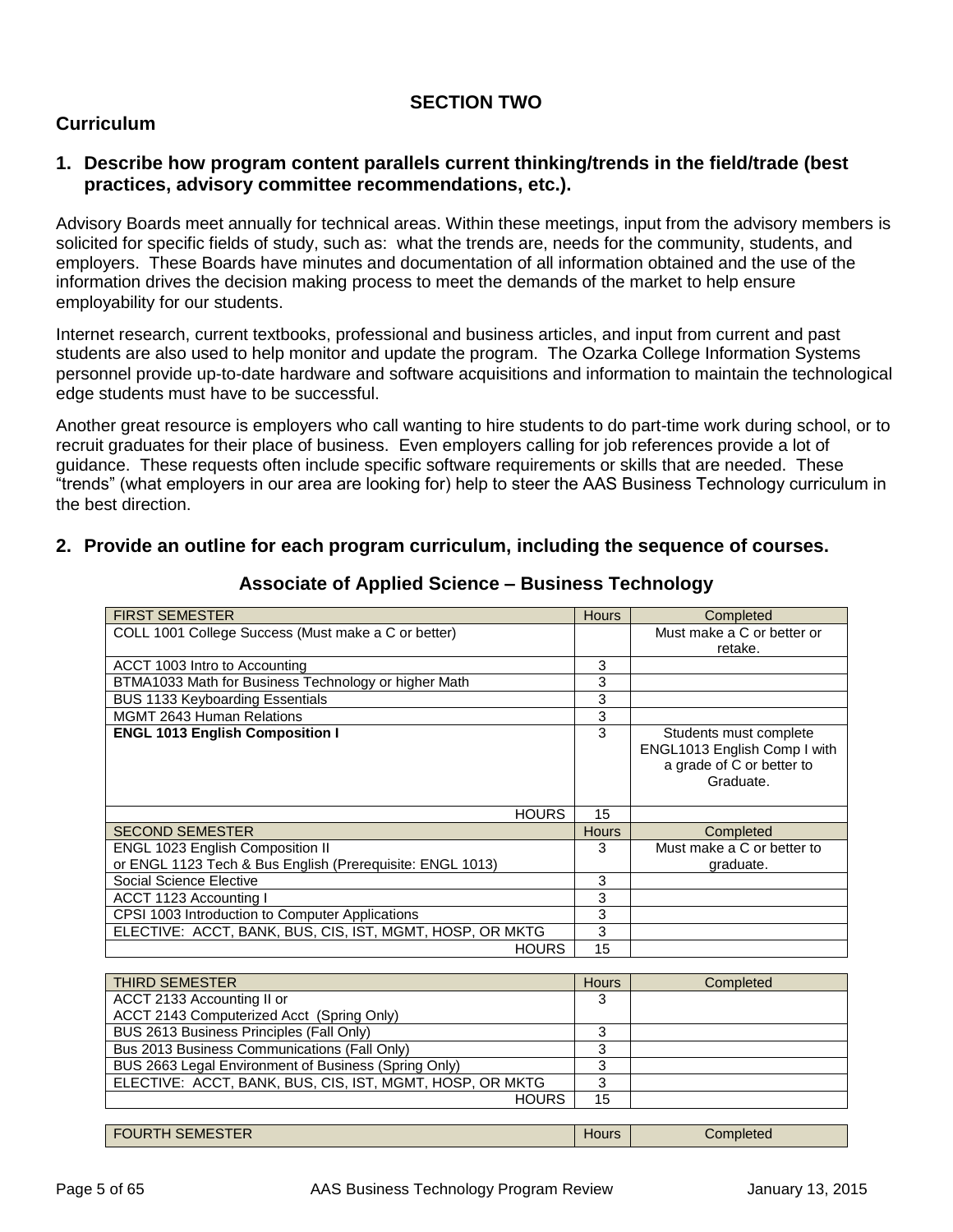## SECTION TWO

## Curriculum

### 1. Describe how program content parallels current thinking/trends in the field/trade (best practices, advisory committee recommendations, etc.).

Advisory Boards meet annually for technical areas. Within these meetings, input from the advisory members is solicited for specific fields of study, such as: what the trends are, needs for the community, students, and employers. These Boards have minutes and documentation of all information obtained and the use of the information drives the decision making process to meet the demands of the market to help ensure employability for our students.

Internet research, current textbooks, professional and business articles, and input from current and past students are also used to help monitor and update the program. The Ozarka College Information Systems personnel provide up-to-date hardware and software acquisitions and information to maintain the technological edge students must have to be successful.

Another great resource is employers who call wanting to hire students to do part-time work during school, or to recruit graduates for their place of business. Even employers calling for job references provide a lot of guidance. These requests often include specific software requirements or skills that are needed. These "trends" (what employers in our area are looking for) help to steer the AAS Business Technology curriculum in the best direction.

### 2. Provide an outline for each program curriculum, including the sequence of courses.

### Associate of Applied Science – Business Technology

| FIRST SEMESTER | Hours | Completed |
|---|---|---|
| COLL 1001 College Success (Must make a C or better) | | Must make a C or better or retake. |
| ACCT 1003 Intro to Accounting | 3 | |
| BTMA1033 Math for Business Technology or higher Math | 3 | |
| BUS 1133 Keyboarding Essentials | 3 | |
| MGMT 2643 Human Relations | 3 | |
| **ENGL 1013 English Composition I** | 3 | Students must complete ENGL1013 English Comp I with a grade of C or better to Graduate. |
| HOURS | 15 | |
| SECOND SEMESTER | Hours | Completed |
| ENGL 1023 English Composition II or ENGL 1123 Tech & Bus English (Prerequisite: ENGL 1013) | 3 | Must make a C or better to graduate. |
| Social Science Elective | 3 | |
| ACCT 1123 Accounting I | 3 | |
| CPSI 1003 Introduction to Computer Applications | 3 | |
| ELECTIVE: ACCT, BANK, BUS, CIS, IST, MGMT, HOSP, OR MKTG | 3 | |
| HOURS | 15 | |

| THIRD SEMESTER | Hours | Completed |
|---|---|---|
| ACCT 2133 Accounting II or ACCT 2143 Computerized Acct (Spring Only) | 3 | |
| BUS 2613 Business Principles (Fall Only) | 3 | |
| Bus 2013 Business Communications (Fall Only) | 3 | |
| BUS 2663 Legal Environment of Business (Spring Only) | 3 | |
| ELECTIVE: ACCT, BANK, BUS, CIS, IST, MGMT, HOSP, OR MKTG | 3 | |
| HOURS | 15 | |

| FOURTH SEMESTER | Hours | Completed |
|---|---|---|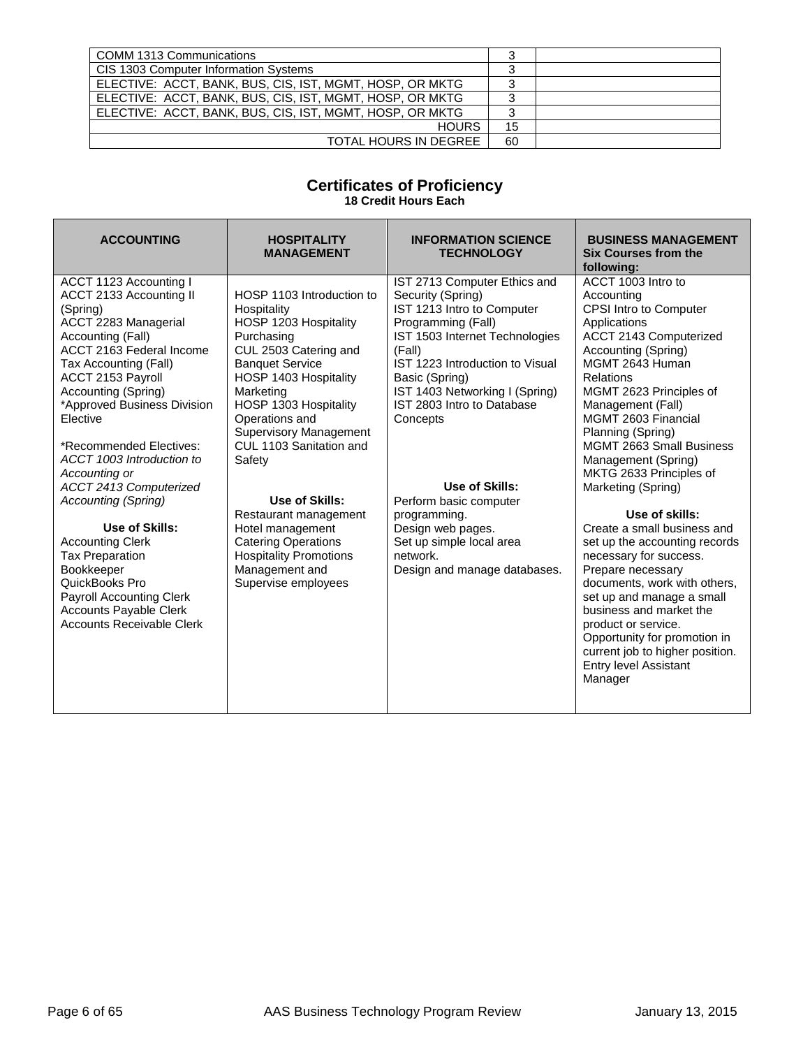| | | |
|---|---|---|
| COMM 1313 Communications | 3 | |
| CIS 1303 Computer Information Systems | 3 | |
| ELECTIVE: ACCT, BANK, BUS, CIS, IST, MGMT, HOSP, OR MKTG | 3 | |
| ELECTIVE: ACCT, BANK, BUS, CIS, IST, MGMT, HOSP, OR MKTG | 3 | |
| ELECTIVE: ACCT, BANK, BUS, CIS, IST, MGMT, HOSP, OR MKTG | 3 | |
| HOURS | 15 | |
| TOTAL HOURS IN DEGREE | 60 | |

## Certificates of Proficiency

**18 Credit Hours Each**

| **ACCOUNTING** | **HOSPITALITY MANAGEMENT** | **INFORMATION SCIENCE TECHNOLOGY** | **BUSINESS MANAGEMENT Six Courses from the following:** |
|---|---|---|---|
| ACCT 1123 Accounting I<br>ACCT 2133 Accounting II (Spring)<br>ACCT 2283 Managerial Accounting (Fall)<br>ACCT 2163 Federal Income Tax Accounting (Fall)<br>ACCT 2153 Payroll Accounting (Spring)<br>*Approved Business Division Elective<br><br>*Recommended Electives:<br>*ACCT 1003 Introduction to Accounting or*<br>*ACCT 2413 Computerized Accounting (Spring)*<br><br>**Use of Skills:**<br>Accounting Clerk<br>Tax Preparation<br>Bookkeeper<br>QuickBooks Pro<br>Payroll Accounting Clerk<br>Accounts Payable Clerk<br>Accounts Receivable Clerk | HOSP 1103 Introduction to Hospitality<br>HOSP 1203 Hospitality Purchasing<br>CUL 2503 Catering and Banquet Service<br>HOSP 1403 Hospitality Marketing<br>HOSP 1303 Hospitality Operations and Supervisory Management<br>CUL 1103 Sanitation and Safety<br><br>**Use of Skills:**<br>Restaurant management<br>Hotel management<br>Catering Operations<br>Hospitality Promotions<br>Management and Supervise employees | IST 2713 Computer Ethics and Security (Spring)<br>IST 1213 Intro to Computer Programming (Fall)<br>IST 1503 Internet Technologies (Fall)<br>IST 1223 Introduction to Visual Basic (Spring)<br>IST 1403 Networking I (Spring)<br>IST 2803 Intro to Database Concepts<br><br>**Use of Skills:**<br>Perform basic computer programming.<br>Design web pages.<br>Set up simple local area network.<br>Design and manage databases. | ACCT 1003 Intro to Accounting<br>CPSI Intro to Computer Applications<br>ACCT 2143 Computerized Accounting (Spring)<br>MGMT 2643 Human Relations<br>MGMT 2623 Principles of Management (Fall)<br>MGMT 2603 Financial Planning (Spring)<br>MGMT 2663 Small Business Management (Spring)<br>MKTG 2633 Principles of Marketing (Spring)<br><br>**Use of skills:**<br>Create a small business and set up the accounting records necessary for success.<br>Prepare necessary documents, work with others, set up and manage a small business and market the product or service.<br>Opportunity for promotion in current job to higher position.<br>Entry level Assistant Manager |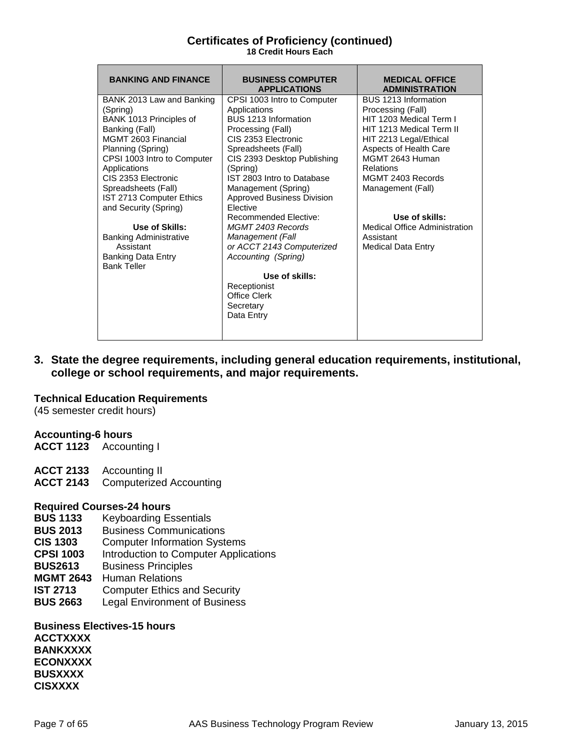## Certificates of Proficiency (continued)

**18 Credit Hours Each**

| BANKING AND FINANCE | BUSINESS COMPUTER APPLICATIONS | MEDICAL OFFICE ADMINISTRATION |
|---|---|---|
| BANK 2013 Law and Banking (Spring)<br>BANK 1013 Principles of Banking (Fall)<br>MGMT 2603 Financial Planning (Spring)<br>CPSI 1003 Intro to Computer Applications<br>CIS 2353 Electronic Spreadsheets (Fall)<br>IST 2713 Computer Ethics and Security (Spring)<br><br>**Use of Skills:**<br>Banking Administrative Assistant<br>Banking Data Entry<br>Bank Teller | CPSI 1003 Intro to Computer Applications<br>BUS 1213 Information Processing (Fall)<br>CIS 2353 Electronic Spreadsheets (Fall)<br>CIS 2393 Desktop Publishing (Spring)<br>IST 2803 Intro to Database Management (Spring)<br>Approved Business Division Elective<br>Recommended Elective:<br>*MGMT 2403 Records Management (Fall*<br>*or ACCT 2143 Computerized Accounting (Spring)*<br><br>**Use of skills:**<br>Receptionist<br>Office Clerk<br>Secretary<br>Data Entry | BUS 1213 Information Processing (Fall)<br>HIT 1203 Medical Term I<br>HIT 1213 Medical Term II<br>HIT 2213 Legal/Ethical Aspects of Health Care<br>MGMT 2643 Human Relations<br>MGMT 2403 Records Management (Fall)<br><br>**Use of skills:**<br>Medical Office Administration Assistant<br>Medical Data Entry |

### 3. State the degree requirements, including general education requirements, institutional, college or school requirements, and major requirements.

**Technical Education Requirements**
(45 semester credit hours)

**Accounting-6 hours**
**ACCT 1123** Accounting I

**ACCT 2133** Accounting II
**ACCT 2143** Computerized Accounting

**Required Courses-24 hours**
**BUS 1133** Keyboarding Essentials
**BUS 2013** Business Communications
**CIS 1303** Computer Information Systems
**CPSI 1003** Introduction to Computer Applications
**BUS2613** Business Principles
**MGMT 2643** Human Relations
**IST 2713** Computer Ethics and Security
**BUS 2663** Legal Environment of Business

**Business Electives-15 hours**
**ACCTXXXX**
**BANKXXXX**
**ECONXXXX**
**BUSXXXX**
**CISXXXX**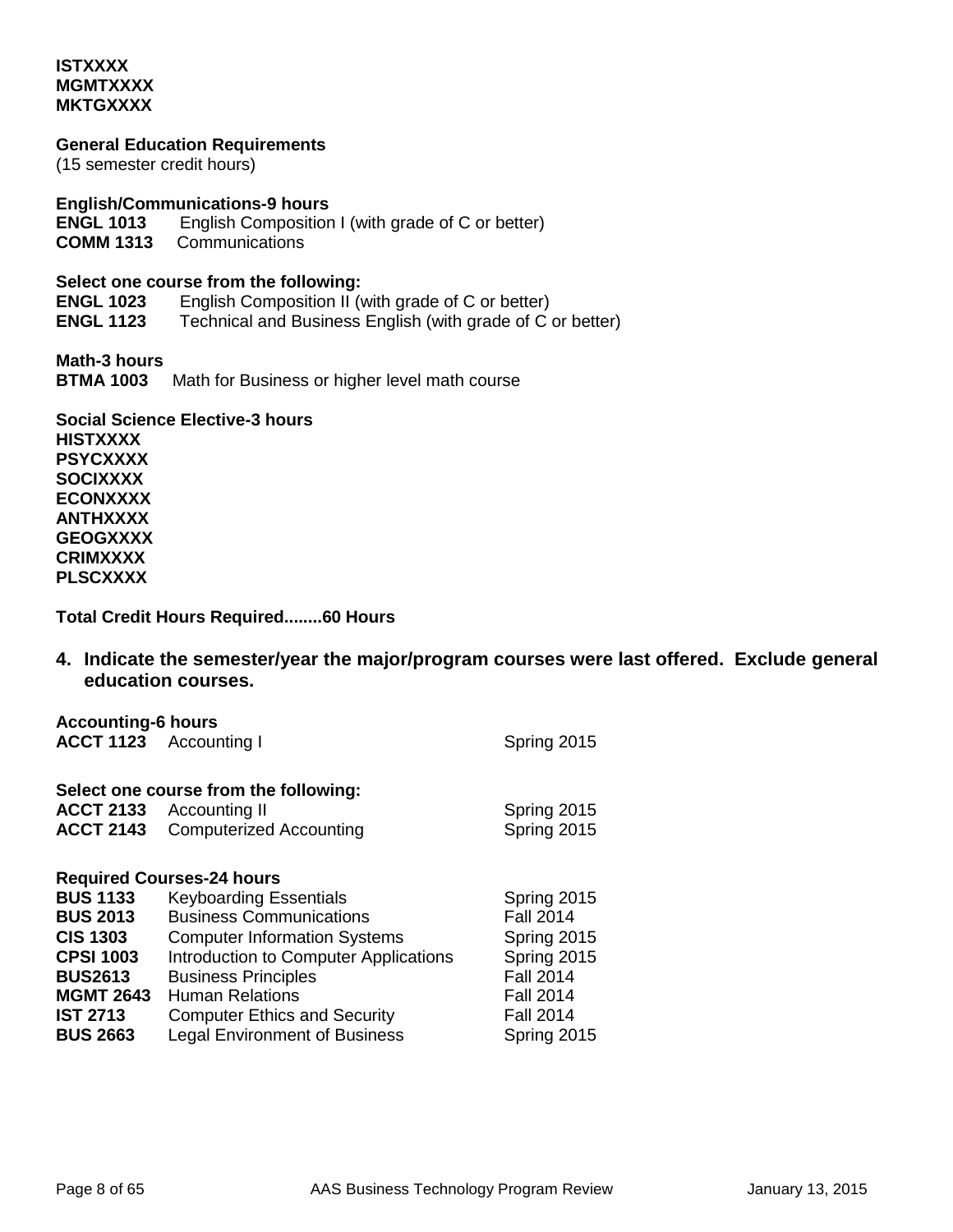**ISTXXXX**
**MGMTXXXX**
**MKTGXXXX**

**General Education Requirements**
(15 semester credit hours)

**English/Communications-9 hours**
**ENGL 1013** English Composition I (with grade of C or better)
**COMM 1313** Communications

**Select one course from the following:**
**ENGL 1023** English Composition II (with grade of C or better)
**ENGL 1123** Technical and Business English (with grade of C or better)

**Math-3 hours**
**BTMA 1003** Math for Business or higher level math course

**Social Science Elective-3 hours**
**HISTXXXX**
**PSYCXXXX**
**SOCIXXXX**
**ECONXXXX**
**ANTHXXXX**
**GEOGXXXX**
**CRIMXXXX**
**PLSCXXXX**

**Total Credit Hours Required........60 Hours**

**4. Indicate the semester/year the major/program courses were last offered. Exclude general education courses.**

**Accounting-6 hours**

| | | |
|---|---|---|
| **ACCT 1123** | Accounting I | Spring 2015 |

**Select one course from the following:**

| | | |
|---|---|---|
| **ACCT 2133** | Accounting II | Spring 2015 |
| **ACCT 2143** | Computerized Accounting | Spring 2015 |

**Required Courses-24 hours**

| | | |
|---|---|---|
| **BUS 1133** | Keyboarding Essentials | Spring 2015 |
| **BUS 2013** | Business Communications | Fall 2014 |
| **CIS 1303** | Computer Information Systems | Spring 2015 |
| **CPSI 1003** | Introduction to Computer Applications | Spring 2015 |
| **BUS2613** | Business Principles | Fall 2014 |
| **MGMT 2643** | Human Relations | Fall 2014 |
| **IST 2713** | Computer Ethics and Security | Fall 2014 |
| **BUS 2663** | Legal Environment of Business | Spring 2015 |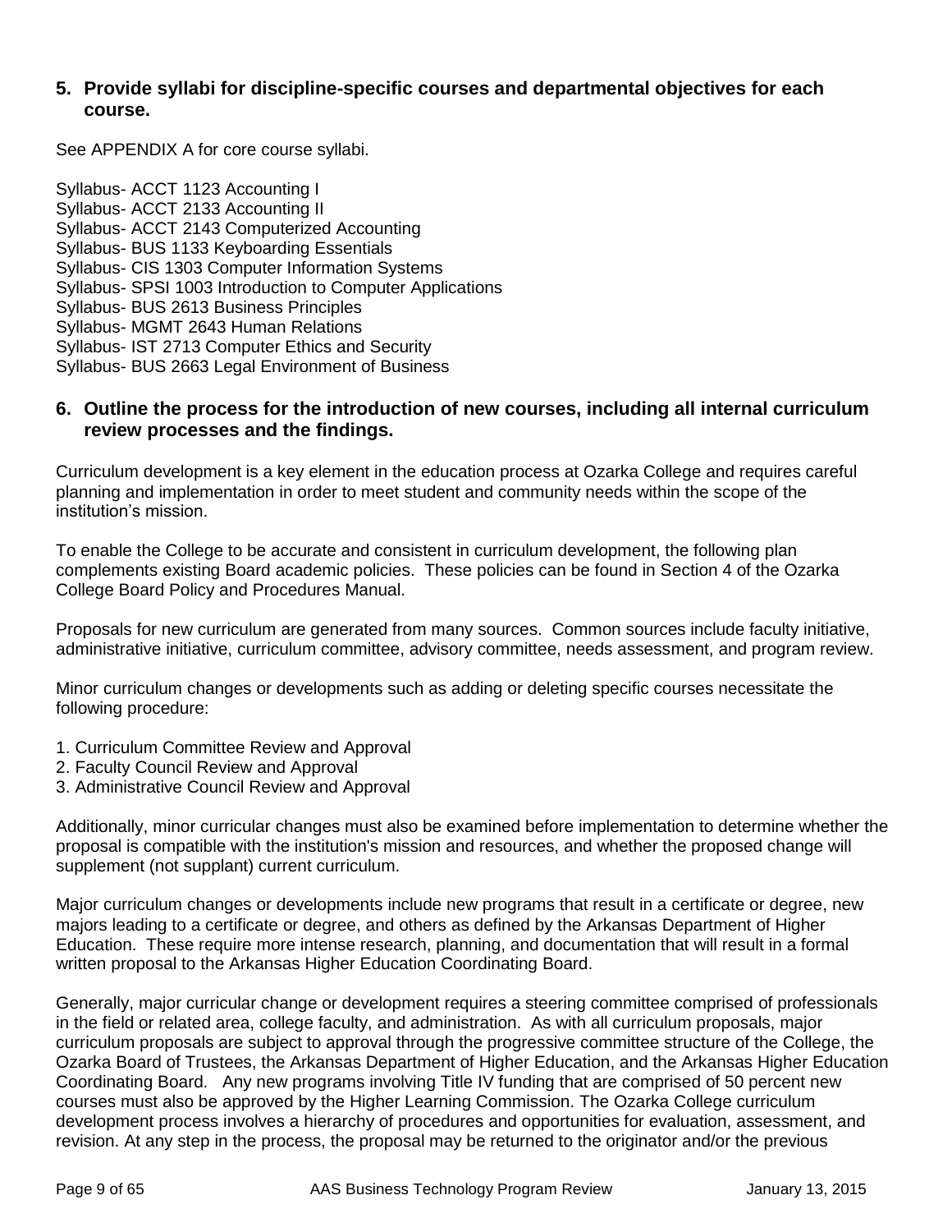## 5. Provide syllabi for discipline-specific courses and departmental objectives for each course.

See APPENDIX A for core course syllabi.

Syllabus- ACCT 1123 Accounting I
Syllabus- ACCT 2133 Accounting II
Syllabus- ACCT 2143 Computerized Accounting
Syllabus- BUS 1133 Keyboarding Essentials
Syllabus- CIS 1303 Computer Information Systems
Syllabus- SPSI 1003 Introduction to Computer Applications
Syllabus- BUS 2613 Business Principles
Syllabus- MGMT 2643 Human Relations
Syllabus- IST 2713 Computer Ethics and Security
Syllabus- BUS 2663 Legal Environment of Business

## 6. Outline the process for the introduction of new courses, including all internal curriculum review processes and the findings.

Curriculum development is a key element in the education process at Ozarka College and requires careful planning and implementation in order to meet student and community needs within the scope of the institution's mission.

To enable the College to be accurate and consistent in curriculum development, the following plan complements existing Board academic policies. These policies can be found in Section 4 of the Ozarka College Board Policy and Procedures Manual.

Proposals for new curriculum are generated from many sources. Common sources include faculty initiative, administrative initiative, curriculum committee, advisory committee, needs assessment, and program review.

Minor curriculum changes or developments such as adding or deleting specific courses necessitate the following procedure:

1. Curriculum Committee Review and Approval
2. Faculty Council Review and Approval
3. Administrative Council Review and Approval

Additionally, minor curricular changes must also be examined before implementation to determine whether the proposal is compatible with the institution's mission and resources, and whether the proposed change will supplement (not supplant) current curriculum.

Major curriculum changes or developments include new programs that result in a certificate or degree, new majors leading to a certificate or degree, and others as defined by the Arkansas Department of Higher Education. These require more intense research, planning, and documentation that will result in a formal written proposal to the Arkansas Higher Education Coordinating Board.

Generally, major curricular change or development requires a steering committee comprised of professionals in the field or related area, college faculty, and administration. As with all curriculum proposals, major curriculum proposals are subject to approval through the progressive committee structure of the College, the Ozarka Board of Trustees, the Arkansas Department of Higher Education, and the Arkansas Higher Education Coordinating Board. Any new programs involving Title IV funding that are comprised of 50 percent new courses must also be approved by the Higher Learning Commission. The Ozarka College curriculum development process involves a hierarchy of procedures and opportunities for evaluation, assessment, and revision. At any step in the process, the proposal may be returned to the originator and/or the previous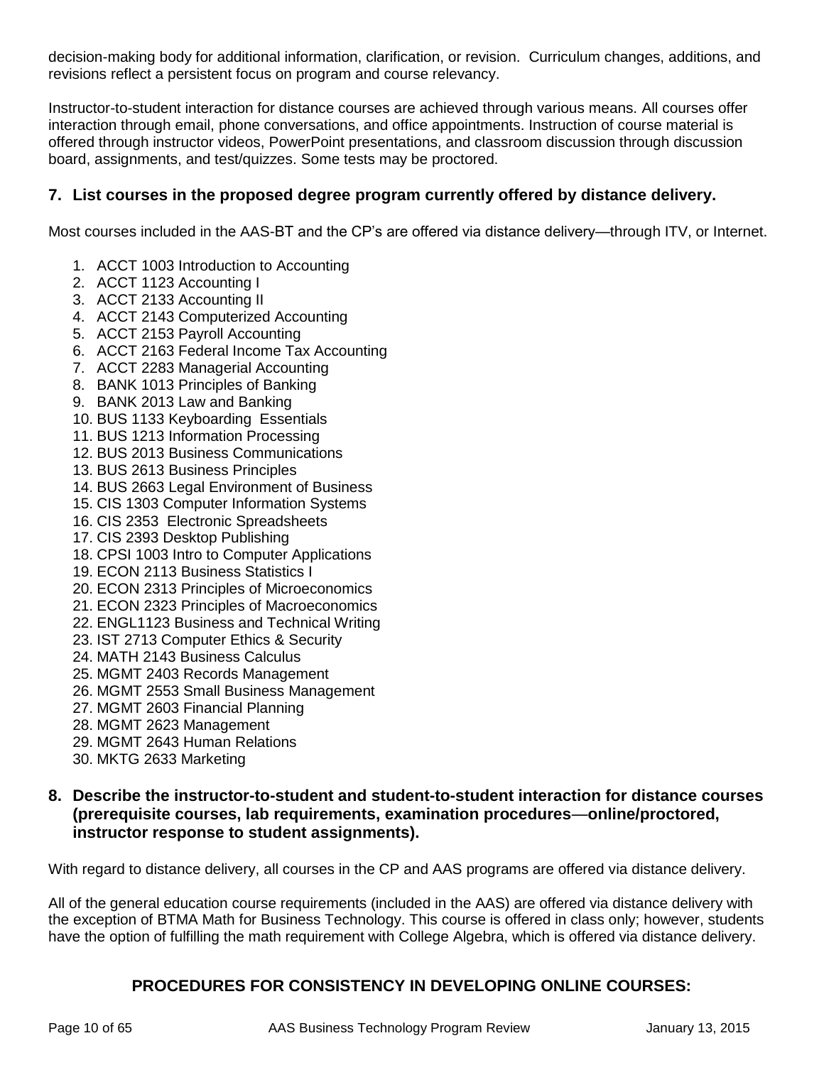decision-making body for additional information, clarification, or revision. Curriculum changes, additions, and revisions reflect a persistent focus on program and course relevancy.

Instructor-to-student interaction for distance courses are achieved through various means. All courses offer interaction through email, phone conversations, and office appointments. Instruction of course material is offered through instructor videos, PowerPoint presentations, and classroom discussion through discussion board, assignments, and test/quizzes. Some tests may be proctored.

## 7. List courses in the proposed degree program currently offered by distance delivery.

Most courses included in the AAS-BT and the CP's are offered via distance delivery—through ITV, or Internet.

1. ACCT 1003 Introduction to Accounting
2. ACCT 1123 Accounting I
3. ACCT 2133 Accounting II
4. ACCT 2143 Computerized Accounting
5. ACCT 2153 Payroll Accounting
6. ACCT 2163 Federal Income Tax Accounting
7. ACCT 2283 Managerial Accounting
8. BANK 1013 Principles of Banking
9. BANK 2013 Law and Banking
10. BUS 1133 Keyboarding Essentials
11. BUS 1213 Information Processing
12. BUS 2013 Business Communications
13. BUS 2613 Business Principles
14. BUS 2663 Legal Environment of Business
15. CIS 1303 Computer Information Systems
16. CIS 2353 Electronic Spreadsheets
17. CIS 2393 Desktop Publishing
18. CPSI 1003 Intro to Computer Applications
19. ECON 2113 Business Statistics I
20. ECON 2313 Principles of Microeconomics
21. ECON 2323 Principles of Macroeconomics
22. ENGL1123 Business and Technical Writing
23. IST 2713 Computer Ethics & Security
24. MATH 2143 Business Calculus
25. MGMT 2403 Records Management
26. MGMT 2553 Small Business Management
27. MGMT 2603 Financial Planning
28. MGMT 2623 Management
29. MGMT 2643 Human Relations
30. MKTG 2633 Marketing

## 8. Describe the instructor-to-student and student-to-student interaction for distance courses (prerequisite courses, lab requirements, examination procedures—online/proctored, instructor response to student assignments).

With regard to distance delivery, all courses in the CP and AAS programs are offered via distance delivery.

All of the general education course requirements (included in the AAS) are offered via distance delivery with the exception of BTMA Math for Business Technology. This course is offered in class only; however, students have the option of fulfilling the math requirement with College Algebra, which is offered via distance delivery.

### PROCEDURES FOR CONSISTENCY IN DEVELOPING ONLINE COURSES: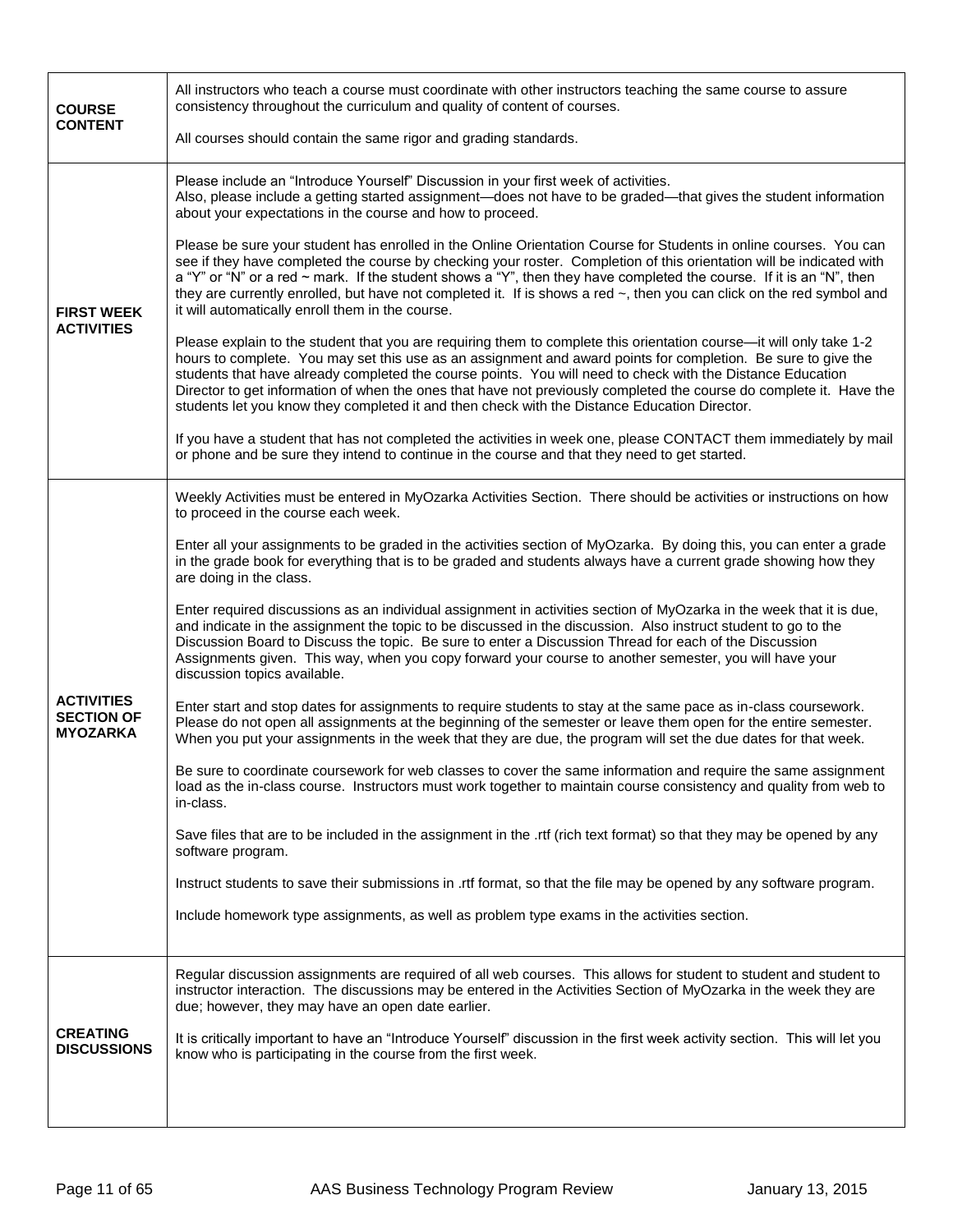| | |
|---|---|
| **COURSE CONTENT** | All instructors who teach a course must coordinate with other instructors teaching the same course to assure consistency throughout the curriculum and quality of content of courses.<br><br>All courses should contain the same rigor and grading standards. |
| **FIRST WEEK ACTIVITIES** | Please include an "Introduce Yourself" Discussion in your first week of activities.<br>Also, please include a getting started assignment—does not have to be graded—that gives the student information about your expectations in the course and how to proceed.<br><br>Please be sure your student has enrolled in the Online Orientation Course for Students in online courses. You can see if they have completed the course by checking your roster. Completion of this orientation will be indicated with a "Y" or "N" or a red ~ mark. If the student shows a "Y", then they have completed the course. If it is an "N", then they are currently enrolled, but have not completed it. If is shows a red ~, then you can click on the red symbol and it will automatically enroll them in the course.<br><br>Please explain to the student that you are requiring them to complete this orientation course—it will only take 1-2 hours to complete. You may set this use as an assignment and award points for completion. Be sure to give the students that have already completed the course points. You will need to check with the Distance Education Director to get information of when the ones that have not previously completed the course do complete it. Have the students let you know they completed it and then check with the Distance Education Director.<br><br>If you have a student that has not completed the activities in week one, please CONTACT them immediately by mail or phone and be sure they intend to continue in the course and that they need to get started. |
| **ACTIVITIES SECTION OF MYOZARKA** | Weekly Activities must be entered in MyOzarka Activities Section. There should be activities or instructions on how to proceed in the course each week.<br><br>Enter all your assignments to be graded in the activities section of MyOzarka. By doing this, you can enter a grade in the grade book for everything that is to be graded and students always have a current grade showing how they are doing in the class.<br><br>Enter required discussions as an individual assignment in activities section of MyOzarka in the week that it is due, and indicate in the assignment the topic to be discussed in the discussion. Also instruct student to go to the Discussion Board to Discuss the topic. Be sure to enter a Discussion Thread for each of the Discussion Assignments given. This way, when you copy forward your course to another semester, you will have your discussion topics available.<br><br>Enter start and stop dates for assignments to require students to stay at the same pace as in-class coursework. Please do not open all assignments at the beginning of the semester or leave them open for the entire semester. When you put your assignments in the week that they are due, the program will set the due dates for that week.<br><br>Be sure to coordinate coursework for web classes to cover the same information and require the same assignment load as the in-class course. Instructors must work together to maintain course consistency and quality from web to in-class.<br><br>Save files that are to be included in the assignment in the .rtf (rich text format) so that they may be opened by any software program.<br><br>Instruct students to save their submissions in .rtf format, so that the file may be opened by any software program.<br><br>Include homework type assignments, as well as problem type exams in the activities section. |
| **CREATING DISCUSSIONS** | Regular discussion assignments are required of all web courses. This allows for student to student and student to instructor interaction. The discussions may be entered in the Activities Section of MyOzarka in the week they are due; however, they may have an open date earlier.<br><br>It is critically important to have an "Introduce Yourself" discussion in the first week activity section. This will let you know who is participating in the course from the first week. |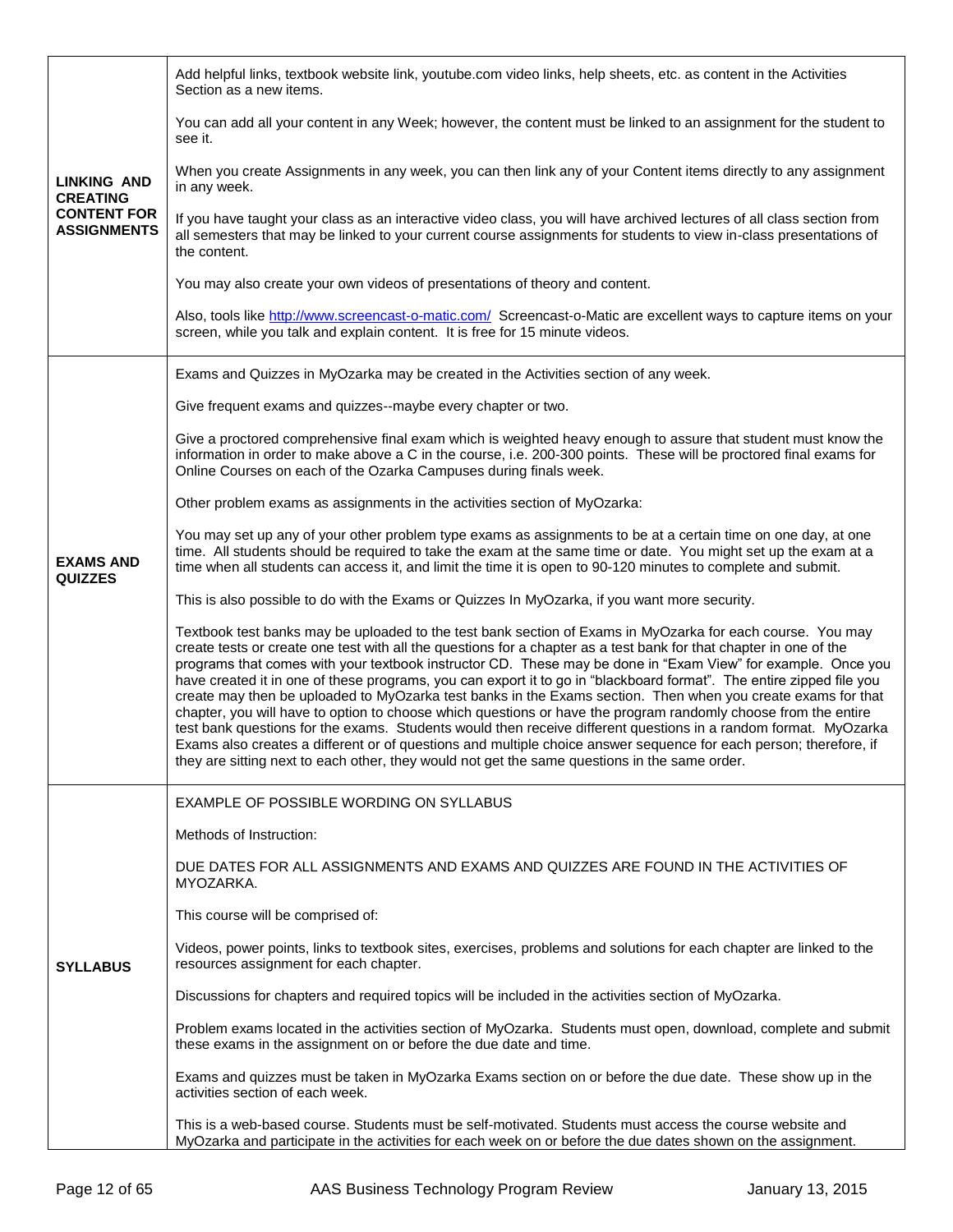| | |
|---|---|
| **LINKING AND CREATING CONTENT FOR ASSIGNMENTS** | Add helpful links, textbook website link, youtube.com video links, help sheets, etc. as content in the Activities Section as a new items.<br><br>You can add all your content in any Week; however, the content must be linked to an assignment for the student to see it.<br><br>When you create Assignments in any week, you can then link any of your Content items directly to any assignment in any week.<br><br>If you have taught your class as an interactive video class, you will have archived lectures of all class section from all semesters that may be linked to your current course assignments for students to view in-class presentations of the content.<br><br>You may also create your own videos of presentations of theory and content.<br><br>Also, tools like http://www.screencast-o-matic.com/ Screencast-o-Matic are excellent ways to capture items on your screen, while you talk and explain content. It is free for 15 minute videos. |
| **EXAMS AND QUIZZES** | Exams and Quizzes in MyOzarka may be created in the Activities section of any week.<br><br>Give frequent exams and quizzes--maybe every chapter or two.<br><br>Give a proctored comprehensive final exam which is weighted heavy enough to assure that student must know the information in order to make above a C in the course, i.e. 200-300 points. These will be proctored final exams for Online Courses on each of the Ozarka Campuses during finals week.<br><br>Other problem exams as assignments in the activities section of MyOzarka:<br><br>You may set up any of your other problem type exams as assignments to be at a certain time on one day, at one time. All students should be required to take the exam at the same time or date. You might set up the exam at a time when all students can access it, and limit the time it is open to 90-120 minutes to complete and submit.<br><br>This is also possible to do with the Exams or Quizzes In MyOzarka, if you want more security.<br><br>Textbook test banks may be uploaded to the test bank section of Exams in MyOzarka for each course. You may create tests or create one test with all the questions for a chapter as a test bank for that chapter in one of the programs that comes with your textbook instructor CD. These may be done in "Exam View" for example. Once you have created it in one of these programs, you can export it to go in "blackboard format". The entire zipped file you create may then be uploaded to MyOzarka test banks in the Exams section. Then when you create exams for that chapter, you will have to option to choose which questions or have the program randomly choose from the entire test bank questions for the exams. Students would then receive different questions in a random format. MyOzarka Exams also creates a different or of questions and multiple choice answer sequence for each person; therefore, if they are sitting next to each other, they would not get the same questions in the same order. |
| **SYLLABUS** | EXAMPLE OF POSSIBLE WORDING ON SYLLABUS<br><br>Methods of Instruction:<br><br>DUE DATES FOR ALL ASSIGNMENTS AND EXAMS AND QUIZZES ARE FOUND IN THE ACTIVITIES OF MYOZARKA.<br><br>This course will be comprised of:<br><br>Videos, power points, links to textbook sites, exercises, problems and solutions for each chapter are linked to the resources assignment for each chapter.<br><br>Discussions for chapters and required topics will be included in the activities section of MyOzarka.<br><br>Problem exams located in the activities section of MyOzarka. Students must open, download, complete and submit these exams in the assignment on or before the due date and time.<br><br>Exams and quizzes must be taken in MyOzarka Exams section on or before the due date. These show up in the activities section of each week.<br><br>This is a web-based course. Students must be self-motivated. Students must access the course website and MyOzarka and participate in the activities for each week on or before the due dates shown on the assignment. |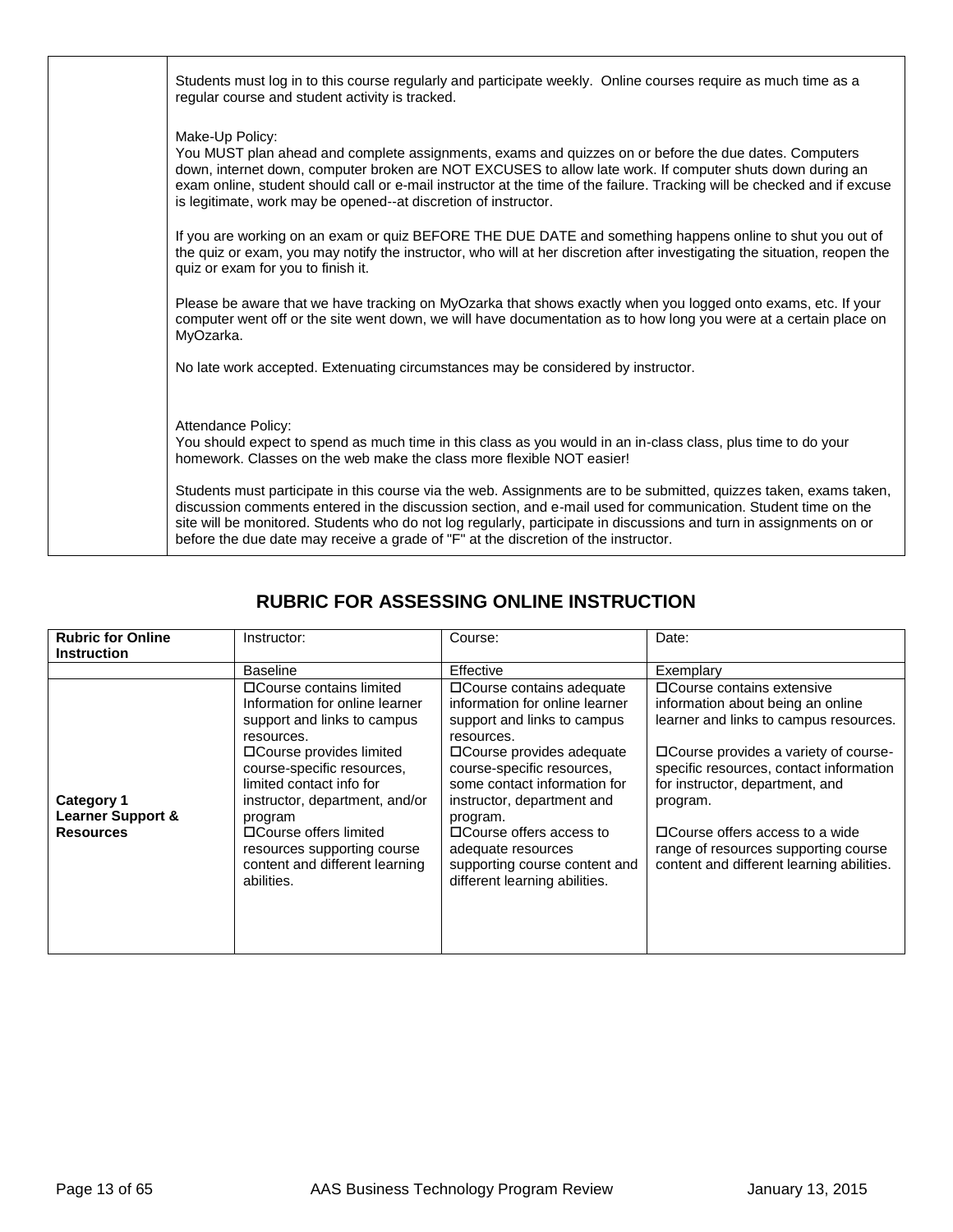| | |
|---|---|
| | Students must log in to this course regularly and participate weekly. Online courses require as much time as a regular course and student activity is tracked.<br><br>Make-Up Policy:<br>You MUST plan ahead and complete assignments, exams and quizzes on or before the due dates. Computers down, internet down, computer broken are NOT EXCUSES to allow late work. If computer shuts down during an exam online, student should call or e-mail instructor at the time of the failure. Tracking will be checked and if excuse is legitimate, work may be opened--at discretion of instructor.<br><br>If you are working on an exam or quiz BEFORE THE DUE DATE and something happens online to shut you out of the quiz or exam, you may notify the instructor, who will at her discretion after investigating the situation, reopen the quiz or exam for you to finish it.<br><br>Please be aware that we have tracking on MyOzarka that shows exactly when you logged onto exams, etc. If your computer went off or the site went down, we will have documentation as to how long you were at a certain place on MyOzarka.<br><br>No late work accepted. Extenuating circumstances may be considered by instructor.<br><br>Attendance Policy:<br>You should expect to spend as much time in this class as you would in an in-class class, plus time to do your homework. Classes on the web make the class more flexible NOT easier!<br><br>Students must participate in this course via the web. Assignments are to be submitted, quizzes taken, exams taken, discussion comments entered in the discussion section, and e-mail used for communication. Student time on the site will be monitored. Students who do not log regularly, participate in discussions and turn in assignments on or before the due date may receive a grade of "F" at the discretion of the instructor. |

## RUBRIC FOR ASSESSING ONLINE INSTRUCTION

| **Rubric for Online Instruction** | Instructor: | Course: | Date: |
|---|---|---|---|
| | Baseline | Effective | Exemplary |
| **Category 1 Learner Support & Resources** | ☐Course contains limited Information for online learner support and links to campus resources.<br>☐Course provides limited course-specific resources, limited contact info for instructor, department, and/or program<br>☐Course offers limited resources supporting course content and different learning abilities. | ☐Course contains adequate information for online learner support and links to campus resources.<br>☐Course provides adequate course-specific resources, some contact information for instructor, department and program.<br>☐Course offers access to adequate resources supporting course content and different learning abilities. | ☐Course contains extensive information about being an online learner and links to campus resources.<br><br>☐Course provides a variety of course-specific resources, contact information for instructor, department, and program.<br><br>☐Course offers access to a wide range of resources supporting course content and different learning abilities. |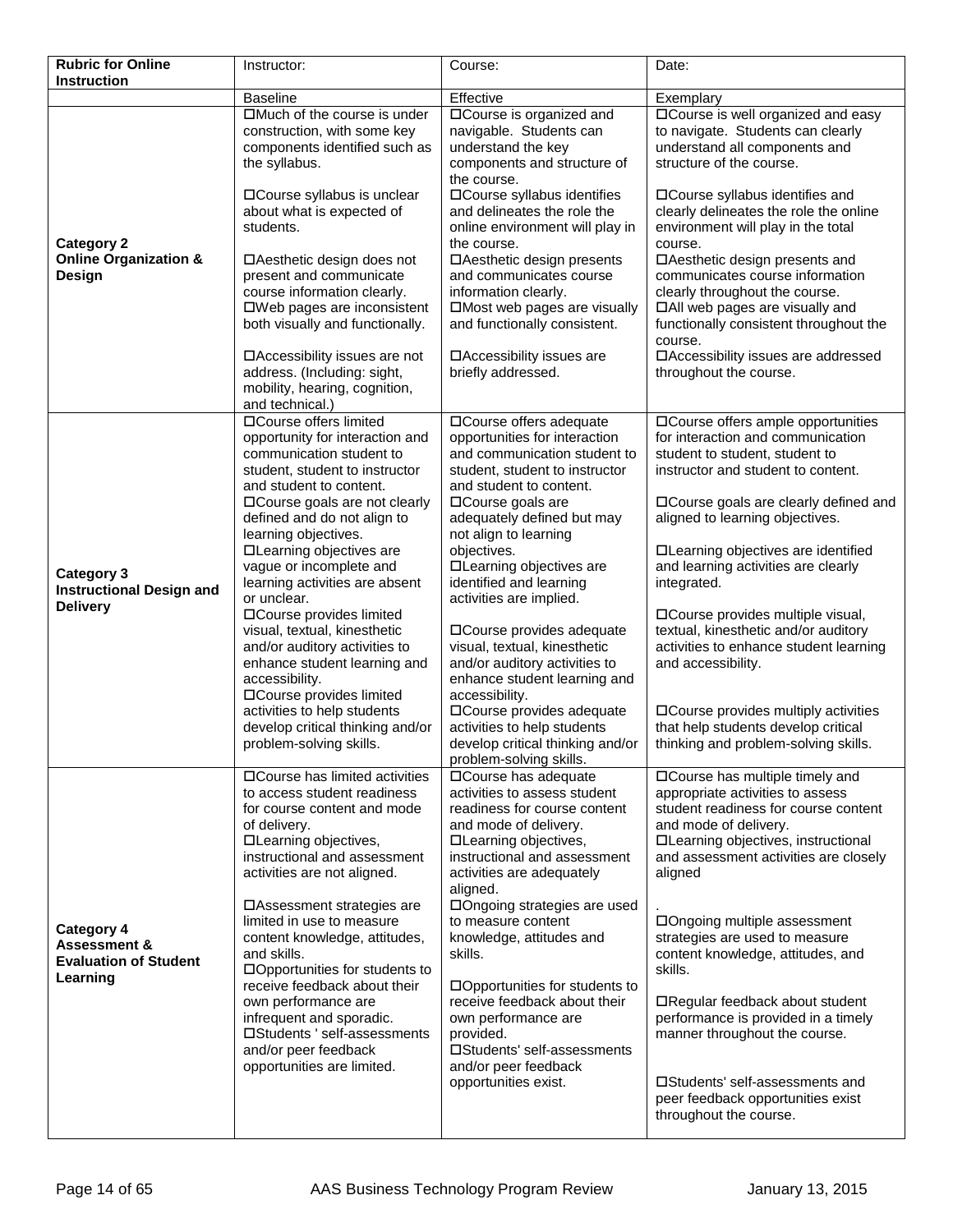| Rubric for Online Instruction | Instructor: | Course: | Date: |
|---|---|---|---|
| | Baseline | Effective | Exemplary |
| **Category 2 Online Organization & Design** | ☐Much of the course is under construction, with some key components identified such as the syllabus.<br><br>☐Course syllabus is unclear about what is expected of students.<br><br>☐Aesthetic design does not present and communicate course information clearly.<br>☐Web pages are inconsistent both visually and functionally.<br><br>☐Accessibility issues are not address. (Including: sight, mobility, hearing, cognition, and technical.) | ☐Course is organized and navigable. Students can understand the key components and structure of the course.<br>☐Course syllabus identifies and delineates the role the online environment will play in the course.<br>☐Aesthetic design presents and communicates course information clearly.<br>☐Most web pages are visually and functionally consistent.<br><br>☐Accessibility issues are briefly addressed. | ☐Course is well organized and easy to navigate. Students can clearly understand all components and structure of the course.<br><br>☐Course syllabus identifies and clearly delineates the role the online environment will play in the total course.<br>☐Aesthetic design presents and communicates course information clearly throughout the course.<br>☐All web pages are visually and functionally consistent throughout the course.<br>☐Accessibility issues are addressed throughout the course. |
| **Category 3 Instructional Design and Delivery** | ☐Course offers limited opportunity for interaction and communication student to student, student to instructor and student to content.<br>☐Course goals are not clearly defined and do not align to learning objectives.<br>☐Learning objectives are vague or incomplete and learning activities are absent or unclear.<br>☐Course provides limited visual, textual, kinesthetic and/or auditory activities to enhance student learning and accessibility.<br>☐Course provides limited activities to help students develop critical thinking and/or problem-solving skills. | ☐Course offers adequate opportunities for interaction and communication student to student, student to instructor and student to content.<br>☐Course goals are adequately defined but may not align to learning objectives.<br>☐Learning objectives are identified and learning activities are implied.<br><br>☐Course provides adequate visual, textual, kinesthetic and/or auditory activities to enhance student learning and accessibility.<br>☐Course provides adequate activities to help students develop critical thinking and/or problem-solving skills. | ☐Course offers ample opportunities for interaction and communication student to student, student to instructor and student to content.<br><br>☐Course goals are clearly defined and aligned to learning objectives.<br><br>☐Learning objectives are identified and learning activities are clearly integrated.<br><br>☐Course provides multiple visual, textual, kinesthetic and/or auditory activities to enhance student learning and accessibility.<br><br>☐Course provides multiply activities that help students develop critical thinking and problem-solving skills. |
| **Category 4 Assessment & Evaluation of Student Learning** | ☐Course has limited activities to access student readiness for course content and mode of delivery.<br>☐Learning objectives, instructional and assessment activities are not aligned.<br><br>☐Assessment strategies are limited in use to measure content knowledge, attitudes, and skills.<br>☐Opportunities for students to receive feedback about their own performance are infrequent and sporadic.<br>☐Students ' self-assessments and/or peer feedback opportunities are limited. | ☐Course has adequate activities to assess student readiness for course content and mode of delivery.<br>☐Learning objectives, instructional and assessment activities are adequately aligned.<br>☐Ongoing strategies are used to measure content knowledge, attitudes and skills.<br><br>☐Opportunities for students to receive feedback about their own performance are provided.<br>☐Students' self-assessments and/or peer feedback opportunities exist. | ☐Course has multiple timely and appropriate activities to assess student readiness for course content and mode of delivery.<br>☐Learning objectives, instructional and assessment activities are closely aligned<br><br>.<br>☐Ongoing multiple assessment strategies are used to measure content knowledge, attitudes, and skills.<br><br>☐Regular feedback about student performance is provided in a timely manner throughout the course.<br><br>☐Students' self-assessments and peer feedback opportunities exist throughout the course. |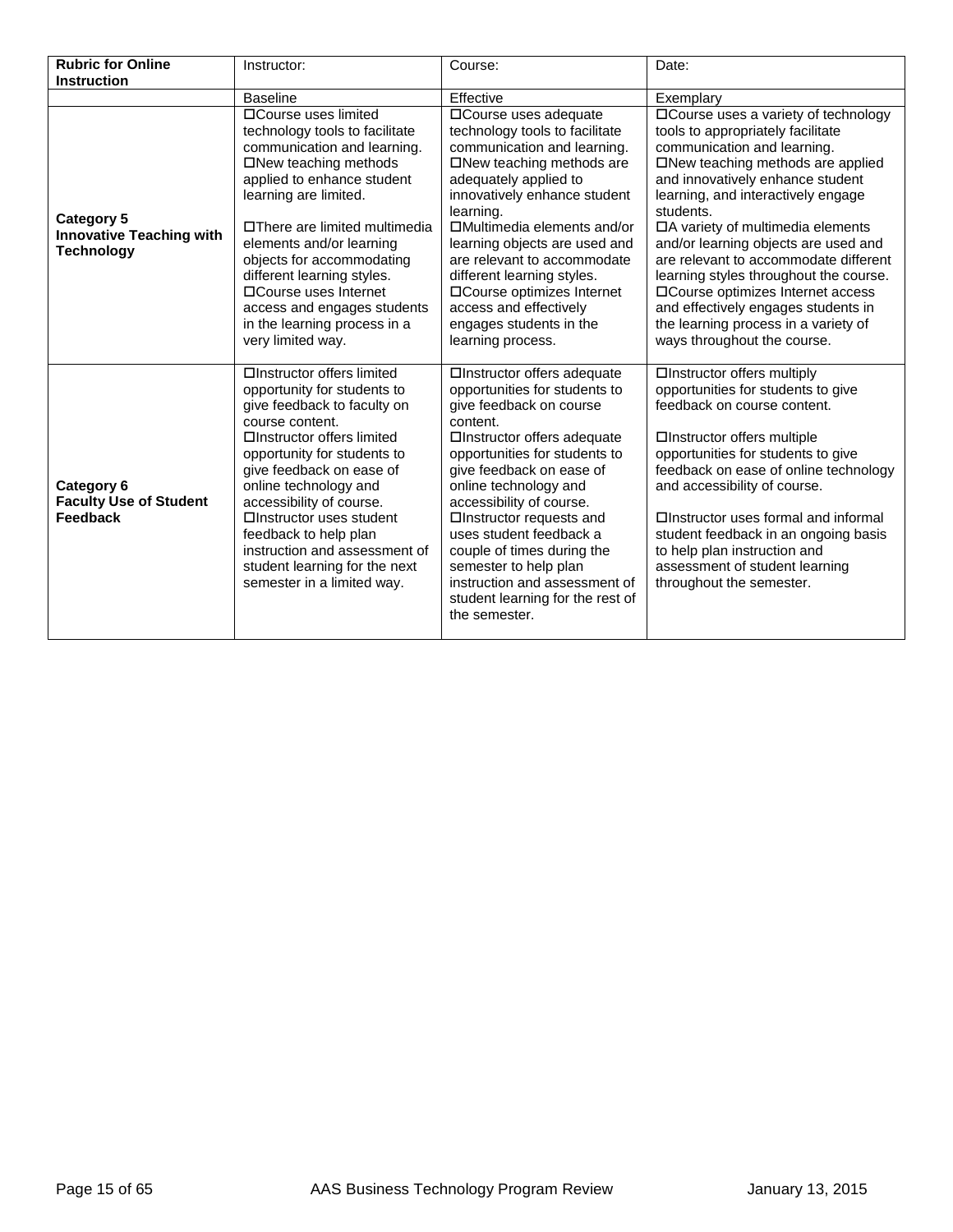| **Rubric for Online Instruction** | Instructor: | Course: | Date: |
|---|---|---|---|
| | Baseline | Effective | Exemplary |
| **Category 5 Innovative Teaching with Technology** | □Course uses limited technology tools to facilitate communication and learning.<br>□New teaching methods applied to enhance student learning are limited.<br><br>□There are limited multimedia elements and/or learning objects for accommodating different learning styles.<br>□Course uses Internet access and engages students in the learning process in a very limited way. | □Course uses adequate technology tools to facilitate communication and learning.<br>□New teaching methods are adequately applied to innovatively enhance student learning.<br>□Multimedia elements and/or learning objects are used and are relevant to accommodate different learning styles.<br>□Course optimizes Internet access and effectively engages students in the learning process. | □Course uses a variety of technology tools to appropriately facilitate communication and learning.<br>□New teaching methods are applied and innovatively enhance student learning, and interactively engage students.<br>□A variety of multimedia elements and/or learning objects are used and are relevant to accommodate different learning styles throughout the course.<br>□Course optimizes Internet access and effectively engages students in the learning process in a variety of ways throughout the course. |
| **Category 6 Faculty Use of Student Feedback** | □Instructor offers limited opportunity for students to give feedback to faculty on course content.<br>□Instructor offers limited opportunity for students to give feedback on ease of online technology and accessibility of course.<br>□Instructor uses student feedback to help plan instruction and assessment of student learning for the next semester in a limited way. | □Instructor offers adequate opportunities for students to give feedback on course content.<br>□Instructor offers adequate opportunities for students to give feedback on ease of online technology and accessibility of course.<br>□Instructor requests and uses student feedback a couple of times during the semester to help plan instruction and assessment of student learning for the rest of the semester. | □Instructor offers multiply opportunities for students to give feedback on course content.<br><br>□Instructor offers multiple opportunities for students to give feedback on ease of online technology and accessibility of course.<br><br>□Instructor uses formal and informal student feedback in an ongoing basis to help plan instruction and assessment of student learning throughout the semester. |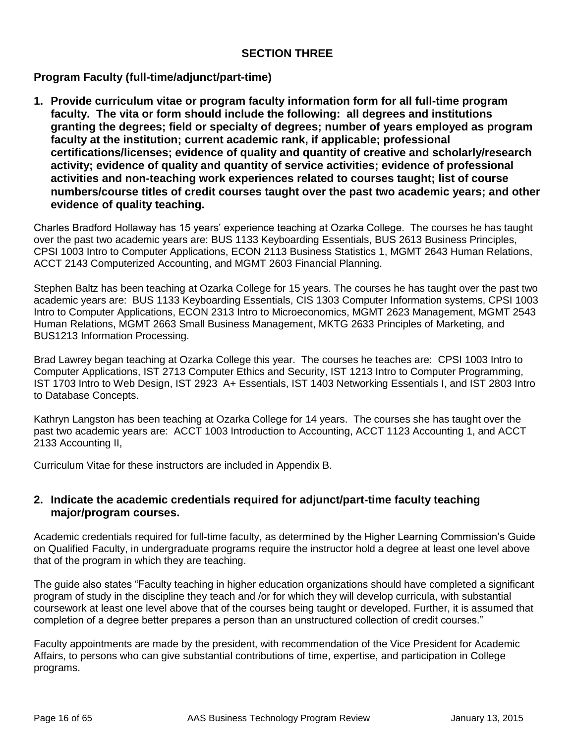## SECTION THREE

### Program Faculty (full-time/adjunct/part-time)

**1. Provide curriculum vitae or program faculty information form for all full-time program faculty. The vita or form should include the following: all degrees and institutions granting the degrees; field or specialty of degrees; number of years employed as program faculty at the institution; current academic rank, if applicable; professional certifications/licenses; evidence of quality and quantity of creative and scholarly/research activity; evidence of quality and quantity of service activities; evidence of professional activities and non-teaching work experiences related to courses taught; list of course numbers/course titles of credit courses taught over the past two academic years; and other evidence of quality teaching.**

Charles Bradford Hollaway has 15 years' experience teaching at Ozarka College. The courses he has taught over the past two academic years are: BUS 1133 Keyboarding Essentials, BUS 2613 Business Principles, CPSI 1003 Intro to Computer Applications, ECON 2113 Business Statistics 1, MGMT 2643 Human Relations, ACCT 2143 Computerized Accounting, and MGMT 2603 Financial Planning.

Stephen Baltz has been teaching at Ozarka College for 15 years. The courses he has taught over the past two academic years are: BUS 1133 Keyboarding Essentials, CIS 1303 Computer Information systems, CPSI 1003 Intro to Computer Applications, ECON 2313 Intro to Microeconomics, MGMT 2623 Management, MGMT 2543 Human Relations, MGMT 2663 Small Business Management, MKTG 2633 Principles of Marketing, and BUS1213 Information Processing.

Brad Lawrey began teaching at Ozarka College this year. The courses he teaches are: CPSI 1003 Intro to Computer Applications, IST 2713 Computer Ethics and Security, IST 1213 Intro to Computer Programming, IST 1703 Intro to Web Design, IST 2923 A+ Essentials, IST 1403 Networking Essentials I, and IST 2803 Intro to Database Concepts.

Kathryn Langston has been teaching at Ozarka College for 14 years. The courses she has taught over the past two academic years are: ACCT 1003 Introduction to Accounting, ACCT 1123 Accounting 1, and ACCT 2133 Accounting II,

Curriculum Vitae for these instructors are included in Appendix B.

**2. Indicate the academic credentials required for adjunct/part-time faculty teaching major/program courses.**

Academic credentials required for full-time faculty, as determined by the Higher Learning Commission's Guide on Qualified Faculty, in undergraduate programs require the instructor hold a degree at least one level above that of the program in which they are teaching.

The guide also states "Faculty teaching in higher education organizations should have completed a significant program of study in the discipline they teach and /or for which they will develop curricula, with substantial coursework at least one level above that of the courses being taught or developed. Further, it is assumed that completion of a degree better prepares a person than an unstructured collection of credit courses."

Faculty appointments are made by the president, with recommendation of the Vice President for Academic Affairs, to persons who can give substantial contributions of time, expertise, and participation in College programs.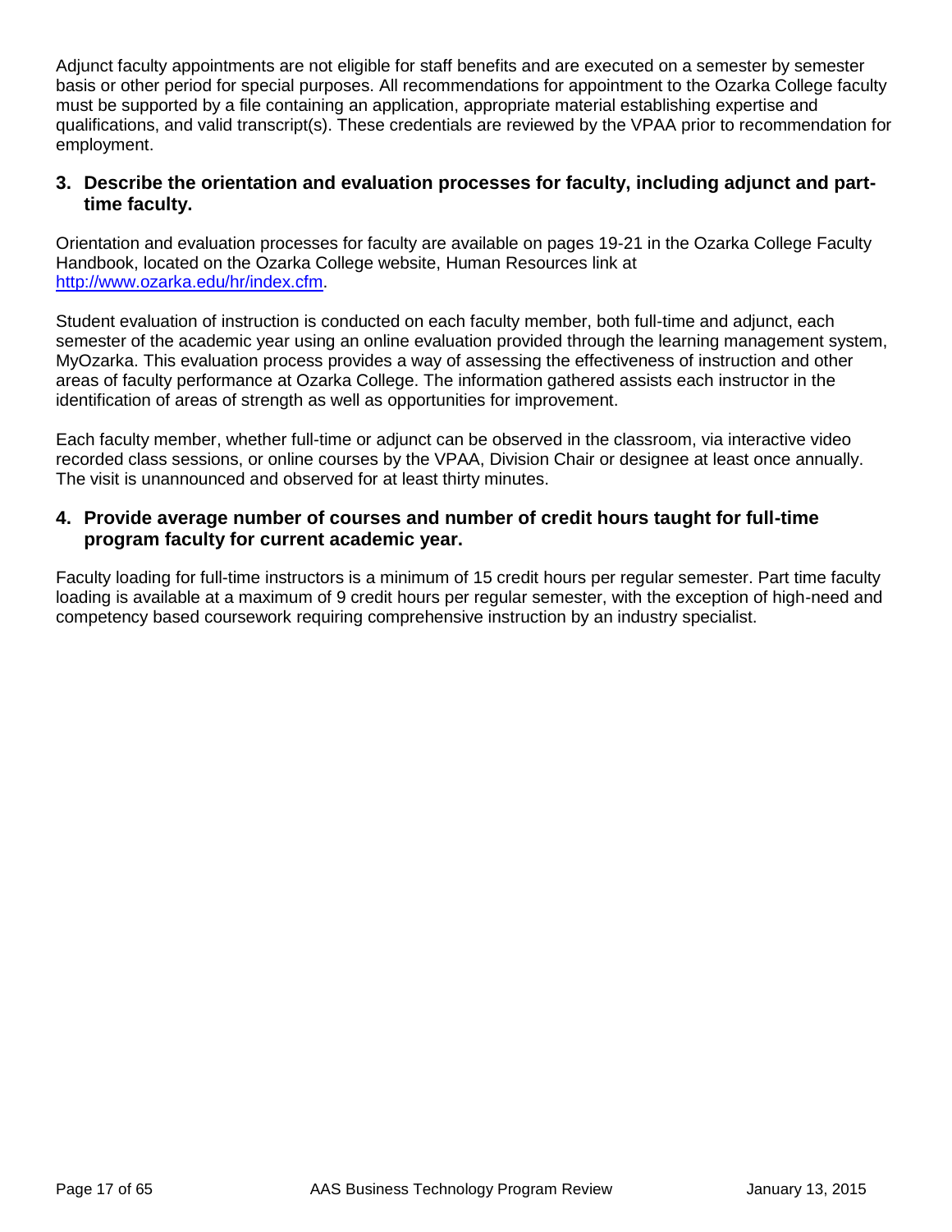Adjunct faculty appointments are not eligible for staff benefits and are executed on a semester by semester basis or other period for special purposes. All recommendations for appointment to the Ozarka College faculty must be supported by a file containing an application, appropriate material establishing expertise and qualifications, and valid transcript(s). These credentials are reviewed by the VPAA prior to recommendation for employment.

### 3. Describe the orientation and evaluation processes for faculty, including adjunct and part-time faculty.

Orientation and evaluation processes for faculty are available on pages 19-21 in the Ozarka College Faculty Handbook, located on the Ozarka College website, Human Resources link at http://www.ozarka.edu/hr/index.cfm.

Student evaluation of instruction is conducted on each faculty member, both full-time and adjunct, each semester of the academic year using an online evaluation provided through the learning management system, MyOzarka. This evaluation process provides a way of assessing the effectiveness of instruction and other areas of faculty performance at Ozarka College. The information gathered assists each instructor in the identification of areas of strength as well as opportunities for improvement.

Each faculty member, whether full-time or adjunct can be observed in the classroom, via interactive video recorded class sessions, or online courses by the VPAA, Division Chair or designee at least once annually. The visit is unannounced and observed for at least thirty minutes.

### 4. Provide average number of courses and number of credit hours taught for full-time program faculty for current academic year.

Faculty loading for full-time instructors is a minimum of 15 credit hours per regular semester. Part time faculty loading is available at a maximum of 9 credit hours per regular semester, with the exception of high-need and competency based coursework requiring comprehensive instruction by an industry specialist.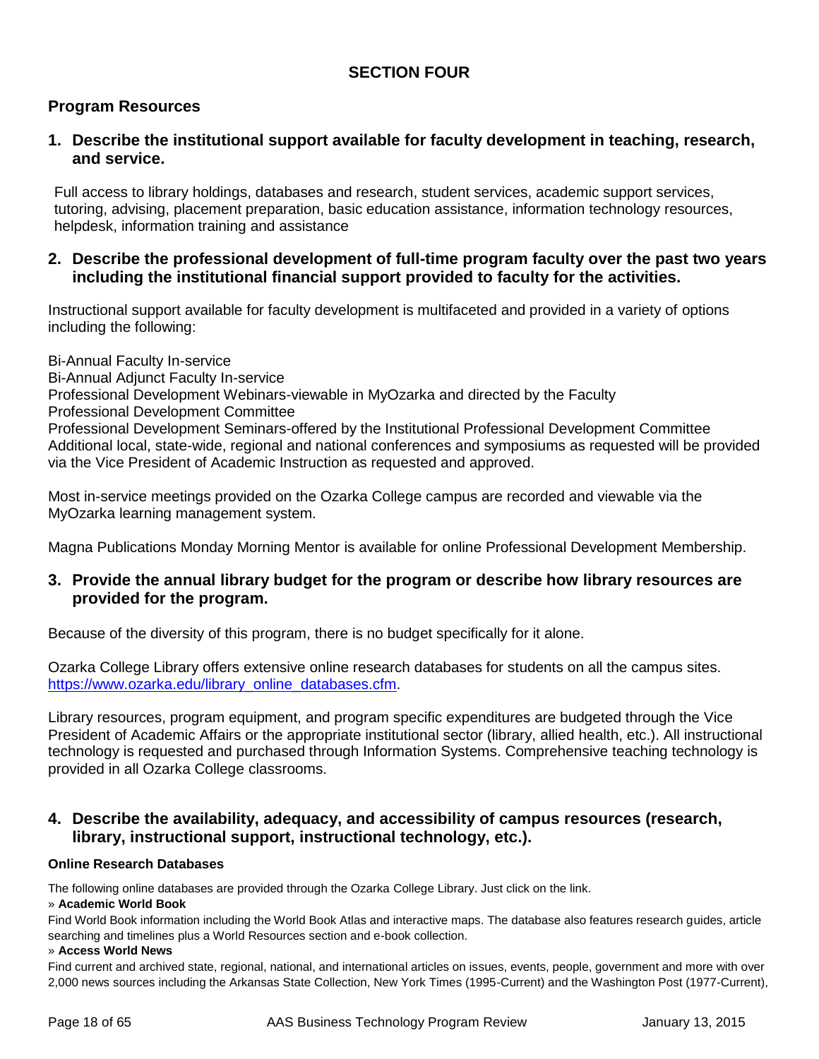## SECTION FOUR

### Program Resources

**1. Describe the institutional support available for faculty development in teaching, research, and service.**

Full access to library holdings, databases and research, student services, academic support services, tutoring, advising, placement preparation, basic education assistance, information technology resources, helpdesk, information training and assistance

**2. Describe the professional development of full-time program faculty over the past two years including the institutional financial support provided to faculty for the activities.**

Instructional support available for faculty development is multifaceted and provided in a variety of options including the following:

Bi-Annual Faculty In-service
Bi-Annual Adjunct Faculty In-service
Professional Development Webinars-viewable in MyOzarka and directed by the Faculty
Professional Development Committee
Professional Development Seminars-offered by the Institutional Professional Development Committee
Additional local, state-wide, regional and national conferences and symposiums as requested will be provided via the Vice President of Academic Instruction as requested and approved.

Most in-service meetings provided on the Ozarka College campus are recorded and viewable via the MyOzarka learning management system.

Magna Publications Monday Morning Mentor is available for online Professional Development Membership.

**3. Provide the annual library budget for the program or describe how library resources are provided for the program.**

Because of the diversity of this program, there is no budget specifically for it alone.

Ozarka College Library offers extensive online research databases for students on all the campus sites. https://www.ozarka.edu/library_online_databases.cfm.

Library resources, program equipment, and program specific expenditures are budgeted through the Vice President of Academic Affairs or the appropriate institutional sector (library, allied health, etc.). All instructional technology is requested and purchased through Information Systems. Comprehensive teaching technology is provided in all Ozarka College classrooms.

**4. Describe the availability, adequacy, and accessibility of campus resources (research, library, instructional support, instructional technology, etc.).**

**Online Research Databases**

The following online databases are provided through the Ozarka College Library. Just click on the link.

» **Academic World Book**

Find World Book information including the World Book Atlas and interactive maps. The database also features research guides, article searching and timelines plus a World Resources section and e-book collection.

» **Access World News**

Find current and archived state, regional, national, and international articles on issues, events, people, government and more with over 2,000 news sources including the Arkansas State Collection, New York Times (1995-Current) and the Washington Post (1977-Current),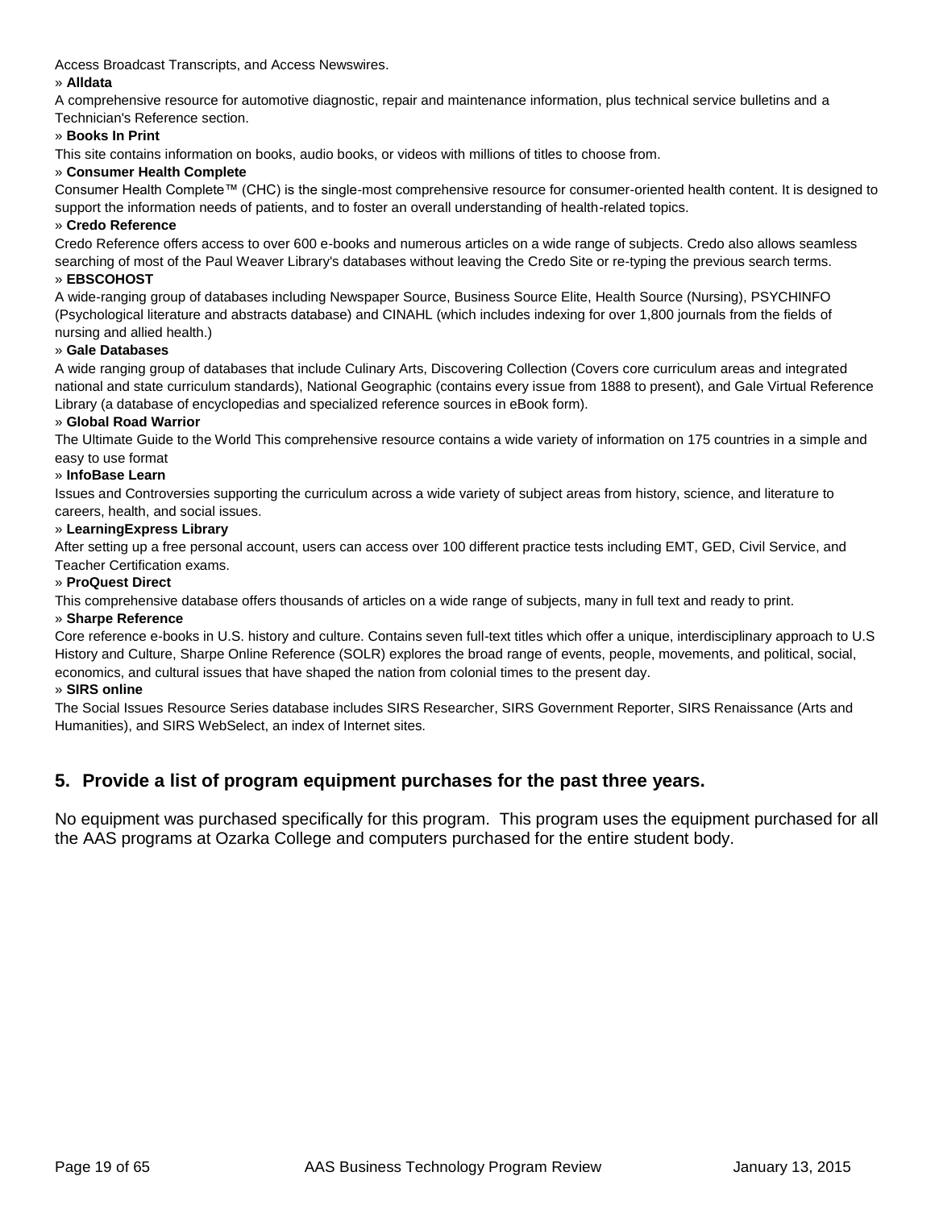Access Broadcast Transcripts, and Access Newswires.

» **Alldata**

A comprehensive resource for automotive diagnostic, repair and maintenance information, plus technical service bulletins and a Technician's Reference section.

» **Books In Print**

This site contains information on books, audio books, or videos with millions of titles to choose from.

» **Consumer Health Complete**

Consumer Health Complete™ (CHC) is the single-most comprehensive resource for consumer-oriented health content. It is designed to support the information needs of patients, and to foster an overall understanding of health-related topics.

» **Credo Reference**

Credo Reference offers access to over 600 e-books and numerous articles on a wide range of subjects. Credo also allows seamless searching of most of the Paul Weaver Library's databases without leaving the Credo Site or re-typing the previous search terms.

» **EBSCOHOST**

A wide-ranging group of databases including Newspaper Source, Business Source Elite, Health Source (Nursing), PSYCHINFO (Psychological literature and abstracts database) and CINAHL (which includes indexing for over 1,800 journals from the fields of nursing and allied health.)

» **Gale Databases**

A wide ranging group of databases that include Culinary Arts, Discovering Collection (Covers core curriculum areas and integrated national and state curriculum standards), National Geographic (contains every issue from 1888 to present), and Gale Virtual Reference Library (a database of encyclopedias and specialized reference sources in eBook form).

» **Global Road Warrior**

The Ultimate Guide to the World This comprehensive resource contains a wide variety of information on 175 countries in a simple and easy to use format

» **InfoBase Learn**

Issues and Controversies supporting the curriculum across a wide variety of subject areas from history, science, and literature to careers, health, and social issues.

» **LearningExpress Library**

After setting up a free personal account, users can access over 100 different practice tests including EMT, GED, Civil Service, and Teacher Certification exams.

» **ProQuest Direct**

This comprehensive database offers thousands of articles on a wide range of subjects, many in full text and ready to print.

» **Sharpe Reference**

Core reference e-books in U.S. history and culture. Contains seven full-text titles which offer a unique, interdisciplinary approach to U.S History and Culture, Sharpe Online Reference (SOLR) explores the broad range of events, people, movements, and political, social, economics, and cultural issues that have shaped the nation from colonial times to the present day.

» **SIRS online**

The Social Issues Resource Series database includes SIRS Researcher, SIRS Government Reporter, SIRS Renaissance (Arts and Humanities), and SIRS WebSelect, an index of Internet sites.

## 5. Provide a list of program equipment purchases for the past three years.

No equipment was purchased specifically for this program. This program uses the equipment purchased for all the AAS programs at Ozarka College and computers purchased for the entire student body.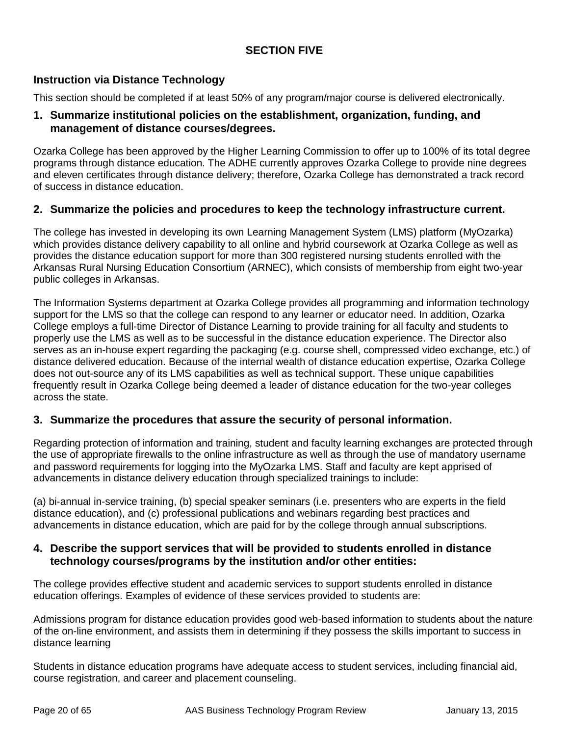## SECTION FIVE

### Instruction via Distance Technology

This section should be completed if at least 50% of any program/major course is delivered electronically.

**1. Summarize institutional policies on the establishment, organization, funding, and management of distance courses/degrees.**

Ozarka College has been approved by the Higher Learning Commission to offer up to 100% of its total degree programs through distance education. The ADHE currently approves Ozarka College to provide nine degrees and eleven certificates through distance delivery; therefore, Ozarka College has demonstrated a track record of success in distance education.

**2. Summarize the policies and procedures to keep the technology infrastructure current.**

The college has invested in developing its own Learning Management System (LMS) platform (MyOzarka) which provides distance delivery capability to all online and hybrid coursework at Ozarka College as well as provides the distance education support for more than 300 registered nursing students enrolled with the Arkansas Rural Nursing Education Consortium (ARNEC), which consists of membership from eight two-year public colleges in Arkansas.

The Information Systems department at Ozarka College provides all programming and information technology support for the LMS so that the college can respond to any learner or educator need. In addition, Ozarka College employs a full-time Director of Distance Learning to provide training for all faculty and students to properly use the LMS as well as to be successful in the distance education experience. The Director also serves as an in-house expert regarding the packaging (e.g. course shell, compressed video exchange, etc.) of distance delivered education. Because of the internal wealth of distance education expertise, Ozarka College does not out-source any of its LMS capabilities as well as technical support. These unique capabilities frequently result in Ozarka College being deemed a leader of distance education for the two-year colleges across the state.

**3. Summarize the procedures that assure the security of personal information.**

Regarding protection of information and training, student and faculty learning exchanges are protected through the use of appropriate firewalls to the online infrastructure as well as through the use of mandatory username and password requirements for logging into the MyOzarka LMS. Staff and faculty are kept apprised of advancements in distance delivery education through specialized trainings to include:

(a) bi-annual in-service training, (b) special speaker seminars (i.e. presenters who are experts in the field distance education), and (c) professional publications and webinars regarding best practices and advancements in distance education, which are paid for by the college through annual subscriptions.

**4. Describe the support services that will be provided to students enrolled in distance technology courses/programs by the institution and/or other entities:**

The college provides effective student and academic services to support students enrolled in distance education offerings. Examples of evidence of these services provided to students are:

Admissions program for distance education provides good web-based information to students about the nature of the on-line environment, and assists them in determining if they possess the skills important to success in distance learning

Students in distance education programs have adequate access to student services, including financial aid, course registration, and career and placement counseling.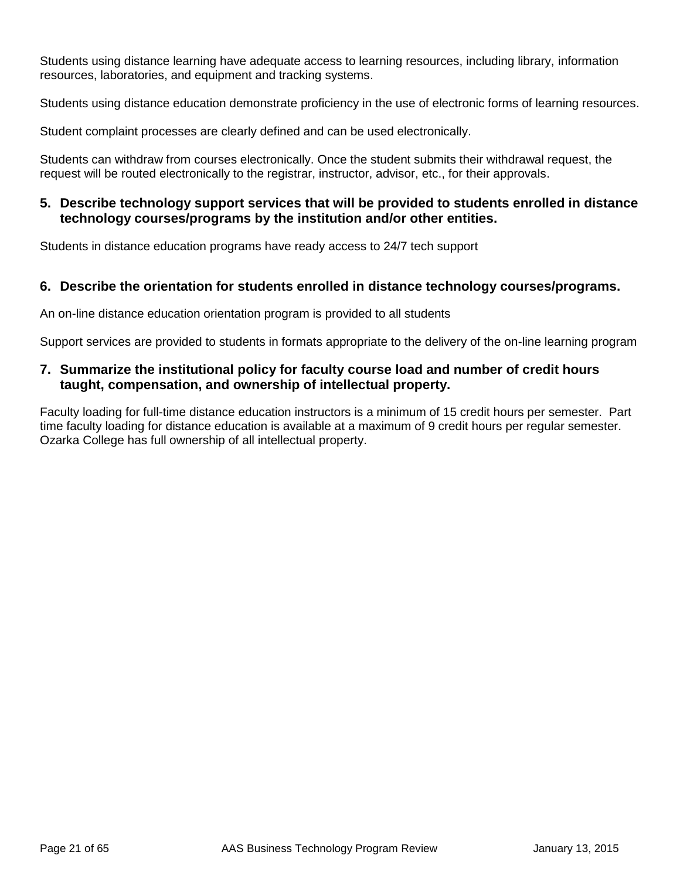Students using distance learning have adequate access to learning resources, including library, information resources, laboratories, and equipment and tracking systems.

Students using distance education demonstrate proficiency in the use of electronic forms of learning resources.

Student complaint processes are clearly defined and can be used electronically.

Students can withdraw from courses electronically. Once the student submits their withdrawal request, the request will be routed electronically to the registrar, instructor, advisor, etc., for their approvals.

### 5. Describe technology support services that will be provided to students enrolled in distance technology courses/programs by the institution and/or other entities.

Students in distance education programs have ready access to 24/7 tech support

### 6. Describe the orientation for students enrolled in distance technology courses/programs.

An on-line distance education orientation program is provided to all students

Support services are provided to students in formats appropriate to the delivery of the on-line learning program

### 7. Summarize the institutional policy for faculty course load and number of credit hours taught, compensation, and ownership of intellectual property.

Faculty loading for full-time distance education instructors is a minimum of 15 credit hours per semester. Part time faculty loading for distance education is available at a maximum of 9 credit hours per regular semester. Ozarka College has full ownership of all intellectual property.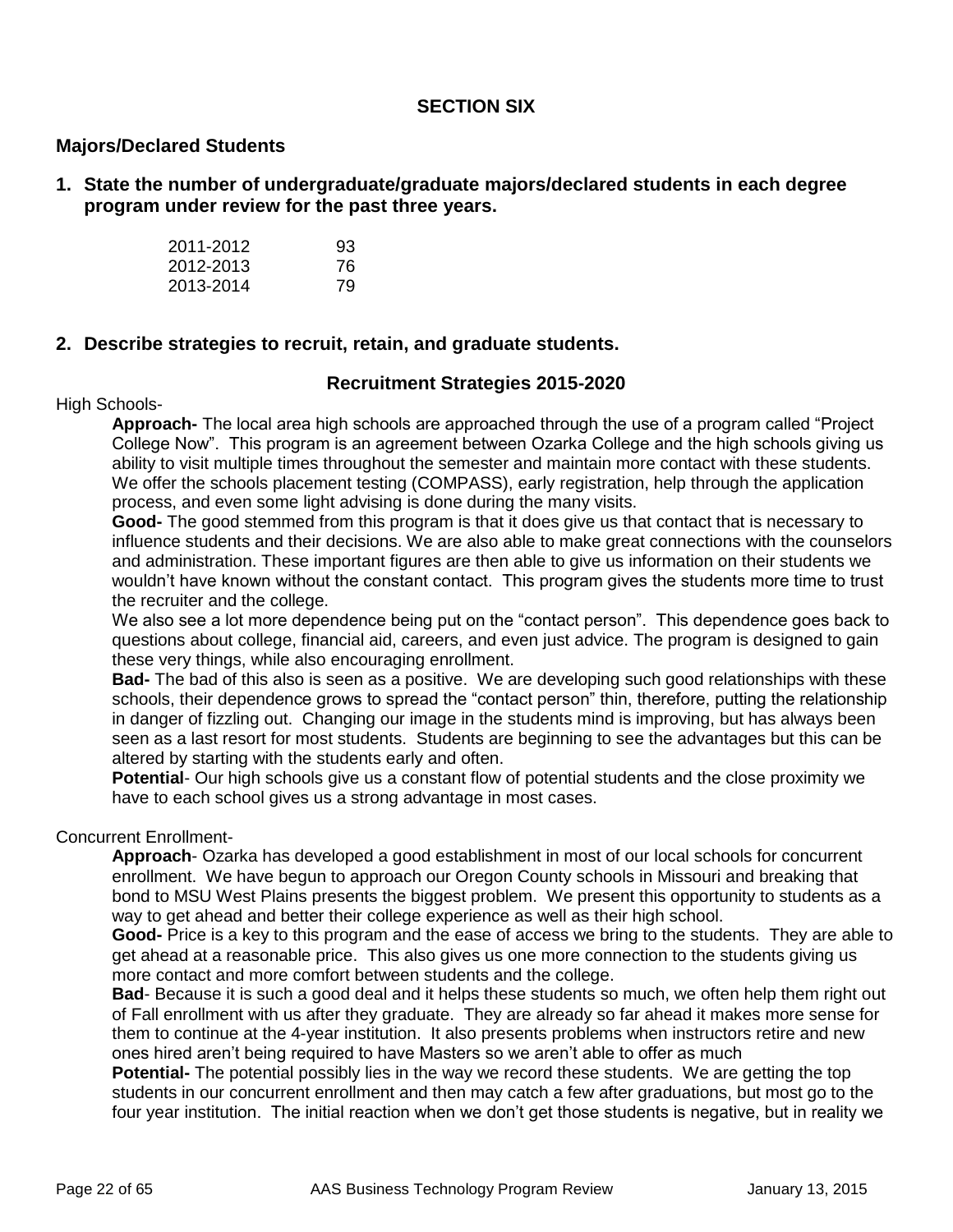## SECTION SIX

### Majors/Declared Students

**1. State the number of undergraduate/graduate majors/declared students in each degree program under review for the past three years.**

| | |
|---|---|
| 2011-2012 | 93 |
| 2012-2013 | 76 |
| 2013-2014 | 79 |

**2. Describe strategies to recruit, retain, and graduate students.**

### Recruitment Strategies 2015-2020

High Schools-

**Approach-** The local area high schools are approached through the use of a program called "Project College Now". This program is an agreement between Ozarka College and the high schools giving us ability to visit multiple times throughout the semester and maintain more contact with these students. We offer the schools placement testing (COMPASS), early registration, help through the application process, and even some light advising is done during the many visits.

**Good-** The good stemmed from this program is that it does give us that contact that is necessary to influence students and their decisions. We are also able to make great connections with the counselors and administration. These important figures are then able to give us information on their students we wouldn't have known without the constant contact. This program gives the students more time to trust the recruiter and the college.

We also see a lot more dependence being put on the "contact person". This dependence goes back to questions about college, financial aid, careers, and even just advice. The program is designed to gain these very things, while also encouraging enrollment.

**Bad-** The bad of this also is seen as a positive. We are developing such good relationships with these schools, their dependence grows to spread the "contact person" thin, therefore, putting the relationship in danger of fizzling out. Changing our image in the students mind is improving, but has always been seen as a last resort for most students. Students are beginning to see the advantages but this can be altered by starting with the students early and often.

**Potential**- Our high schools give us a constant flow of potential students and the close proximity we have to each school gives us a strong advantage in most cases.

Concurrent Enrollment-

**Approach**- Ozarka has developed a good establishment in most of our local schools for concurrent enrollment. We have begun to approach our Oregon County schools in Missouri and breaking that bond to MSU West Plains presents the biggest problem. We present this opportunity to students as a way to get ahead and better their college experience as well as their high school.

**Good-** Price is a key to this program and the ease of access we bring to the students. They are able to get ahead at a reasonable price. This also gives us one more connection to the students giving us more contact and more comfort between students and the college.

**Bad**- Because it is such a good deal and it helps these students so much, we often help them right out of Fall enrollment with us after they graduate. They are already so far ahead it makes more sense for them to continue at the 4-year institution. It also presents problems when instructors retire and new ones hired aren't being required to have Masters so we aren't able to offer as much

**Potential-** The potential possibly lies in the way we record these students. We are getting the top students in our concurrent enrollment and then may catch a few after graduations, but most go to the four year institution. The initial reaction when we don't get those students is negative, but in reality we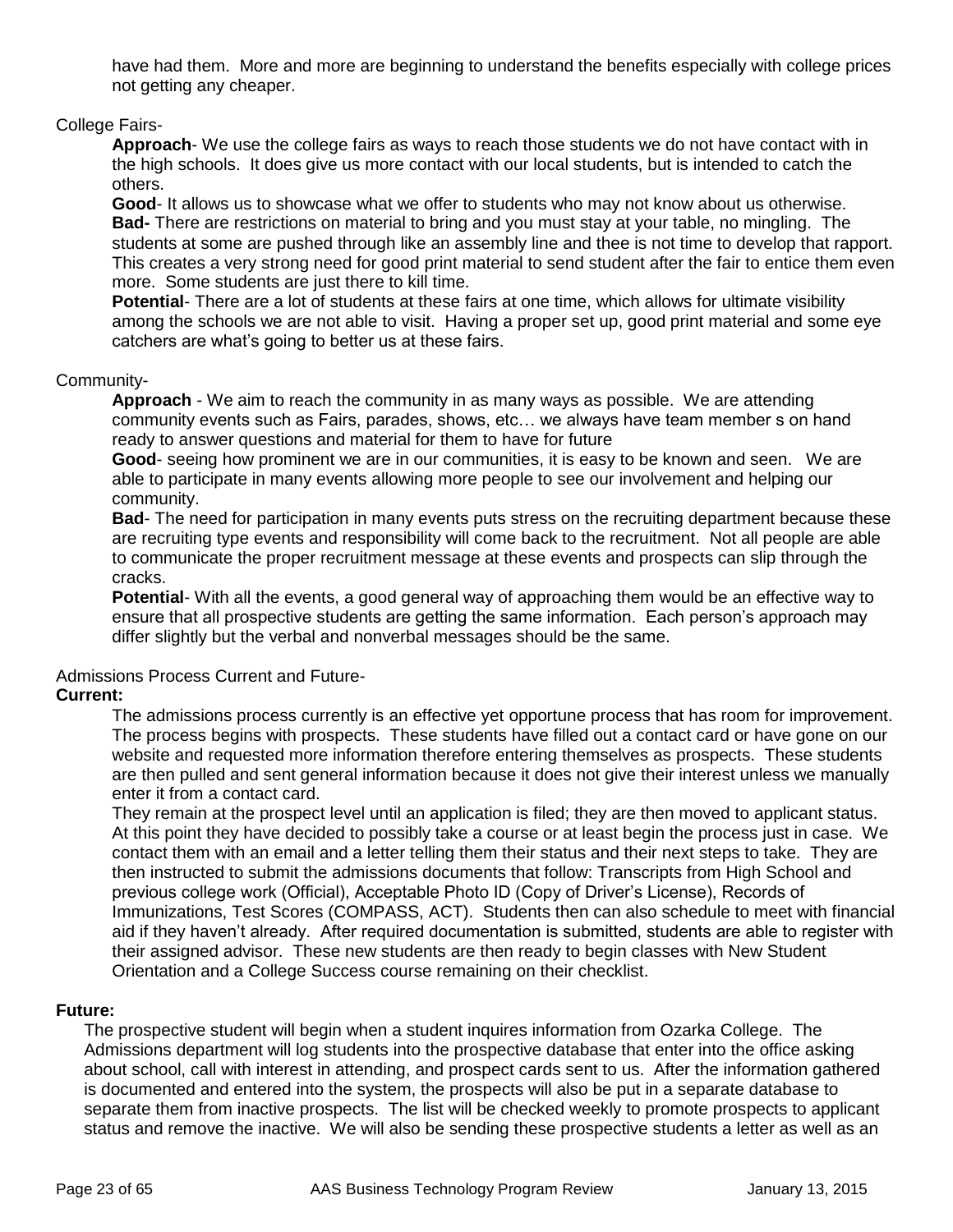have had them. More and more are beginning to understand the benefits especially with college prices not getting any cheaper.

College Fairs-

**Approach**- We use the college fairs as ways to reach those students we do not have contact with in the high schools. It does give us more contact with our local students, but is intended to catch the others.

**Good**- It allows us to showcase what we offer to students who may not know about us otherwise.

**Bad-** There are restrictions on material to bring and you must stay at your table, no mingling. The students at some are pushed through like an assembly line and thee is not time to develop that rapport. This creates a very strong need for good print material to send student after the fair to entice them even more. Some students are just there to kill time.

**Potential**- There are a lot of students at these fairs at one time, which allows for ultimate visibility among the schools we are not able to visit. Having a proper set up, good print material and some eye catchers are what's going to better us at these fairs.

Community-

**Approach** - We aim to reach the community in as many ways as possible. We are attending community events such as Fairs, parades, shows, etc… we always have team member s on hand ready to answer questions and material for them to have for future

**Good**- seeing how prominent we are in our communities, it is easy to be known and seen. We are able to participate in many events allowing more people to see our involvement and helping our community.

**Bad**- The need for participation in many events puts stress on the recruiting department because these are recruiting type events and responsibility will come back to the recruitment. Not all people are able to communicate the proper recruitment message at these events and prospects can slip through the cracks.

**Potential**- With all the events, a good general way of approaching them would be an effective way to ensure that all prospective students are getting the same information. Each person's approach may differ slightly but the verbal and nonverbal messages should be the same.

Admissions Process Current and Future-

**Current:**

The admissions process currently is an effective yet opportune process that has room for improvement. The process begins with prospects. These students have filled out a contact card or have gone on our website and requested more information therefore entering themselves as prospects. These students are then pulled and sent general information because it does not give their interest unless we manually enter it from a contact card.

They remain at the prospect level until an application is filed; they are then moved to applicant status. At this point they have decided to possibly take a course or at least begin the process just in case. We contact them with an email and a letter telling them their status and their next steps to take. They are then instructed to submit the admissions documents that follow: Transcripts from High School and previous college work (Official), Acceptable Photo ID (Copy of Driver's License), Records of Immunizations, Test Scores (COMPASS, ACT). Students then can also schedule to meet with financial aid if they haven't already. After required documentation is submitted, students are able to register with their assigned advisor. These new students are then ready to begin classes with New Student Orientation and a College Success course remaining on their checklist.

**Future:**

The prospective student will begin when a student inquires information from Ozarka College. The Admissions department will log students into the prospective database that enter into the office asking about school, call with interest in attending, and prospect cards sent to us. After the information gathered is documented and entered into the system, the prospects will also be put in a separate database to separate them from inactive prospects. The list will be checked weekly to promote prospects to applicant status and remove the inactive. We will also be sending these prospective students a letter as well as an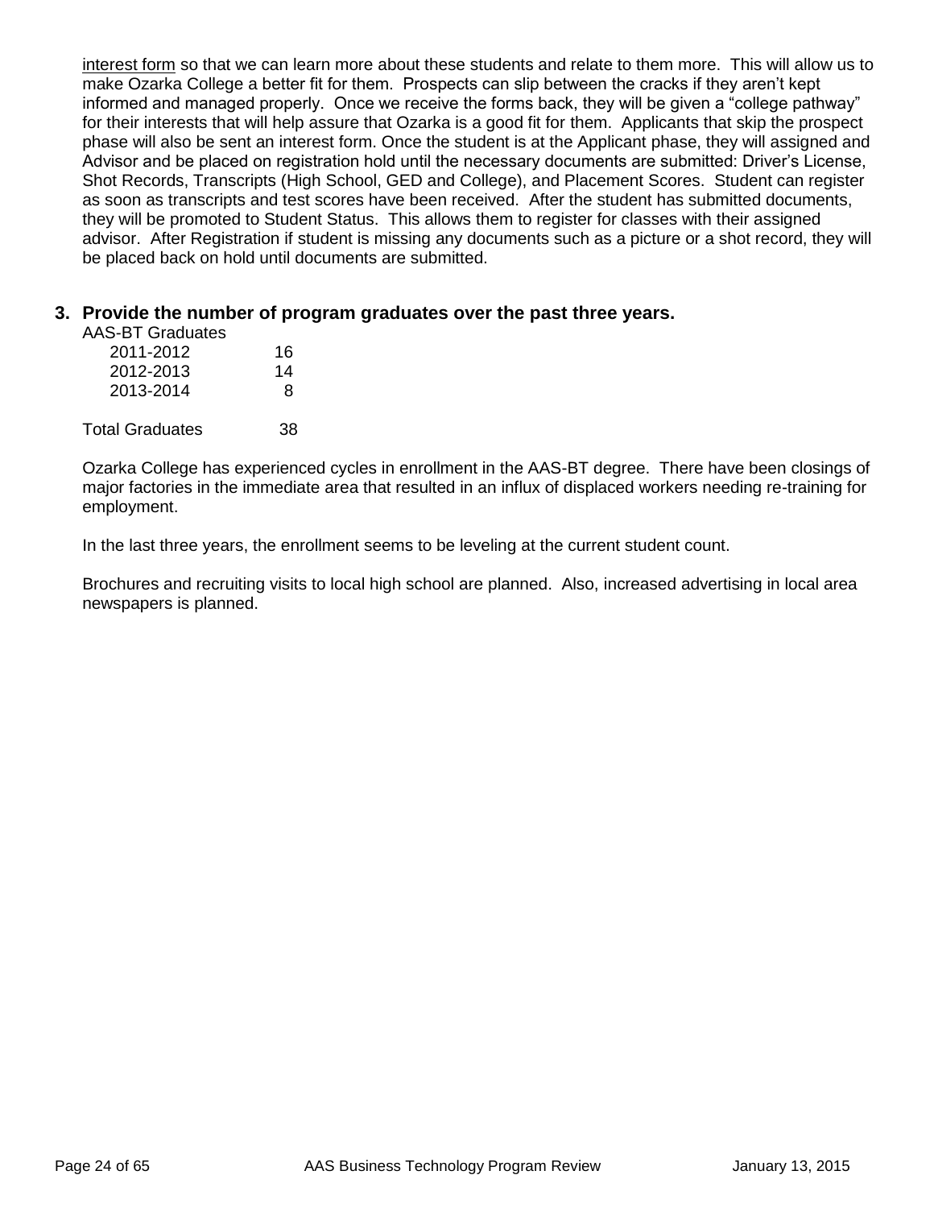interest form so that we can learn more about these students and relate to them more. This will allow us to make Ozarka College a better fit for them. Prospects can slip between the cracks if they aren't kept informed and managed properly. Once we receive the forms back, they will be given a "college pathway" for their interests that will help assure that Ozarka is a good fit for them. Applicants that skip the prospect phase will also be sent an interest form. Once the student is at the Applicant phase, they will assigned and Advisor and be placed on registration hold until the necessary documents are submitted: Driver's License, Shot Records, Transcripts (High School, GED and College), and Placement Scores. Student can register as soon as transcripts and test scores have been received. After the student has submitted documents, they will be promoted to Student Status. This allows them to register for classes with their assigned advisor. After Registration if student is missing any documents such as a picture or a shot record, they will be placed back on hold until documents are submitted.

### 3. Provide the number of program graduates over the past three years.

| AAS-BT Graduates | |
|---|---|
| 2011-2012 | 16 |
| 2012-2013 | 14 |
| 2013-2014 | 8 |
| Total Graduates | 38 |

Ozarka College has experienced cycles in enrollment in the AAS-BT degree. There have been closings of major factories in the immediate area that resulted in an influx of displaced workers needing re-training for employment.

In the last three years, the enrollment seems to be leveling at the current student count.

Brochures and recruiting visits to local high school are planned. Also, increased advertising in local area newspapers is planned.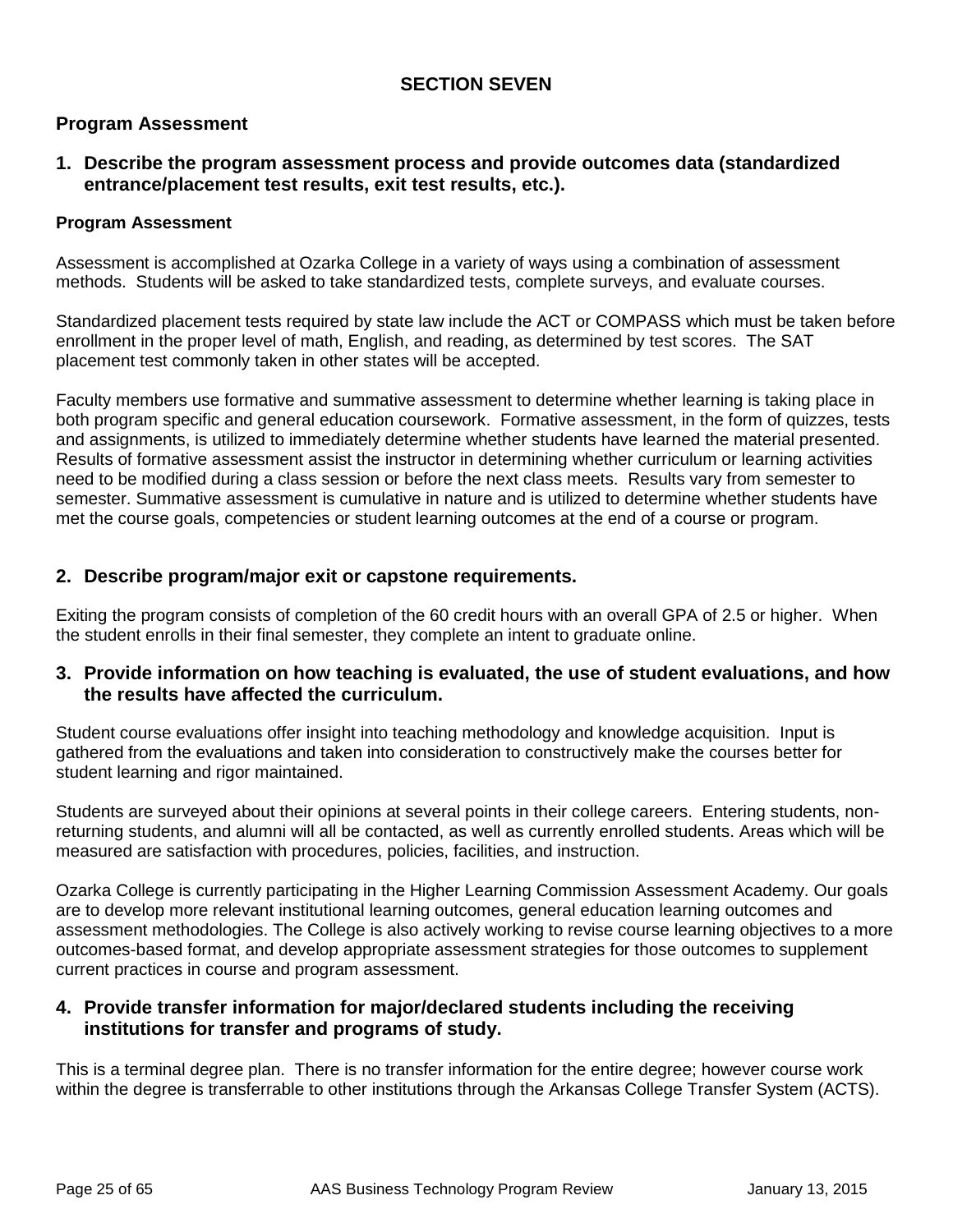# SECTION SEVEN

## Program Assessment

### 1. Describe the program assessment process and provide outcomes data (standardized entrance/placement test results, exit test results, etc.).

**Program Assessment**

Assessment is accomplished at Ozarka College in a variety of ways using a combination of assessment methods. Students will be asked to take standardized tests, complete surveys, and evaluate courses.

Standardized placement tests required by state law include the ACT or COMPASS which must be taken before enrollment in the proper level of math, English, and reading, as determined by test scores. The SAT placement test commonly taken in other states will be accepted.

Faculty members use formative and summative assessment to determine whether learning is taking place in both program specific and general education coursework. Formative assessment, in the form of quizzes, tests and assignments, is utilized to immediately determine whether students have learned the material presented. Results of formative assessment assist the instructor in determining whether curriculum or learning activities need to be modified during a class session or before the next class meets. Results vary from semester to semester. Summative assessment is cumulative in nature and is utilized to determine whether students have met the course goals, competencies or student learning outcomes at the end of a course or program.

### 2. Describe program/major exit or capstone requirements.

Exiting the program consists of completion of the 60 credit hours with an overall GPA of 2.5 or higher. When the student enrolls in their final semester, they complete an intent to graduate online.

### 3. Provide information on how teaching is evaluated, the use of student evaluations, and how the results have affected the curriculum.

Student course evaluations offer insight into teaching methodology and knowledge acquisition. Input is gathered from the evaluations and taken into consideration to constructively make the courses better for student learning and rigor maintained.

Students are surveyed about their opinions at several points in their college careers. Entering students, non-returning students, and alumni will all be contacted, as well as currently enrolled students. Areas which will be measured are satisfaction with procedures, policies, facilities, and instruction.

Ozarka College is currently participating in the Higher Learning Commission Assessment Academy. Our goals are to develop more relevant institutional learning outcomes, general education learning outcomes and assessment methodologies. The College is also actively working to revise course learning objectives to a more outcomes-based format, and develop appropriate assessment strategies for those outcomes to supplement current practices in course and program assessment.

### 4. Provide transfer information for major/declared students including the receiving institutions for transfer and programs of study.

This is a terminal degree plan. There is no transfer information for the entire degree; however course work within the degree is transferrable to other institutions through the Arkansas College Transfer System (ACTS).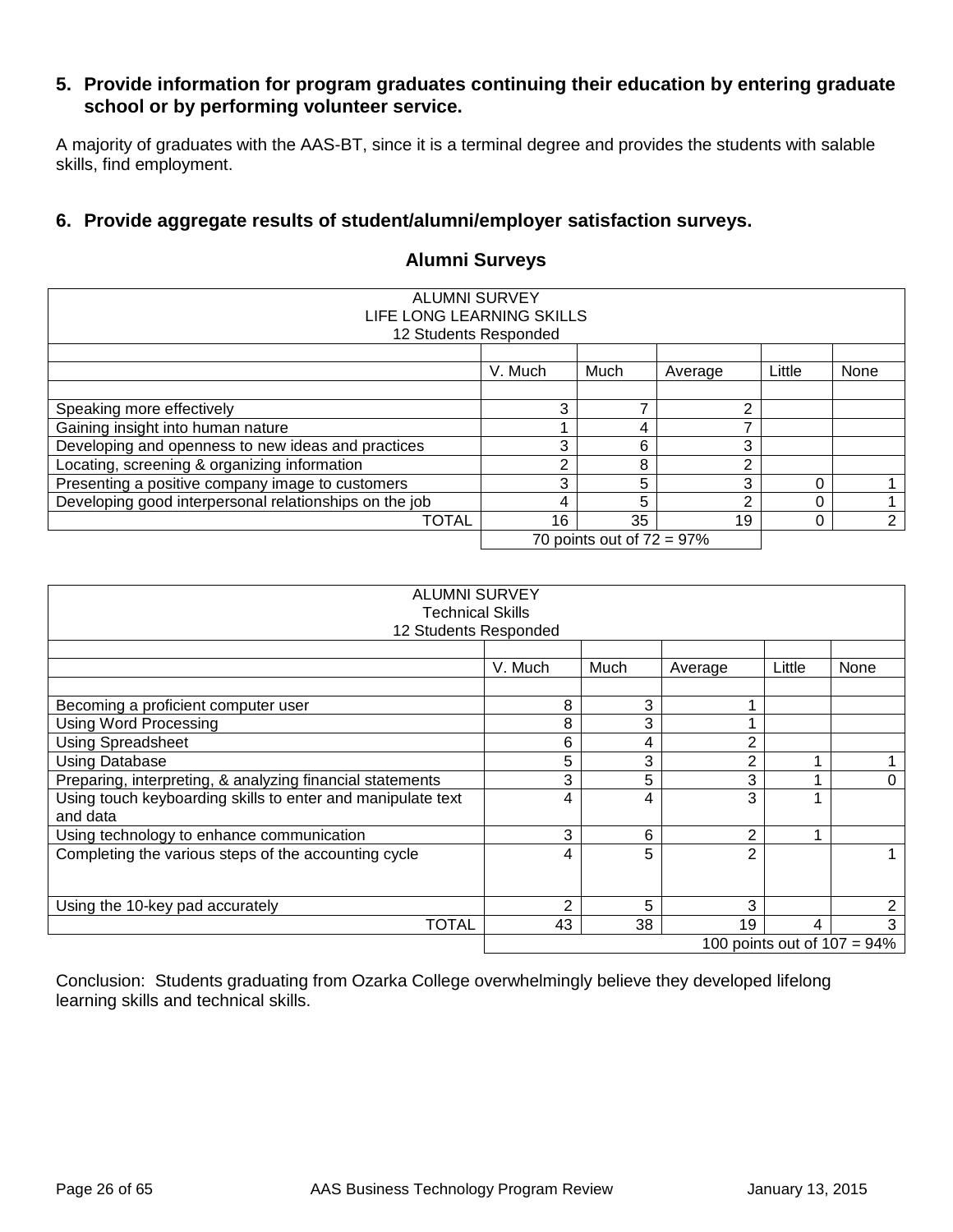**5. Provide information for program graduates continuing their education by entering graduate school or by performing volunteer service.**

A majority of graduates with the AAS-BT, since it is a terminal degree and provides the students with salable skills, find employment.

**6. Provide aggregate results of student/alumni/employer satisfaction surveys.**

## Alumni Surveys

| ALUMNI SURVEY<br>LIFE LONG LEARNING SKILLS<br>12 Students Responded | | | | | |
|---|---|---|---|---|---|
| | V. Much | Much | Average | Little | None |
| Speaking more effectively | 3 | 7 | 2 | | |
| Gaining insight into human nature | 1 | 4 | 7 | | |
| Developing and openness to new ideas and practices | 3 | 6 | 3 | | |
| Locating, screening & organizing information | 2 | 8 | 2 | | |
| Presenting a positive company image to customers | 3 | 5 | 3 | 0 | 1 |
| Developing good interpersonal relationships on the job | 4 | 5 | 2 | 0 | 1 |
| TOTAL | 16 | 35 | 19 | 0 | 2 |
| | 70 points out of 72 = 97% | | | | |

| ALUMNI SURVEY<br>Technical Skills<br>12 Students Responded | | | | | |
|---|---|---|---|---|---|
| | V. Much | Much | Average | Little | None |
| Becoming a proficient computer user | 8 | 3 | 1 | | |
| Using Word Processing | 8 | 3 | 1 | | |
| Using Spreadsheet | 6 | 4 | 2 | | |
| Using Database | 5 | 3 | 2 | 1 | 1 |
| Preparing, interpreting, & analyzing financial statements | 3 | 5 | 3 | 1 | 0 |
| Using touch keyboarding skills to enter and manipulate text and data | 4 | 4 | 3 | 1 | |
| Using technology to enhance communication | 3 | 6 | 2 | 1 | |
| Completing the various steps of the accounting cycle | 4 | 5 | 2 | | 1 |
| Using the 10-key pad accurately | 2 | 5 | 3 | | 2 |
| TOTAL | 43 | 38 | 19 | 4 | 3 |
| | 100 points out of 107 = 94% | | | | |

Conclusion: Students graduating from Ozarka College overwhelmingly believe they developed lifelong learning skills and technical skills.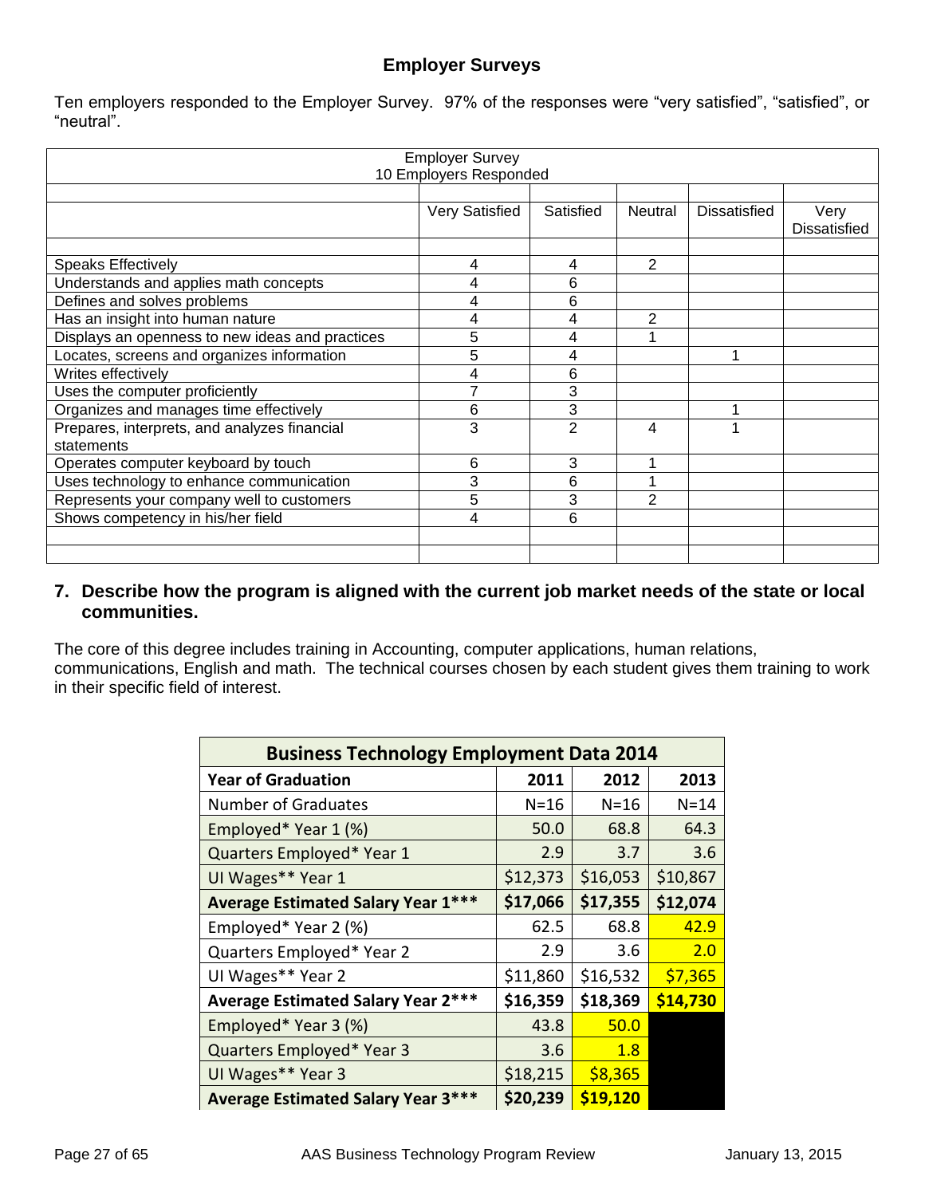## Employer Surveys

Ten employers responded to the Employer Survey. 97% of the responses were "very satisfied", "satisfied", or "neutral".

| Employer Survey<br>10 Employers Responded | | | | | |
|---|---|---|---|---|---|
| | Very Satisfied | Satisfied | Neutral | Dissatisfied | Very Dissatisfied |
| Speaks Effectively | 4 | 4 | 2 | | |
| Understands and applies math concepts | 4 | 6 | | | |
| Defines and solves problems | 4 | 6 | | | |
| Has an insight into human nature | 4 | 4 | 2 | | |
| Displays an openness to new ideas and practices | 5 | 4 | 1 | | |
| Locates, screens and organizes information | 5 | 4 | | 1 | |
| Writes effectively | 4 | 6 | | | |
| Uses the computer proficiently | 7 | 3 | | | |
| Organizes and manages time effectively | 6 | 3 | | 1 | |
| Prepares, interprets, and analyzes financial statements | 3 | 2 | 4 | 1 | |
| Operates computer keyboard by touch | 6 | 3 | 1 | | |
| Uses technology to enhance communication | 3 | 6 | 1 | | |
| Represents your company well to customers | 5 | 3 | 2 | | |
| Shows competency in his/her field | 4 | 6 | | | |

### 7. Describe how the program is aligned with the current job market needs of the state or local communities.

The core of this degree includes training in Accounting, computer applications, human relations, communications, English and math. The technical courses chosen by each student gives them training to work in their specific field of interest.

| Business Technology Employment Data 2014 | | | |
|---|---|---|---|
| **Year of Graduation** | **2011** | **2012** | **2013** |
| Number of Graduates | N=16 | N=16 | N=14 |
| Employed* Year 1 (%) | 50.0 | 68.8 | 64.3 |
| Quarters Employed* Year 1 | 2.9 | 3.7 | 3.6 |
| UI Wages** Year 1 | $12,373 | $16,053 | $10,867 |
| **Average Estimated Salary Year 1*** ** | **$17,066** | **$17,355** | **$12,074** |
| Employed* Year 2 (%) | 62.5 | 68.8 | 42.9 |
| Quarters Employed* Year 2 | 2.9 | 3.6 | 2.0 |
| UI Wages** Year 2 | $11,860 | $16,532 | $7,365 |
| **Average Estimated Salary Year 2*** ** | **$16,359** | **$18,369** | **$14,730** |
| Employed* Year 3 (%) | 43.8 | 50.0 | |
| Quarters Employed* Year 3 | 3.6 | 1.8 | |
| UI Wages** Year 3 | $18,215 | $8,365 | |
| **Average Estimated Salary Year 3*** ** | **$20,239** | **$19,120** | |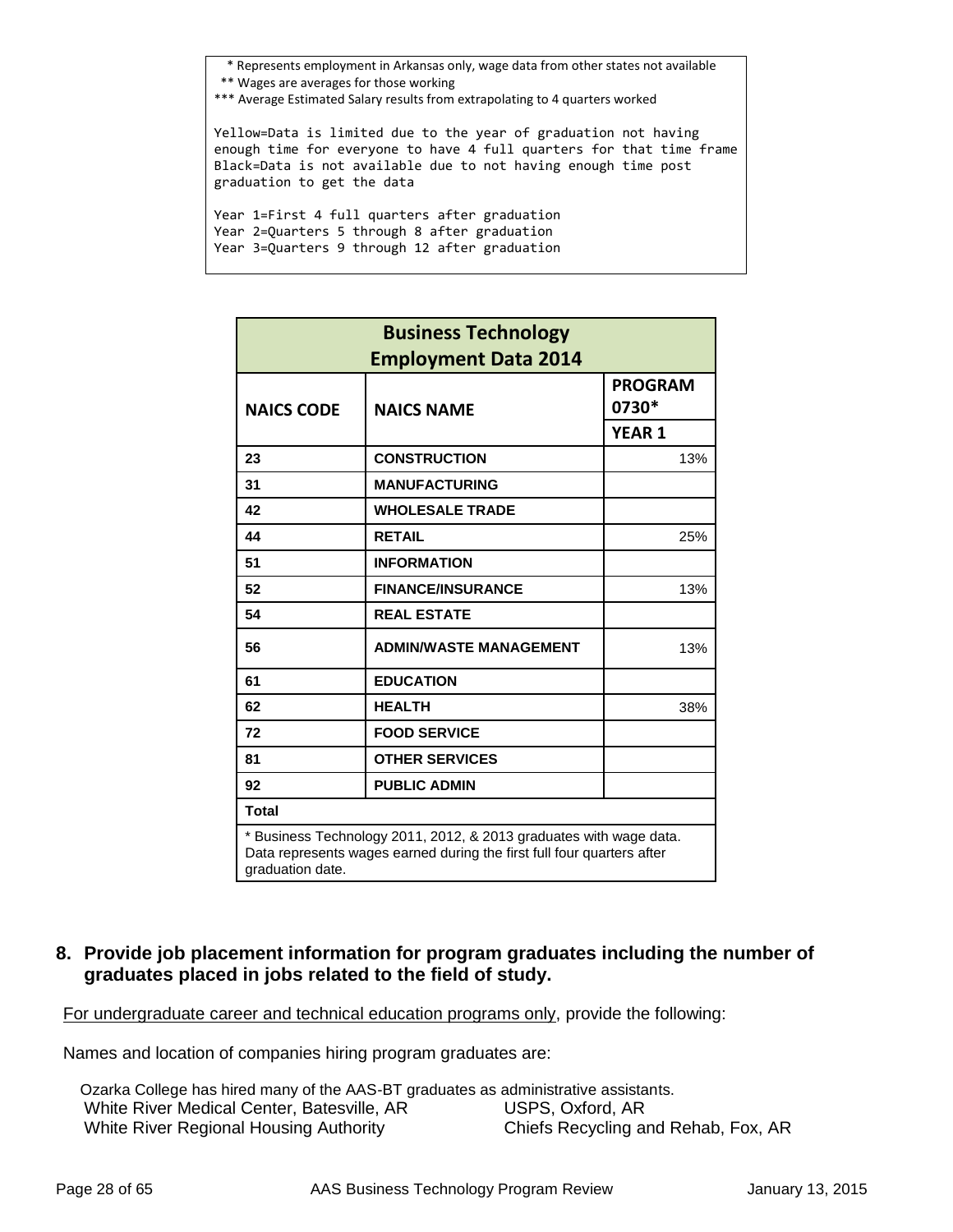\* Represents employment in Arkansas only, wage data from other states not available
\*\* Wages are averages for those working
\*\*\* Average Estimated Salary results from extrapolating to 4 quarters worked

Yellow=Data is limited due to the year of graduation not having enough time for everyone to have 4 full quarters for that time frame
Black=Data is not available due to not having enough time post graduation to get the data

Year 1=First 4 full quarters after graduation
Year 2=Quarters 5 through 8 after graduation
Year 3=Quarters 9 through 12 after graduation

| Business Technology Employment Data 2014 | | |
|---|---|---|
| **NAICS CODE** | **NAICS NAME** | **PROGRAM 0730\*** |
| | | **YEAR 1** |
| 23 | CONSTRUCTION | 13% |
| 31 | MANUFACTURING | |
| 42 | WHOLESALE TRADE | |
| 44 | RETAIL | 25% |
| 51 | INFORMATION | |
| 52 | FINANCE/INSURANCE | 13% |
| 54 | REAL ESTATE | |
| 56 | ADMIN/WASTE MANAGEMENT | 13% |
| 61 | EDUCATION | |
| 62 | HEALTH | 38% |
| 72 | FOOD SERVICE | |
| 81 | OTHER SERVICES | |
| 92 | PUBLIC ADMIN | |
| Total | | |

\* Business Technology 2011, 2012, & 2013 graduates with wage data. Data represents wages earned during the first full four quarters after graduation date.

## 8. Provide job placement information for program graduates including the number of graduates placed in jobs related to the field of study.

For undergraduate career and technical education programs only, provide the following:

Names and location of companies hiring program graduates are:

Ozarka College has hired many of the AAS-BT graduates as administrative assistants.

- White River Medical Center, Batesville, AR
- White River Regional Housing Authority
- USPS, Oxford, AR
- Chiefs Recycling and Rehab, Fox, AR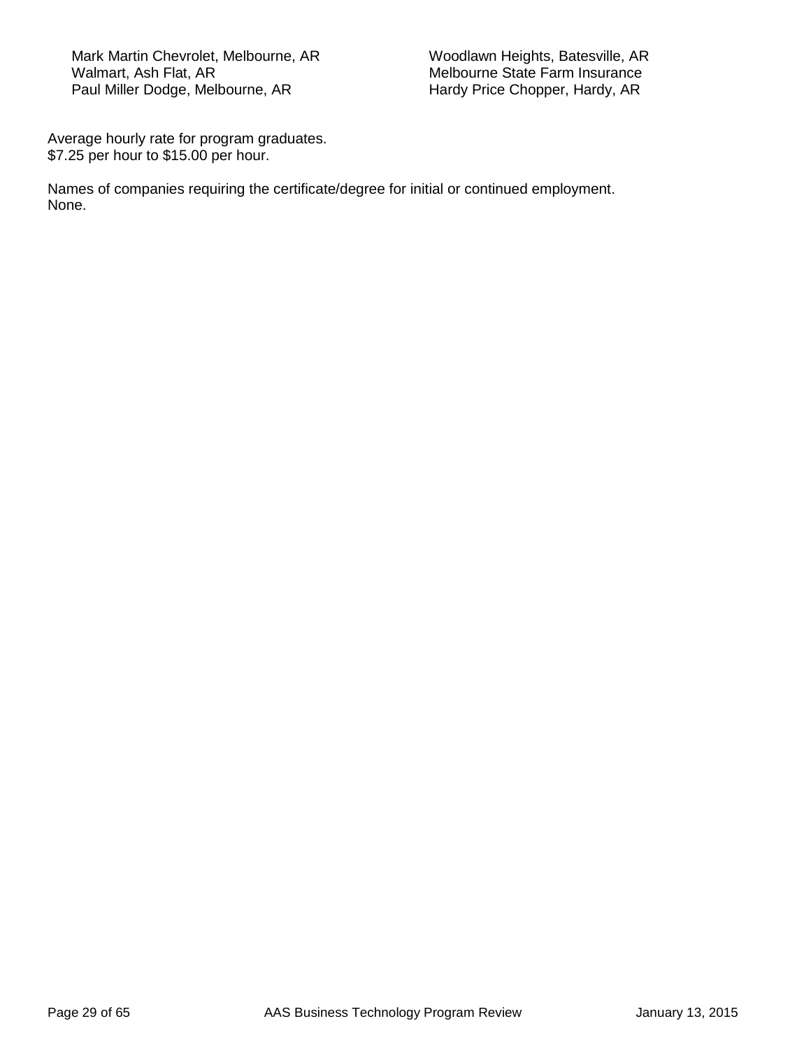- Mark Martin Chevrolet, Melbourne, AR
- Walmart, Ash Flat, AR
- Paul Miller Dodge, Melbourne, AR
- Woodlawn Heights, Batesville, AR
- Melbourne State Farm Insurance
- Hardy Price Chopper, Hardy, AR

Average hourly rate for program graduates.
$7.25 per hour to $15.00 per hour.

Names of companies requiring the certificate/degree for initial or continued employment.
None.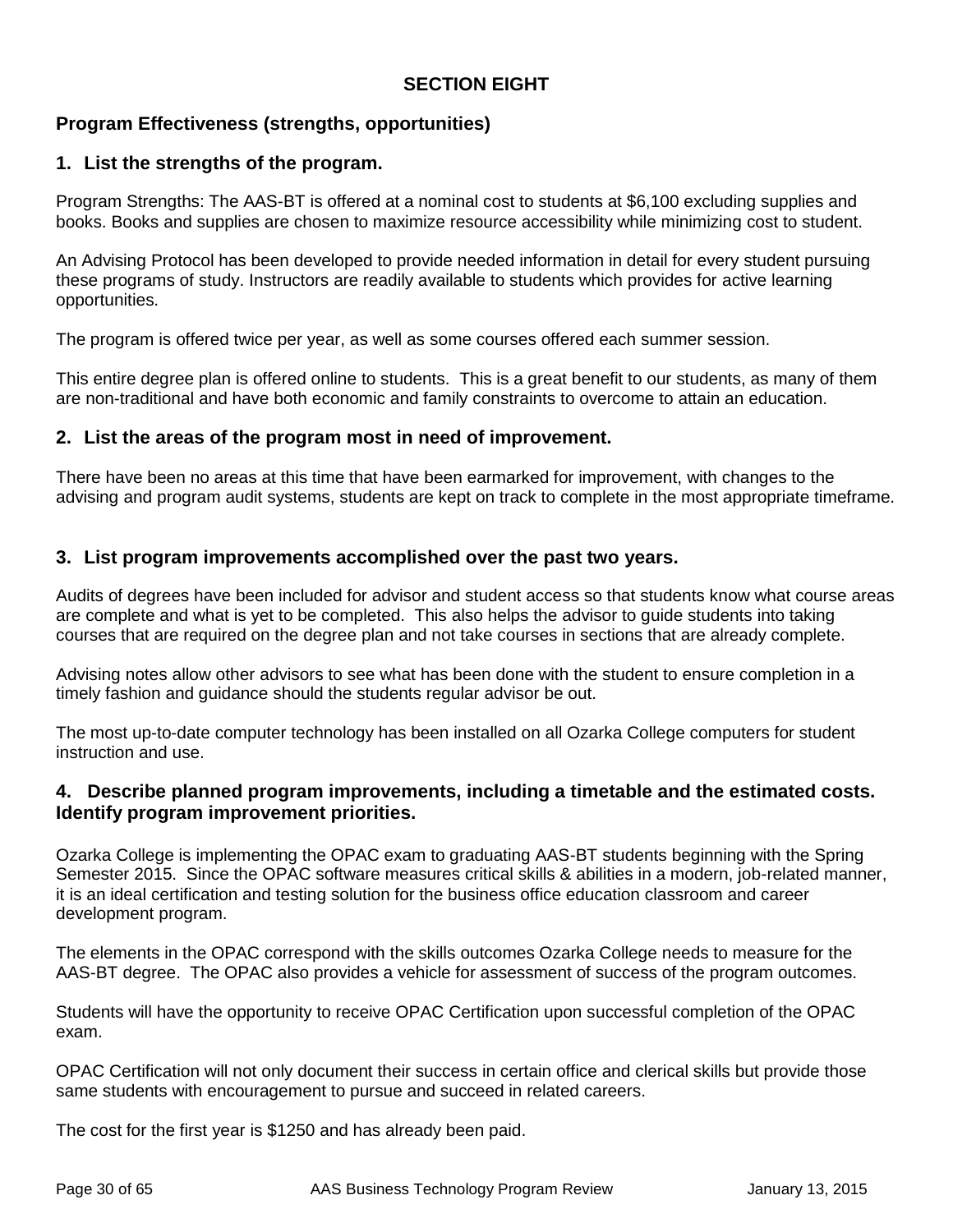## SECTION EIGHT

### Program Effectiveness (strengths, opportunities)

### 1. List the strengths of the program.

Program Strengths: The AAS-BT is offered at a nominal cost to students at $6,100 excluding supplies and books. Books and supplies are chosen to maximize resource accessibility while minimizing cost to student.

An Advising Protocol has been developed to provide needed information in detail for every student pursuing these programs of study. Instructors are readily available to students which provides for active learning opportunities.

The program is offered twice per year, as well as some courses offered each summer session.

This entire degree plan is offered online to students. This is a great benefit to our students, as many of them are non-traditional and have both economic and family constraints to overcome to attain an education.

### 2. List the areas of the program most in need of improvement.

There have been no areas at this time that have been earmarked for improvement, with changes to the advising and program audit systems, students are kept on track to complete in the most appropriate timeframe.

### 3. List program improvements accomplished over the past two years.

Audits of degrees have been included for advisor and student access so that students know what course areas are complete and what is yet to be completed. This also helps the advisor to guide students into taking courses that are required on the degree plan and not take courses in sections that are already complete.

Advising notes allow other advisors to see what has been done with the student to ensure completion in a timely fashion and guidance should the students regular advisor be out.

The most up-to-date computer technology has been installed on all Ozarka College computers for student instruction and use.

### 4. Describe planned program improvements, including a timetable and the estimated costs. Identify program improvement priorities.

Ozarka College is implementing the OPAC exam to graduating AAS-BT students beginning with the Spring Semester 2015. Since the OPAC software measures critical skills & abilities in a modern, job-related manner, it is an ideal certification and testing solution for the business office education classroom and career development program.

The elements in the OPAC correspond with the skills outcomes Ozarka College needs to measure for the AAS-BT degree. The OPAC also provides a vehicle for assessment of success of the program outcomes.

Students will have the opportunity to receive OPAC Certification upon successful completion of the OPAC exam.

OPAC Certification will not only document their success in certain office and clerical skills but provide those same students with encouragement to pursue and succeed in related careers.

The cost for the first year is $1250 and has already been paid.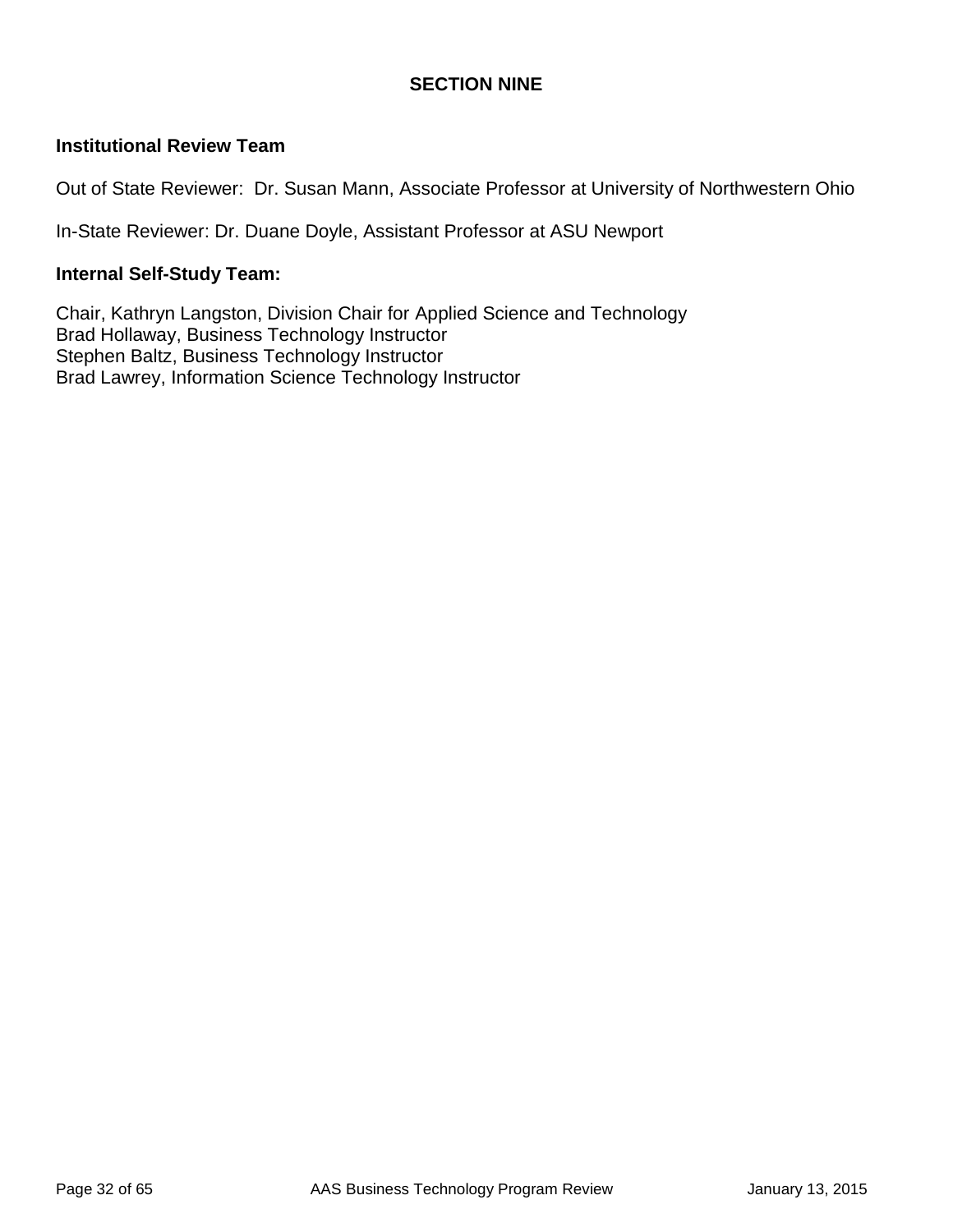## SECTION NINE

**Institutional Review Team**

Out of State Reviewer: Dr. Susan Mann, Associate Professor at University of Northwestern Ohio

In-State Reviewer: Dr. Duane Doyle, Assistant Professor at ASU Newport

**Internal Self-Study Team:**

Chair, Kathryn Langston, Division Chair for Applied Science and Technology
Brad Hollaway, Business Technology Instructor
Stephen Baltz, Business Technology Instructor
Brad Lawrey, Information Science Technology Instructor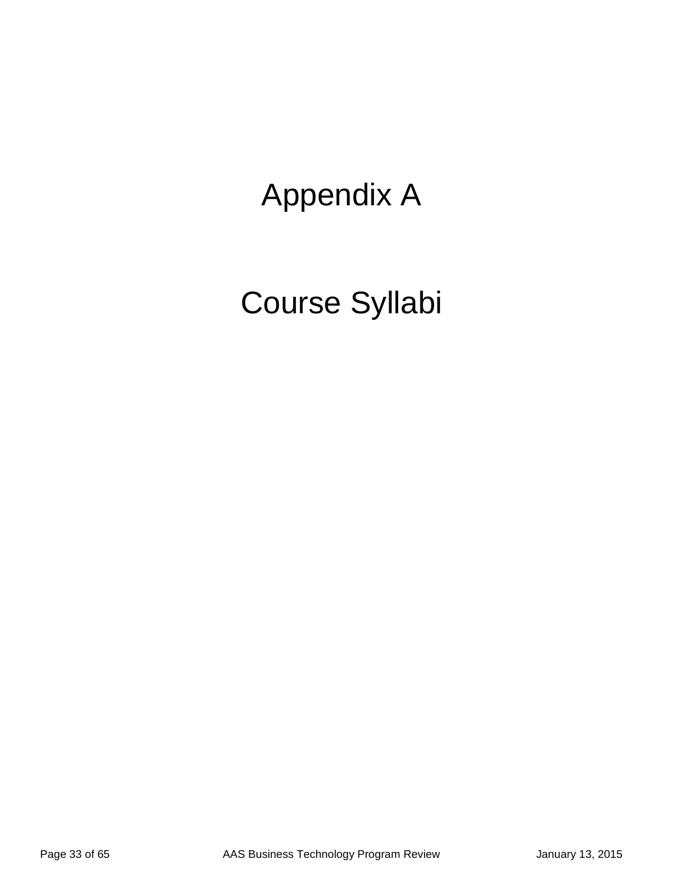# Appendix A

# Course Syllabi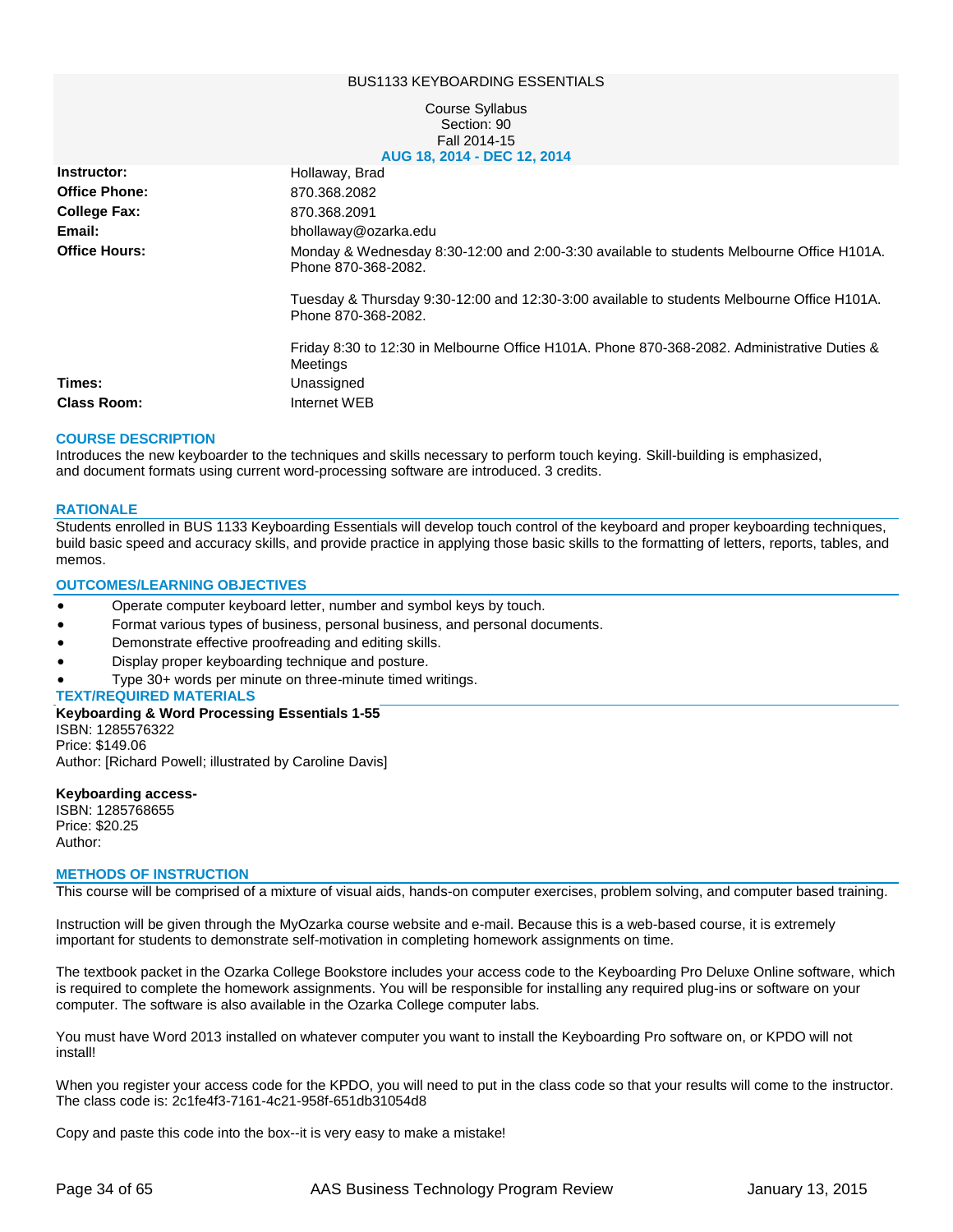# BUS1133 KEYBOARDING ESSENTIALS

Course Syllabus
Section: 90
Fall 2014-15
**AUG 18, 2014 - DEC 12, 2014**

| | |
|---|---|
| **Instructor:** | Hollaway, Brad |
| **Office Phone:** | 870.368.2082 |
| **College Fax:** | 870.368.2091 |
| **Email:** | bhollaway@ozarka.edu |
| **Office Hours:** | Monday & Wednesday 8:30-12:00 and 2:00-3:30 available to students Melbourne Office H101A. Phone 870-368-2082.<br><br>Tuesday & Thursday 9:30-12:00 and 12:30-3:00 available to students Melbourne Office H101A. Phone 870-368-2082.<br><br>Friday 8:30 to 12:30 in Melbourne Office H101A. Phone 870-368-2082. Administrative Duties & Meetings |
| **Times:** | Unassigned |
| **Class Room:** | Internet WEB |

## COURSE DESCRIPTION

Introduces the new keyboarder to the techniques and skills necessary to perform touch keying. Skill-building is emphasized, and document formats using current word-processing software are introduced. 3 credits.

## RATIONALE

Students enrolled in BUS 1133 Keyboarding Essentials will develop touch control of the keyboard and proper keyboarding techniques, build basic speed and accuracy skills, and provide practice in applying those basic skills to the formatting of letters, reports, tables, and memos.

## OUTCOMES/LEARNING OBJECTIVES

- Operate computer keyboard letter, number and symbol keys by touch.
- Format various types of business, personal business, and personal documents.
- Demonstrate effective proofreading and editing skills.
- Display proper keyboarding technique and posture.
- Type 30+ words per minute on three-minute timed writings.

## TEXT/REQUIRED MATERIALS

**Keyboarding & Word Processing Essentials 1-55**
ISBN: 1285576322
Price: $149.06
Author: [Richard Powell; illustrated by Caroline Davis]

**Keyboarding access-**
ISBN: 1285768655
Price: $20.25
Author:

## METHODS OF INSTRUCTION

This course will be comprised of a mixture of visual aids, hands-on computer exercises, problem solving, and computer based training.

Instruction will be given through the MyOzarka course website and e-mail. Because this is a web-based course, it is extremely important for students to demonstrate self-motivation in completing homework assignments on time.

The textbook packet in the Ozarka College Bookstore includes your access code to the Keyboarding Pro Deluxe Online software, which is required to complete the homework assignments. You will be responsible for installing any required plug-ins or software on your computer. The software is also available in the Ozarka College computer labs.

You must have Word 2013 installed on whatever computer you want to install the Keyboarding Pro software on, or KPDO will not install!

When you register your access code for the KPDO, you will need to put in the class code so that your results will come to the instructor. The class code is: 2c1fe4f3-7161-4c21-958f-651db31054d8

Copy and paste this code into the box--it is very easy to make a mistake!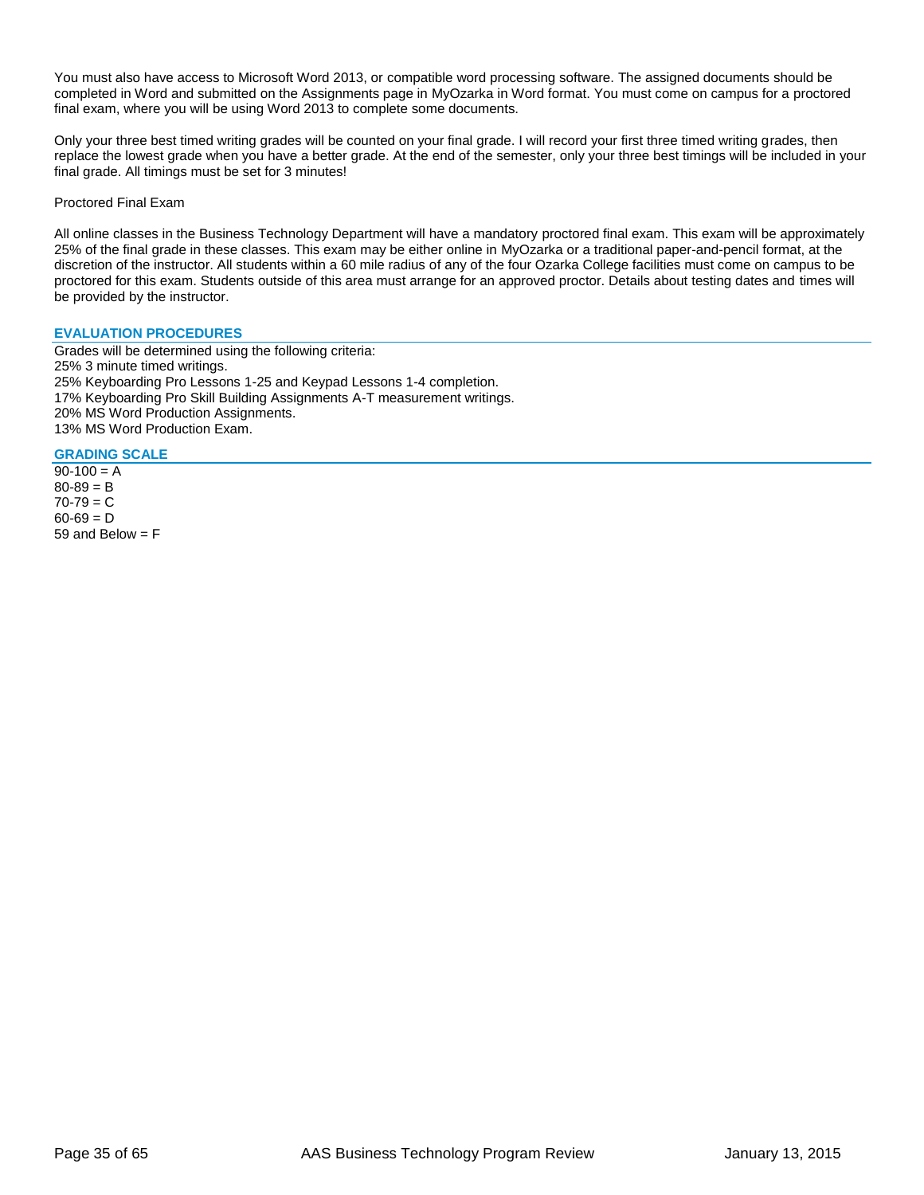You must also have access to Microsoft Word 2013, or compatible word processing software. The assigned documents should be completed in Word and submitted on the Assignments page in MyOzarka in Word format. You must come on campus for a proctored final exam, where you will be using Word 2013 to complete some documents.

Only your three best timed writing grades will be counted on your final grade. I will record your first three timed writing grades, then replace the lowest grade when you have a better grade. At the end of the semester, only your three best timings will be included in your final grade. All timings must be set for 3 minutes!

Proctored Final Exam

All online classes in the Business Technology Department will have a mandatory proctored final exam. This exam will be approximately 25% of the final grade in these classes. This exam may be either online in MyOzarka or a traditional paper-and-pencil format, at the discretion of the instructor. All students within a 60 mile radius of any of the four Ozarka College facilities must come on campus to be proctored for this exam. Students outside of this area must arrange for an approved proctor. Details about testing dates and times will be provided by the instructor.

## EVALUATION PROCEDURES

Grades will be determined using the following criteria:
25% 3 minute timed writings.
25% Keyboarding Pro Lessons 1-25 and Keypad Lessons 1-4 completion.
17% Keyboarding Pro Skill Building Assignments A-T measurement writings.
20% MS Word Production Assignments.
13% MS Word Production Exam.

## GRADING SCALE

90-100 = A
80-89 = B
70-79 = C
60-69 = D
59 and Below = F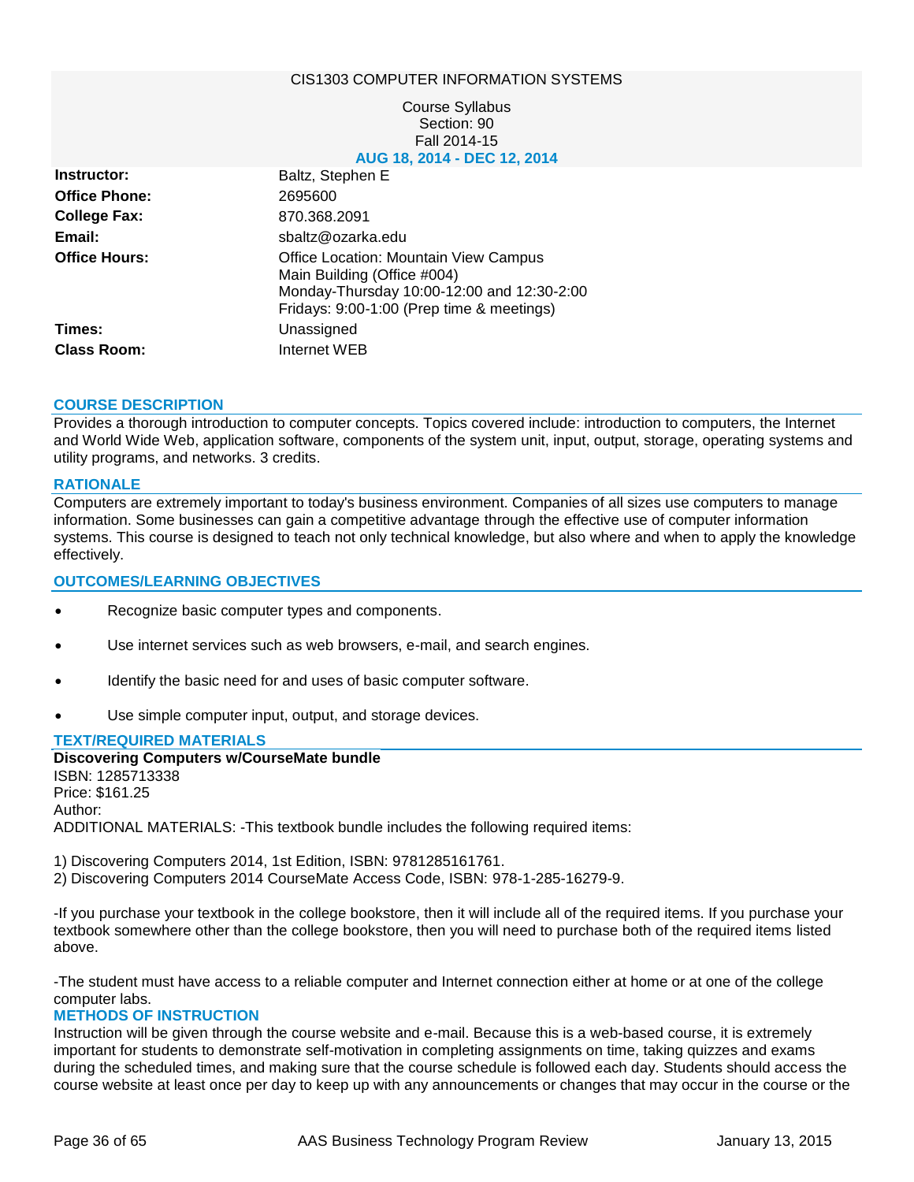CIS1303 COMPUTER INFORMATION SYSTEMS

Course Syllabus
Section: 90
Fall 2014-15
**AUG 18, 2014 - DEC 12, 2014**

| | |
|---|---|
| **Instructor:** | Baltz, Stephen E |
| **Office Phone:** | 2695600 |
| **College Fax:** | 870.368.2091 |
| **Email:** | sbaltz@ozarka.edu |
| **Office Hours:** | Office Location: Mountain View Campus<br>Main Building (Office #004)<br>Monday-Thursday 10:00-12:00 and 12:30-2:00<br>Fridays: 9:00-1:00 (Prep time & meetings) |
| **Times:** | Unassigned |
| **Class Room:** | Internet WEB |

## COURSE DESCRIPTION

Provides a thorough introduction to computer concepts. Topics covered include: introduction to computers, the Internet and World Wide Web, application software, components of the system unit, input, output, storage, operating systems and utility programs, and networks. 3 credits.

## RATIONALE

Computers are extremely important to today's business environment. Companies of all sizes use computers to manage information. Some businesses can gain a competitive advantage through the effective use of computer information systems. This course is designed to teach not only technical knowledge, but also where and when to apply the knowledge effectively.

## OUTCOMES/LEARNING OBJECTIVES

- Recognize basic computer types and components.
- Use internet services such as web browsers, e-mail, and search engines.
- Identify the basic need for and uses of basic computer software.
- Use simple computer input, output, and storage devices.

## TEXT/REQUIRED MATERIALS

**Discovering Computers w/CourseMate bundle**
ISBN: 1285713338
Price: $161.25
Author:
ADDITIONAL MATERIALS: -This textbook bundle includes the following required items:

1) Discovering Computers 2014, 1st Edition, ISBN: 9781285161761.
2) Discovering Computers 2014 CourseMate Access Code, ISBN: 978-1-285-16279-9.

-If you purchase your textbook in the college bookstore, then it will include all of the required items. If you purchase your textbook somewhere other than the college bookstore, then you will need to purchase both of the required items listed above.

-The student must have access to a reliable computer and Internet connection either at home or at one of the college computer labs.

## METHODS OF INSTRUCTION

Instruction will be given through the course website and e-mail. Because this is a web-based course, it is extremely important for students to demonstrate self-motivation in completing assignments on time, taking quizzes and exams during the scheduled times, and making sure that the course schedule is followed each day. Students should access the course website at least once per day to keep up with any announcements or changes that may occur in the course or the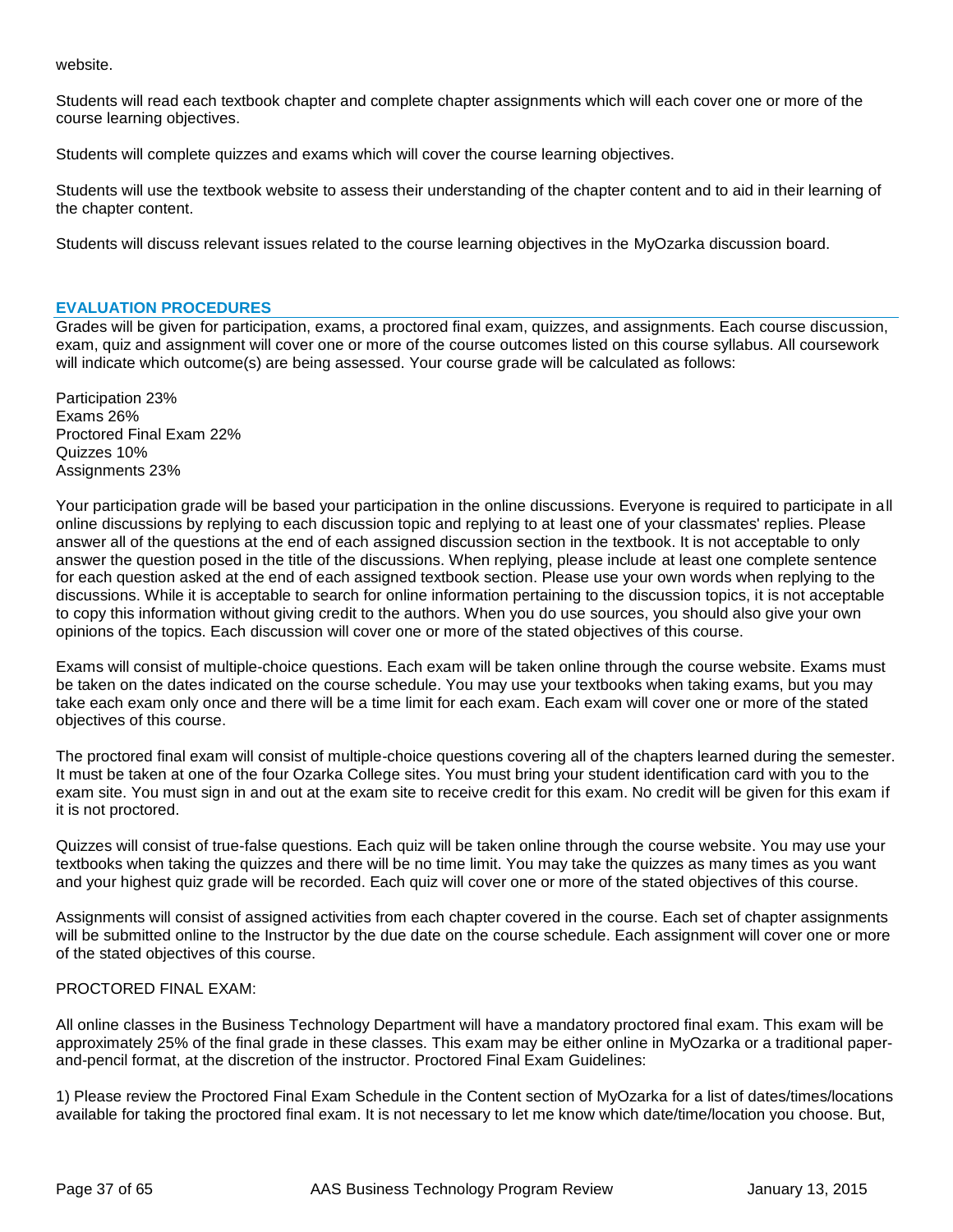website.

Students will read each textbook chapter and complete chapter assignments which will each cover one or more of the course learning objectives.

Students will complete quizzes and exams which will cover the course learning objectives.

Students will use the textbook website to assess their understanding of the chapter content and to aid in their learning of the chapter content.

Students will discuss relevant issues related to the course learning objectives in the MyOzarka discussion board.

## EVALUATION PROCEDURES

Grades will be given for participation, exams, a proctored final exam, quizzes, and assignments. Each course discussion, exam, quiz and assignment will cover one or more of the course outcomes listed on this course syllabus. All coursework will indicate which outcome(s) are being assessed. Your course grade will be calculated as follows:

Participation 23%
Exams 26%
Proctored Final Exam 22%
Quizzes 10%
Assignments 23%

Your participation grade will be based your participation in the online discussions. Everyone is required to participate in all online discussions by replying to each discussion topic and replying to at least one of your classmates' replies. Please answer all of the questions at the end of each assigned discussion section in the textbook. It is not acceptable to only answer the question posed in the title of the discussions. When replying, please include at least one complete sentence for each question asked at the end of each assigned textbook section. Please use your own words when replying to the discussions. While it is acceptable to search for online information pertaining to the discussion topics, it is not acceptable to copy this information without giving credit to the authors. When you do use sources, you should also give your own opinions of the topics. Each discussion will cover one or more of the stated objectives of this course.

Exams will consist of multiple-choice questions. Each exam will be taken online through the course website. Exams must be taken on the dates indicated on the course schedule. You may use your textbooks when taking exams, but you may take each exam only once and there will be a time limit for each exam. Each exam will cover one or more of the stated objectives of this course.

The proctored final exam will consist of multiple-choice questions covering all of the chapters learned during the semester. It must be taken at one of the four Ozarka College sites. You must bring your student identification card with you to the exam site. You must sign in and out at the exam site to receive credit for this exam. No credit will be given for this exam if it is not proctored.

Quizzes will consist of true-false questions. Each quiz will be taken online through the course website. You may use your textbooks when taking the quizzes and there will be no time limit. You may take the quizzes as many times as you want and your highest quiz grade will be recorded. Each quiz will cover one or more of the stated objectives of this course.

Assignments will consist of assigned activities from each chapter covered in the course. Each set of chapter assignments will be submitted online to the Instructor by the due date on the course schedule. Each assignment will cover one or more of the stated objectives of this course.

PROCTORED FINAL EXAM:

All online classes in the Business Technology Department will have a mandatory proctored final exam. This exam will be approximately 25% of the final grade in these classes. This exam may be either online in MyOzarka or a traditional paper-and-pencil format, at the discretion of the instructor. Proctored Final Exam Guidelines:

1) Please review the Proctored Final Exam Schedule in the Content section of MyOzarka for a list of dates/times/locations available for taking the proctored final exam. It is not necessary to let me know which date/time/location you choose. But,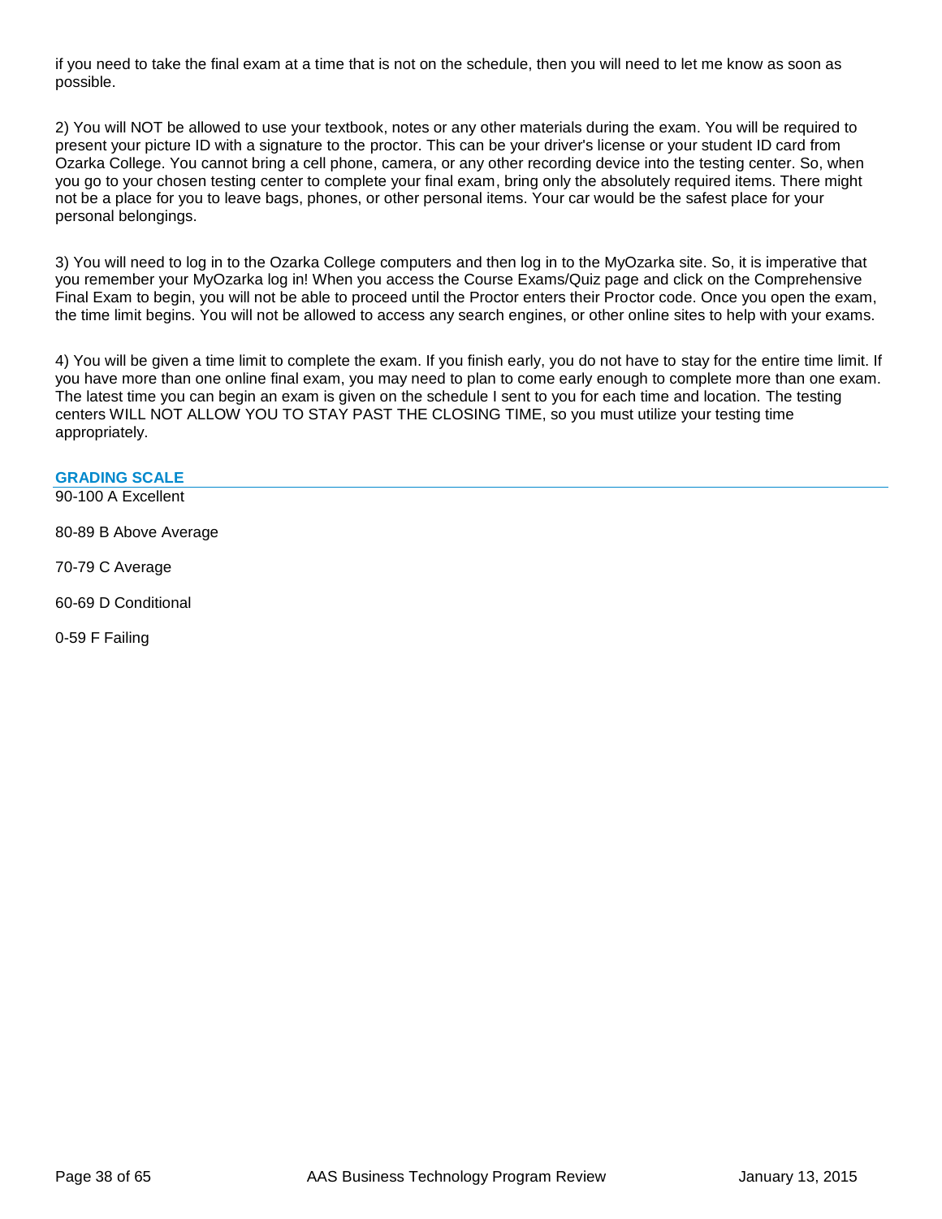if you need to take the final exam at a time that is not on the schedule, then you will need to let me know as soon as possible.

2) You will NOT be allowed to use your textbook, notes or any other materials during the exam. You will be required to present your picture ID with a signature to the proctor. This can be your driver's license or your student ID card from Ozarka College. You cannot bring a cell phone, camera, or any other recording device into the testing center. So, when you go to your chosen testing center to complete your final exam, bring only the absolutely required items. There might not be a place for you to leave bags, phones, or other personal items. Your car would be the safest place for your personal belongings.

3) You will need to log in to the Ozarka College computers and then log in to the MyOzarka site. So, it is imperative that you remember your MyOzarka log in! When you access the Course Exams/Quiz page and click on the Comprehensive Final Exam to begin, you will not be able to proceed until the Proctor enters their Proctor code. Once you open the exam, the time limit begins. You will not be allowed to access any search engines, or other online sites to help with your exams.

4) You will be given a time limit to complete the exam. If you finish early, you do not have to stay for the entire time limit. If you have more than one online final exam, you may need to plan to come early enough to complete more than one exam. The latest time you can begin an exam is given on the schedule I sent to you for each time and location. The testing centers WILL NOT ALLOW YOU TO STAY PAST THE CLOSING TIME, so you must utilize your testing time appropriately.

## GRADING SCALE

90-100 A Excellent

80-89 B Above Average

70-79 C Average

60-69 D Conditional

0-59 F Failing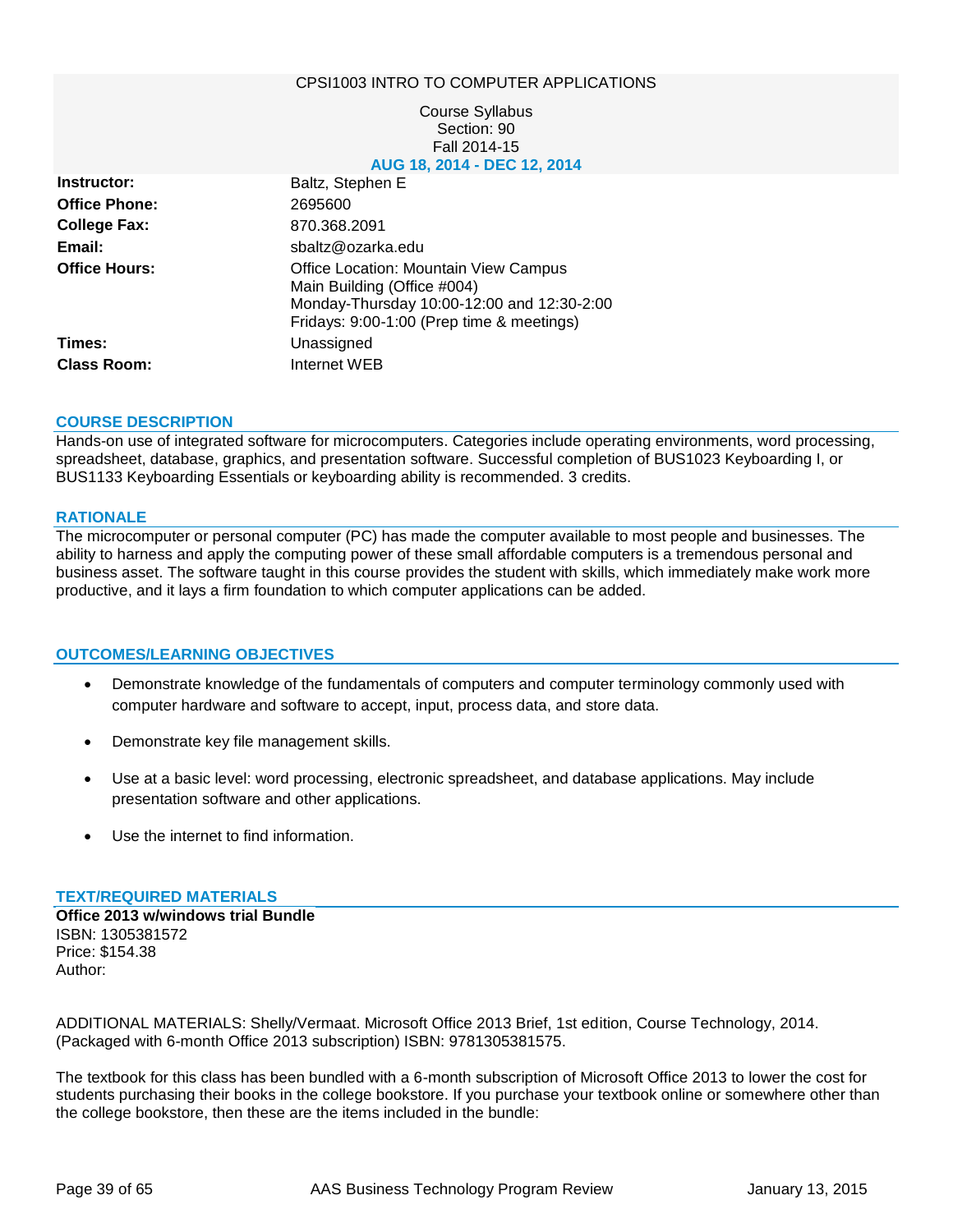CPSI1003 INTRO TO COMPUTER APPLICATIONS

Course Syllabus
Section: 90
Fall 2014-15
**AUG 18, 2014 - DEC 12, 2014**

| | |
|---|---|
| **Instructor:** | Baltz, Stephen E |
| **Office Phone:** | 2695600 |
| **College Fax:** | 870.368.2091 |
| **Email:** | sbaltz@ozarka.edu |
| **Office Hours:** | Office Location: Mountain View Campus<br>Main Building (Office #004)<br>Monday-Thursday 10:00-12:00 and 12:30-2:00<br>Fridays: 9:00-1:00 (Prep time & meetings) |
| **Times:** | Unassigned |
| **Class Room:** | Internet WEB |

## COURSE DESCRIPTION

Hands-on use of integrated software for microcomputers. Categories include operating environments, word processing, spreadsheet, database, graphics, and presentation software. Successful completion of BUS1023 Keyboarding I, or BUS1133 Keyboarding Essentials or keyboarding ability is recommended. 3 credits.

## RATIONALE

The microcomputer or personal computer (PC) has made the computer available to most people and businesses. The ability to harness and apply the computing power of these small affordable computers is a tremendous personal and business asset. The software taught in this course provides the student with skills, which immediately make work more productive, and it lays a firm foundation to which computer applications can be added.

## OUTCOMES/LEARNING OBJECTIVES

- Demonstrate knowledge of the fundamentals of computers and computer terminology commonly used with computer hardware and software to accept, input, process data, and store data.
- Demonstrate key file management skills.
- Use at a basic level: word processing, electronic spreadsheet, and database applications. May include presentation software and other applications.
- Use the internet to find information.

## TEXT/REQUIRED MATERIALS

**Office 2013 w/windows trial Bundle**
ISBN: 1305381572
Price: $154.38
Author:

ADDITIONAL MATERIALS: Shelly/Vermaat. Microsoft Office 2013 Brief, 1st edition, Course Technology, 2014. (Packaged with 6-month Office 2013 subscription) ISBN: 9781305381575.

The textbook for this class has been bundled with a 6-month subscription of Microsoft Office 2013 to lower the cost for students purchasing their books in the college bookstore. If you purchase your textbook online or somewhere other than the college bookstore, then these are the items included in the bundle: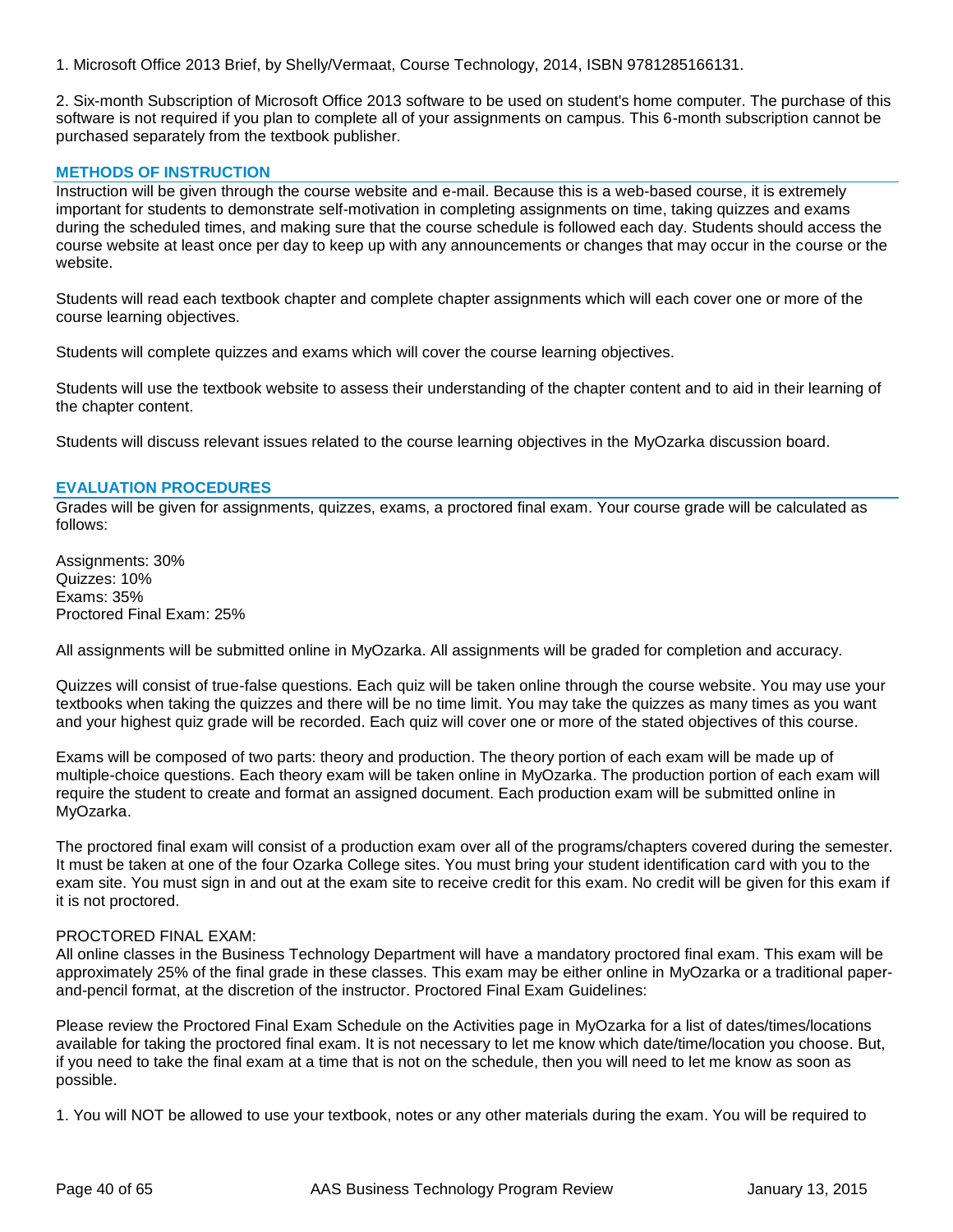1. Microsoft Office 2013 Brief, by Shelly/Vermaat, Course Technology, 2014, ISBN 9781285166131.

2. Six-month Subscription of Microsoft Office 2013 software to be used on student's home computer. The purchase of this software is not required if you plan to complete all of your assignments on campus. This 6-month subscription cannot be purchased separately from the textbook publisher.

## METHODS OF INSTRUCTION

Instruction will be given through the course website and e-mail. Because this is a web-based course, it is extremely important for students to demonstrate self-motivation in completing assignments on time, taking quizzes and exams during the scheduled times, and making sure that the course schedule is followed each day. Students should access the course website at least once per day to keep up with any announcements or changes that may occur in the course or the website.

Students will read each textbook chapter and complete chapter assignments which will each cover one or more of the course learning objectives.

Students will complete quizzes and exams which will cover the course learning objectives.

Students will use the textbook website to assess their understanding of the chapter content and to aid in their learning of the chapter content.

Students will discuss relevant issues related to the course learning objectives in the MyOzarka discussion board.

## EVALUATION PROCEDURES

Grades will be given for assignments, quizzes, exams, a proctored final exam. Your course grade will be calculated as follows:

Assignments: 30%  
Quizzes: 10%  
Exams: 35%  
Proctored Final Exam: 25%

All assignments will be submitted online in MyOzarka. All assignments will be graded for completion and accuracy.

Quizzes will consist of true-false questions. Each quiz will be taken online through the course website. You may use your textbooks when taking the quizzes and there will be no time limit. You may take the quizzes as many times as you want and your highest quiz grade will be recorded. Each quiz will cover one or more of the stated objectives of this course.

Exams will be composed of two parts: theory and production. The theory portion of each exam will be made up of multiple-choice questions. Each theory exam will be taken online in MyOzarka. The production portion of each exam will require the student to create and format an assigned document. Each production exam will be submitted online in MyOzarka.

The proctored final exam will consist of a production exam over all of the programs/chapters covered during the semester. It must be taken at one of the four Ozarka College sites. You must bring your student identification card with you to the exam site. You must sign in and out at the exam site to receive credit for this exam. No credit will be given for this exam if it is not proctored.

PROCTORED FINAL EXAM:  
All online classes in the Business Technology Department will have a mandatory proctored final exam. This exam will be approximately 25% of the final grade in these classes. This exam may be either online in MyOzarka or a traditional paper-and-pencil format, at the discretion of the instructor. Proctored Final Exam Guidelines:

Please review the Proctored Final Exam Schedule on the Activities page in MyOzarka for a list of dates/times/locations available for taking the proctored final exam. It is not necessary to let me know which date/time/location you choose. But, if you need to take the final exam at a time that is not on the schedule, then you will need to let me know as soon as possible.

1. You will NOT be allowed to use your textbook, notes or any other materials during the exam. You will be required to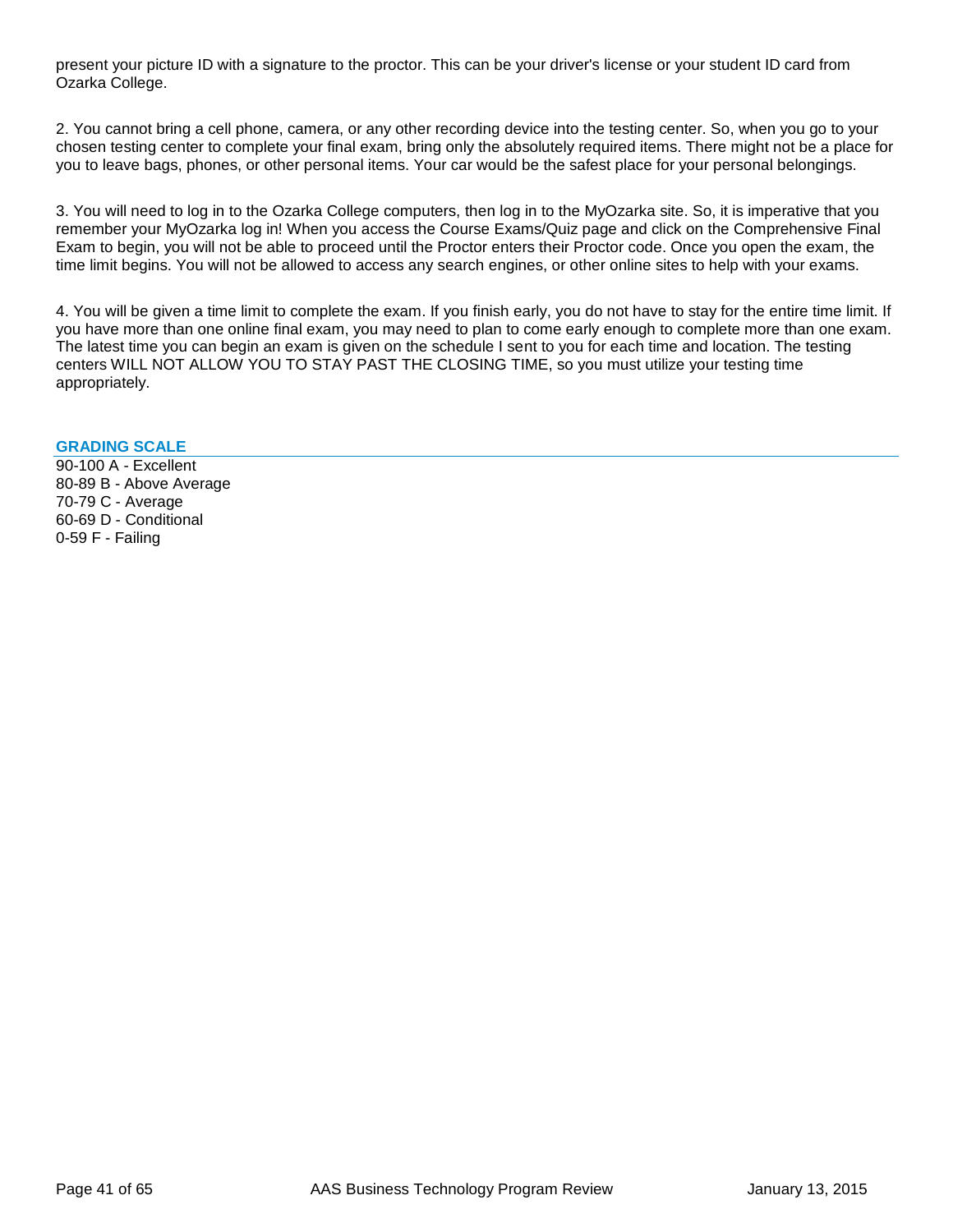present your picture ID with a signature to the proctor. This can be your driver's license or your student ID card from Ozarka College.

2. You cannot bring a cell phone, camera, or any other recording device into the testing center. So, when you go to your chosen testing center to complete your final exam, bring only the absolutely required items. There might not be a place for you to leave bags, phones, or other personal items. Your car would be the safest place for your personal belongings.

3. You will need to log in to the Ozarka College computers, then log in to the MyOzarka site. So, it is imperative that you remember your MyOzarka log in! When you access the Course Exams/Quiz page and click on the Comprehensive Final Exam to begin, you will not be able to proceed until the Proctor enters their Proctor code. Once you open the exam, the time limit begins. You will not be allowed to access any search engines, or other online sites to help with your exams.

4. You will be given a time limit to complete the exam. If you finish early, you do not have to stay for the entire time limit. If you have more than one online final exam, you may need to plan to come early enough to complete more than one exam. The latest time you can begin an exam is given on the schedule I sent to you for each time and location. The testing centers WILL NOT ALLOW YOU TO STAY PAST THE CLOSING TIME, so you must utilize your testing time appropriately.

## GRADING SCALE

90-100 A - Excellent
80-89 B - Above Average
70-79 C - Average
60-69 D - Conditional
0-59 F - Failing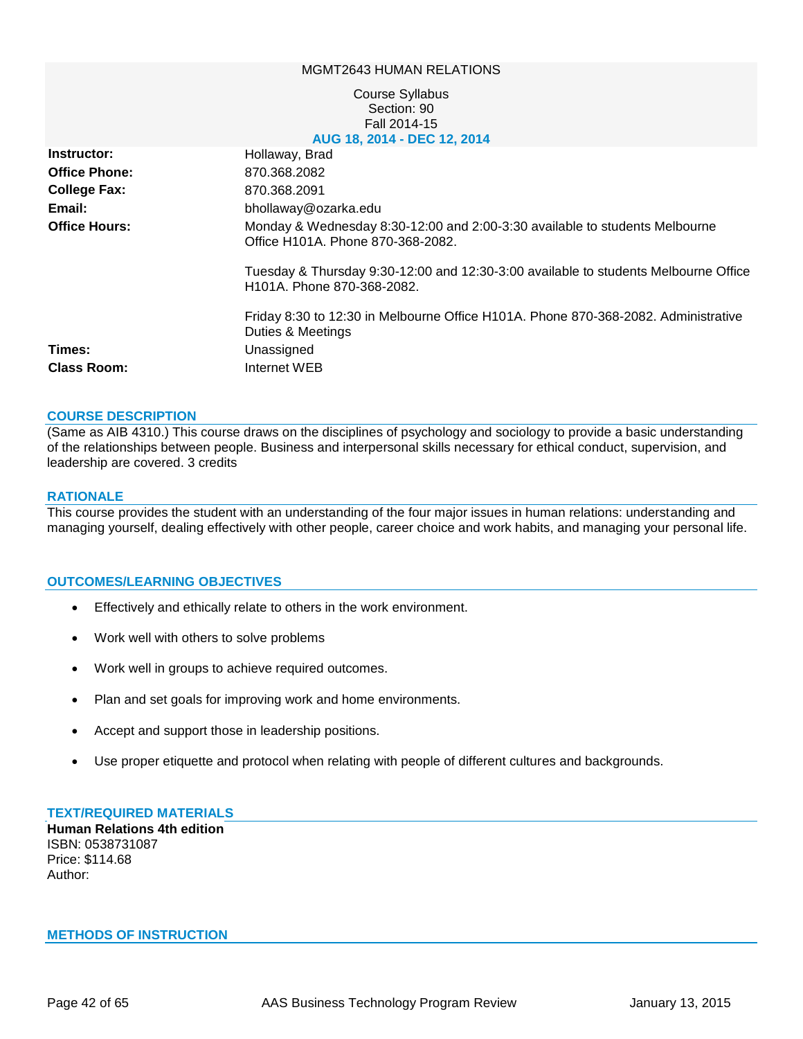MGMT2643 HUMAN RELATIONS

Course Syllabus
Section: 90
Fall 2014-15
AUG 18, 2014 - DEC 12, 2014

| | |
|---|---|
| **Instructor:** | Hollaway, Brad |
| **Office Phone:** | 870.368.2082 |
| **College Fax:** | 870.368.2091 |
| **Email:** | bhollaway@ozarka.edu |
| **Office Hours:** | Monday & Wednesday 8:30-12:00 and 2:00-3:30 available to students Melbourne Office H101A. Phone 870-368-2082.<br><br>Tuesday & Thursday 9:30-12:00 and 12:30-3:00 available to students Melbourne Office H101A. Phone 870-368-2082.<br><br>Friday 8:30 to 12:30 in Melbourne Office H101A. Phone 870-368-2082. Administrative Duties & Meetings |
| **Times:** | Unassigned |
| **Class Room:** | Internet WEB |

## COURSE DESCRIPTION

(Same as AIB 4310.) This course draws on the disciplines of psychology and sociology to provide a basic understanding of the relationships between people. Business and interpersonal skills necessary for ethical conduct, supervision, and leadership are covered. 3 credits

## RATIONALE

This course provides the student with an understanding of the four major issues in human relations: understanding and managing yourself, dealing effectively with other people, career choice and work habits, and managing your personal life.

## OUTCOMES/LEARNING OBJECTIVES

- Effectively and ethically relate to others in the work environment.
- Work well with others to solve problems
- Work well in groups to achieve required outcomes.
- Plan and set goals for improving work and home environments.
- Accept and support those in leadership positions.
- Use proper etiquette and protocol when relating with people of different cultures and backgrounds.

## TEXT/REQUIRED MATERIALS

**Human Relations 4th edition**
ISBN: 0538731087
Price: $114.68
Author:

## METHODS OF INSTRUCTION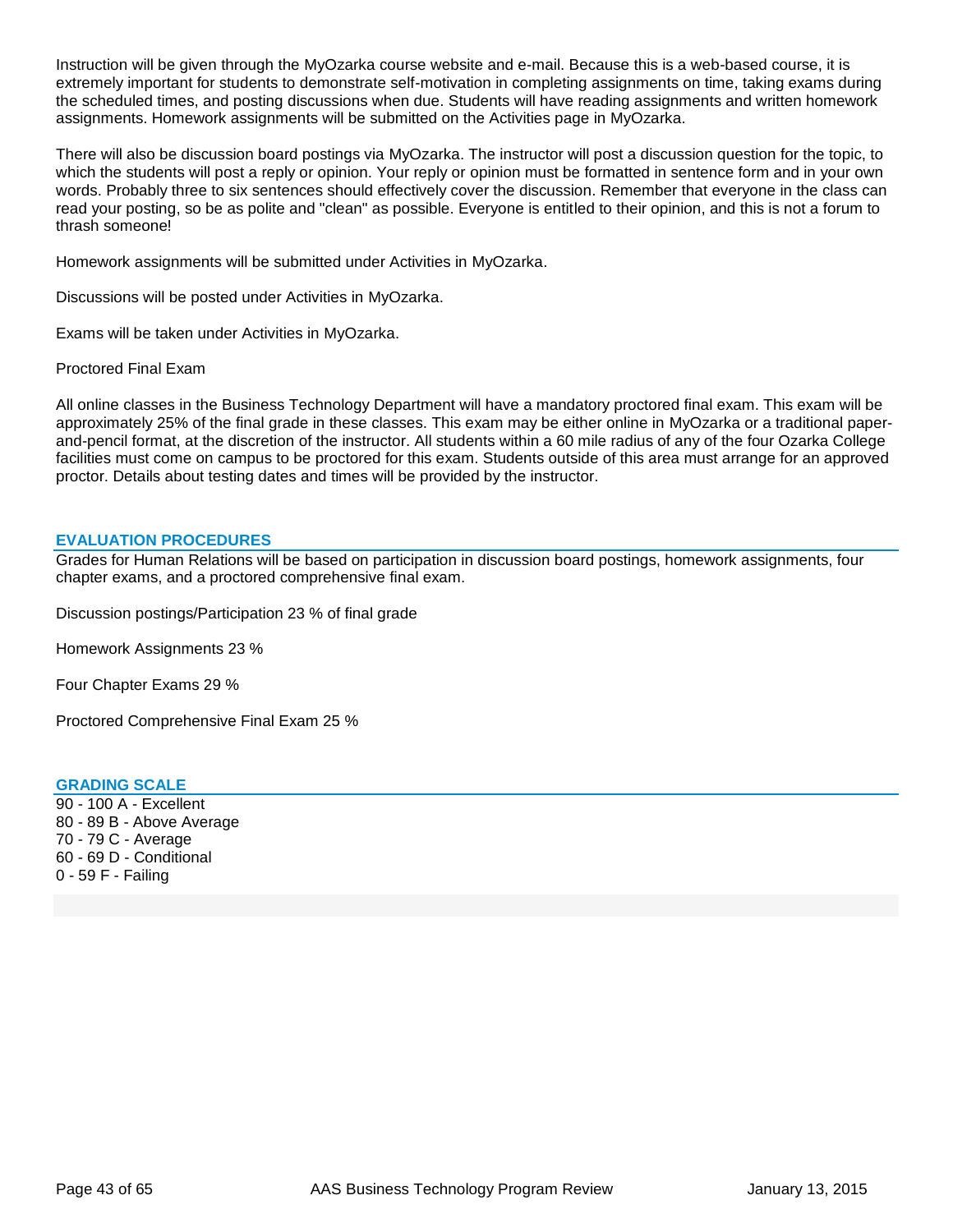Instruction will be given through the MyOzarka course website and e-mail. Because this is a web-based course, it is extremely important for students to demonstrate self-motivation in completing assignments on time, taking exams during the scheduled times, and posting discussions when due. Students will have reading assignments and written homework assignments. Homework assignments will be submitted on the Activities page in MyOzarka.

There will also be discussion board postings via MyOzarka. The instructor will post a discussion question for the topic, to which the students will post a reply or opinion. Your reply or opinion must be formatted in sentence form and in your own words. Probably three to six sentences should effectively cover the discussion. Remember that everyone in the class can read your posting, so be as polite and "clean" as possible. Everyone is entitled to their opinion, and this is not a forum to thrash someone!

Homework assignments will be submitted under Activities in MyOzarka.

Discussions will be posted under Activities in MyOzarka.

Exams will be taken under Activities in MyOzarka.

Proctored Final Exam

All online classes in the Business Technology Department will have a mandatory proctored final exam. This exam will be approximately 25% of the final grade in these classes. This exam may be either online in MyOzarka or a traditional paper-and-pencil format, at the discretion of the instructor. All students within a 60 mile radius of any of the four Ozarka College facilities must come on campus to be proctored for this exam. Students outside of this area must arrange for an approved proctor. Details about testing dates and times will be provided by the instructor.

## EVALUATION PROCEDURES

Grades for Human Relations will be based on participation in discussion board postings, homework assignments, four chapter exams, and a proctored comprehensive final exam.

Discussion postings/Participation 23 % of final grade

Homework Assignments 23 %

Four Chapter Exams 29 %

Proctored Comprehensive Final Exam 25 %

## GRADING SCALE

90 - 100 A - Excellent
80 - 89 B - Above Average
70 - 79 C - Average
60 - 69 D - Conditional
0 - 59 F - Failing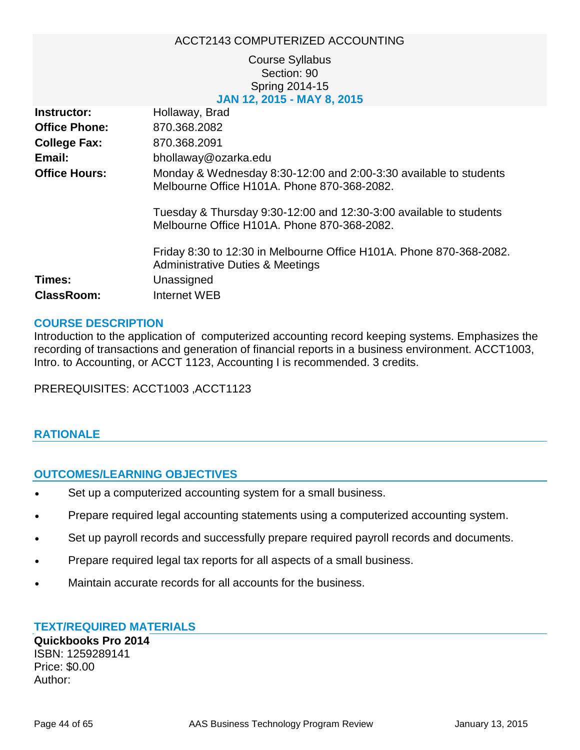# ACCT2143 COMPUTERIZED ACCOUNTING

Course Syllabus
Section: 90
Spring 2014-15
**JAN 12, 2015 - MAY 8, 2015**

**Instructor:** Hollaway, Brad
**Office Phone:** 870.368.2082
**College Fax:** 870.368.2091
**Email:** bhollaway@ozarka.edu
**Office Hours:** Monday & Wednesday 8:30-12:00 and 2:00-3:30 available to students Melbourne Office H101A. Phone 870-368-2082.

Tuesday & Thursday 9:30-12:00 and 12:30-3:00 available to students Melbourne Office H101A. Phone 870-368-2082.

Friday 8:30 to 12:30 in Melbourne Office H101A. Phone 870-368-2082. Administrative Duties & Meetings

**Times:** Unassigned
**ClassRoom:** Internet WEB

## COURSE DESCRIPTION

Introduction to the application of computerized accounting record keeping systems. Emphasizes the recording of transactions and generation of financial reports in a business environment. ACCT1003, Intro. to Accounting, or ACCT 1123, Accounting I is recommended. 3 credits.

PREREQUISITES: ACCT1003 ,ACCT1123

## RATIONALE

## OUTCOMES/LEARNING OBJECTIVES

- Set up a computerized accounting system for a small business.
- Prepare required legal accounting statements using a computerized accounting system.
- Set up payroll records and successfully prepare required payroll records and documents.
- Prepare required legal tax reports for all aspects of a small business.
- Maintain accurate records for all accounts for the business.

## TEXT/REQUIRED MATERIALS

**Quickbooks Pro 2014**
ISBN: 1259289141
Price: $0.00
Author: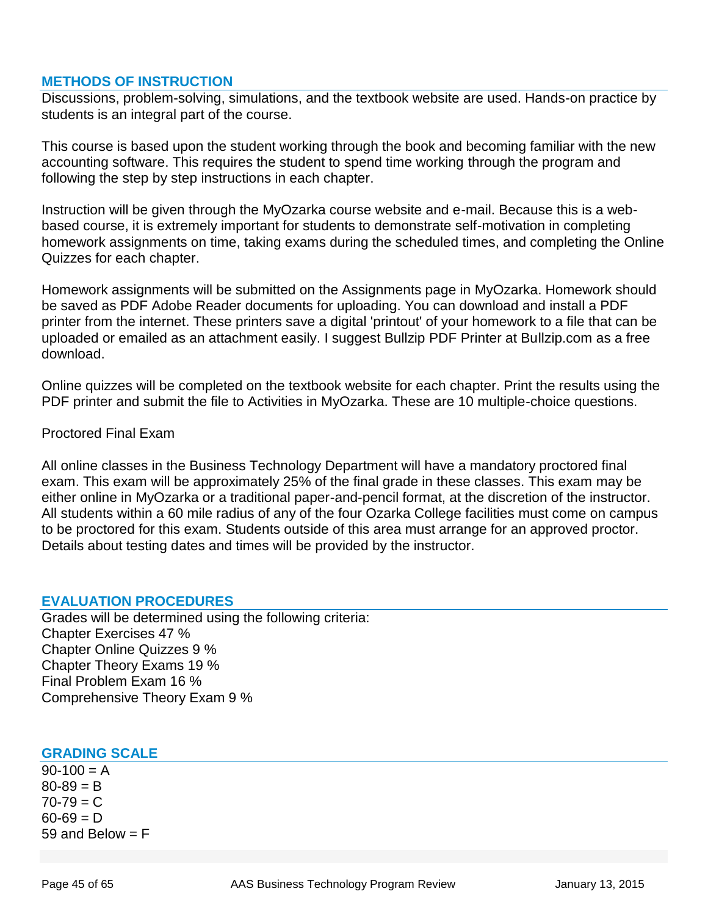## METHODS OF INSTRUCTION

Discussions, problem-solving, simulations, and the textbook website are used. Hands-on practice by students is an integral part of the course.

This course is based upon the student working through the book and becoming familiar with the new accounting software. This requires the student to spend time working through the program and following the step by step instructions in each chapter.

Instruction will be given through the MyOzarka course website and e-mail. Because this is a web-based course, it is extremely important for students to demonstrate self-motivation in completing homework assignments on time, taking exams during the scheduled times, and completing the Online Quizzes for each chapter.

Homework assignments will be submitted on the Assignments page in MyOzarka. Homework should be saved as PDF Adobe Reader documents for uploading. You can download and install a PDF printer from the internet. These printers save a digital 'printout' of your homework to a file that can be uploaded or emailed as an attachment easily. I suggest Bullzip PDF Printer at Bullzip.com as a free download.

Online quizzes will be completed on the textbook website for each chapter. Print the results using the PDF printer and submit the file to Activities in MyOzarka. These are 10 multiple-choice questions.

Proctored Final Exam

All online classes in the Business Technology Department will have a mandatory proctored final exam. This exam will be approximately 25% of the final grade in these classes. This exam may be either online in MyOzarka or a traditional paper-and-pencil format, at the discretion of the instructor. All students within a 60 mile radius of any of the four Ozarka College facilities must come on campus to be proctored for this exam. Students outside of this area must arrange for an approved proctor. Details about testing dates and times will be provided by the instructor.

## EVALUATION PROCEDURES

Grades will be determined using the following criteria:
Chapter Exercises 47 %
Chapter Online Quizzes 9 %
Chapter Theory Exams 19 %
Final Problem Exam 16 %
Comprehensive Theory Exam 9 %

## GRADING SCALE

90-100 = A
80-89 = B
70-79 = C
60-69 = D
59 and Below = F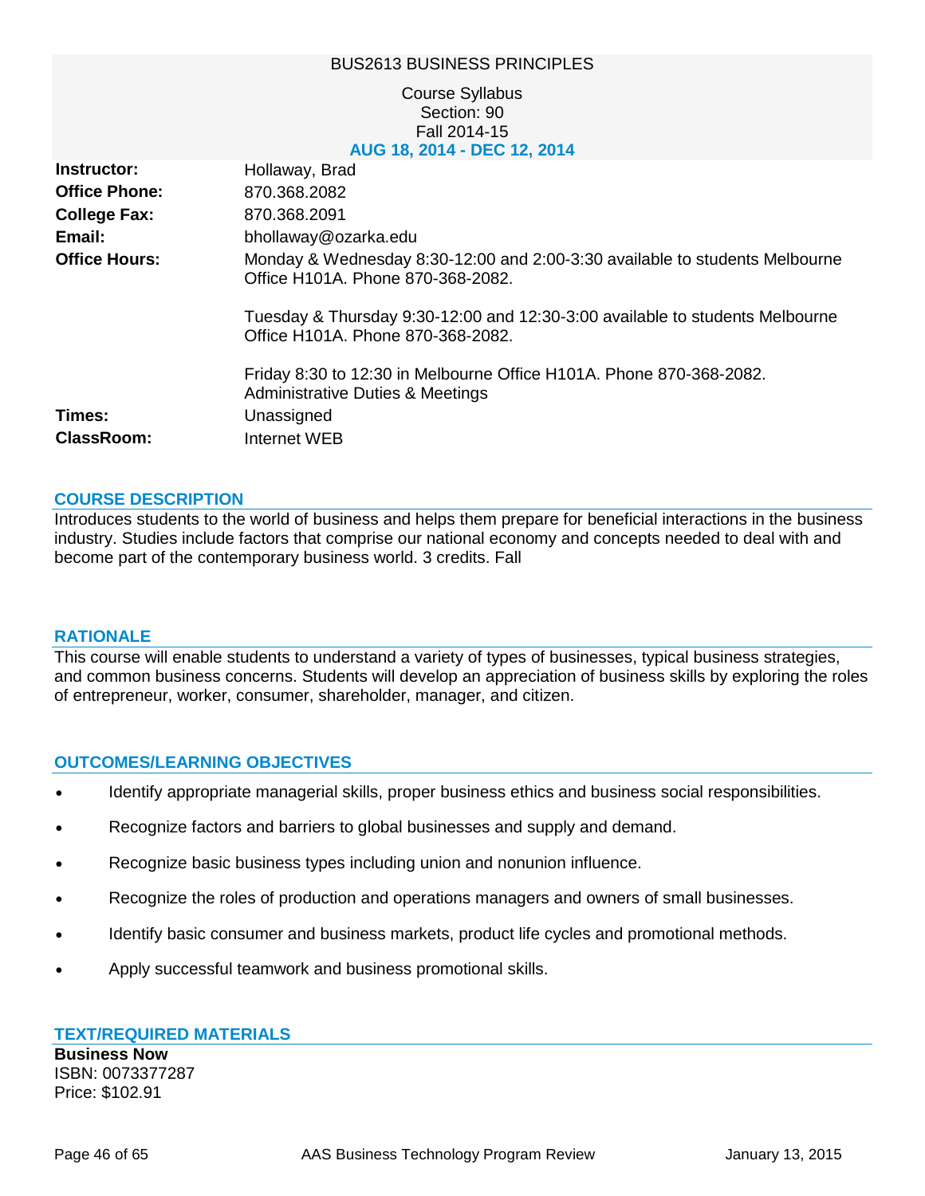BUS2613 BUSINESS PRINCIPLES

Course Syllabus
Section: 90
Fall 2014-15
**AUG 18, 2014 - DEC 12, 2014**

| | |
|---|---|
| **Instructor:** | Hollaway, Brad |
| **Office Phone:** | 870.368.2082 |
| **College Fax:** | 870.368.2091 |
| **Email:** | bhollaway@ozarka.edu |
| **Office Hours:** | Monday & Wednesday 8:30-12:00 and 2:00-3:30 available to students Melbourne Office H101A. Phone 870-368-2082.<br><br>Tuesday & Thursday 9:30-12:00 and 12:30-3:00 available to students Melbourne Office H101A. Phone 870-368-2082.<br><br>Friday 8:30 to 12:30 in Melbourne Office H101A. Phone 870-368-2082. Administrative Duties & Meetings |
| **Times:** | Unassigned |
| **ClassRoom:** | Internet WEB |

## COURSE DESCRIPTION

Introduces students to the world of business and helps them prepare for beneficial interactions in the business industry. Studies include factors that comprise our national economy and concepts needed to deal with and become part of the contemporary business world. 3 credits. Fall

## RATIONALE

This course will enable students to understand a variety of types of businesses, typical business strategies, and common business concerns. Students will develop an appreciation of business skills by exploring the roles of entrepreneur, worker, consumer, shareholder, manager, and citizen.

## OUTCOMES/LEARNING OBJECTIVES

- Identify appropriate managerial skills, proper business ethics and business social responsibilities.
- Recognize factors and barriers to global businesses and supply and demand.
- Recognize basic business types including union and nonunion influence.
- Recognize the roles of production and operations managers and owners of small businesses.
- Identify basic consumer and business markets, product life cycles and promotional methods.
- Apply successful teamwork and business promotional skills.

## TEXT/REQUIRED MATERIALS

**Business Now**
ISBN: 0073377287
Price: $102.91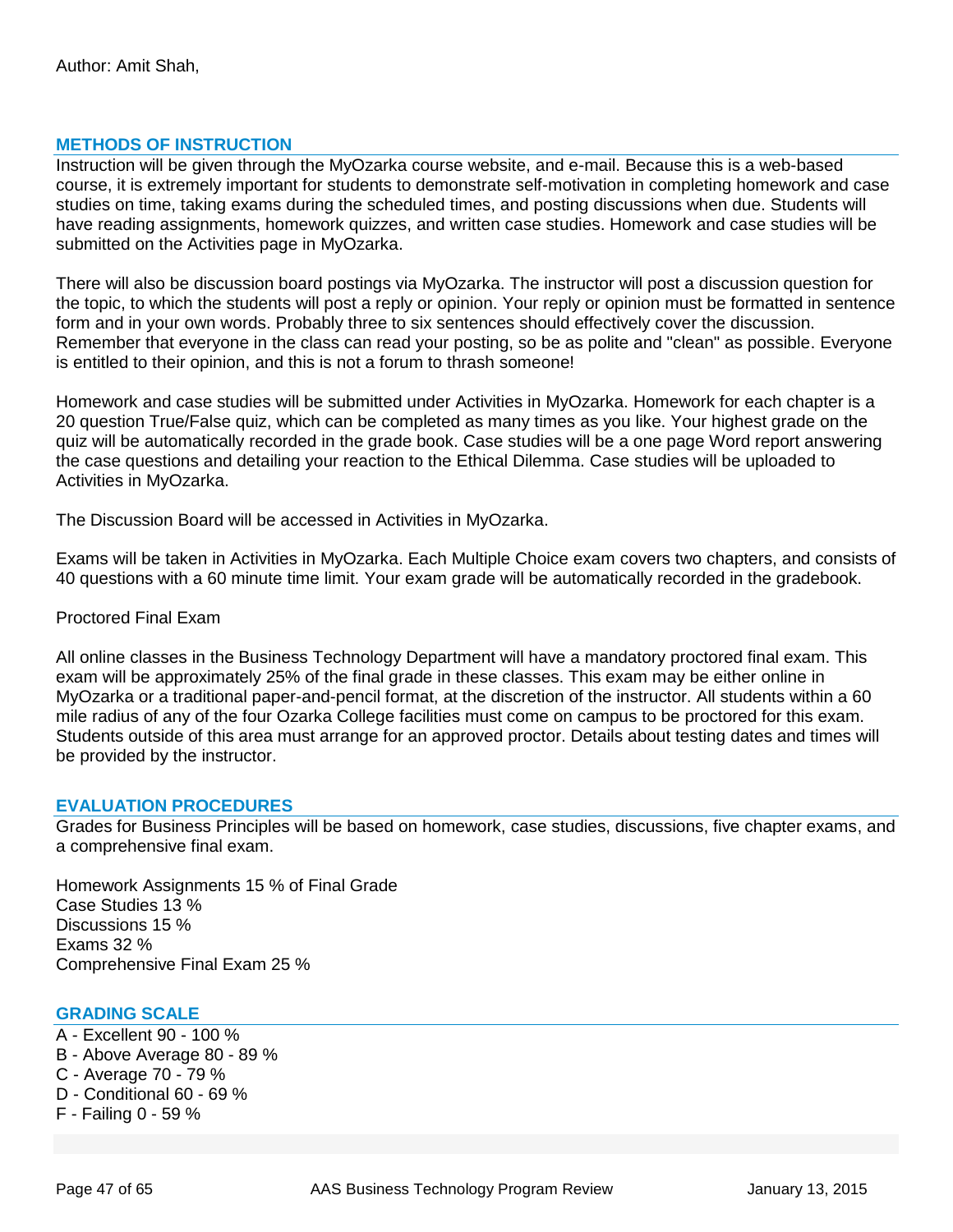Author: Amit Shah,

## METHODS OF INSTRUCTION

Instruction will be given through the MyOzarka course website, and e-mail. Because this is a web-based course, it is extremely important for students to demonstrate self-motivation in completing homework and case studies on time, taking exams during the scheduled times, and posting discussions when due. Students will have reading assignments, homework quizzes, and written case studies. Homework and case studies will be submitted on the Activities page in MyOzarka.

There will also be discussion board postings via MyOzarka. The instructor will post a discussion question for the topic, to which the students will post a reply or opinion. Your reply or opinion must be formatted in sentence form and in your own words. Probably three to six sentences should effectively cover the discussion. Remember that everyone in the class can read your posting, so be as polite and "clean" as possible. Everyone is entitled to their opinion, and this is not a forum to thrash someone!

Homework and case studies will be submitted under Activities in MyOzarka. Homework for each chapter is a 20 question True/False quiz, which can be completed as many times as you like. Your highest grade on the quiz will be automatically recorded in the grade book. Case studies will be a one page Word report answering the case questions and detailing your reaction to the Ethical Dilemma. Case studies will be uploaded to Activities in MyOzarka.

The Discussion Board will be accessed in Activities in MyOzarka.

Exams will be taken in Activities in MyOzarka. Each Multiple Choice exam covers two chapters, and consists of 40 questions with a 60 minute time limit. Your exam grade will be automatically recorded in the gradebook.

Proctored Final Exam

All online classes in the Business Technology Department will have a mandatory proctored final exam. This exam will be approximately 25% of the final grade in these classes. This exam may be either online in MyOzarka or a traditional paper-and-pencil format, at the discretion of the instructor. All students within a 60 mile radius of any of the four Ozarka College facilities must come on campus to be proctored for this exam. Students outside of this area must arrange for an approved proctor. Details about testing dates and times will be provided by the instructor.

## EVALUATION PROCEDURES

Grades for Business Principles will be based on homework, case studies, discussions, five chapter exams, and a comprehensive final exam.

Homework Assignments 15 % of Final Grade
Case Studies 13 %
Discussions 15 %
Exams 32 %
Comprehensive Final Exam 25 %

## GRADING SCALE

A - Excellent 90 - 100 %
B - Above Average 80 - 89 %
C - Average 70 - 79 %
D - Conditional 60 - 69 %
F - Failing 0 - 59 %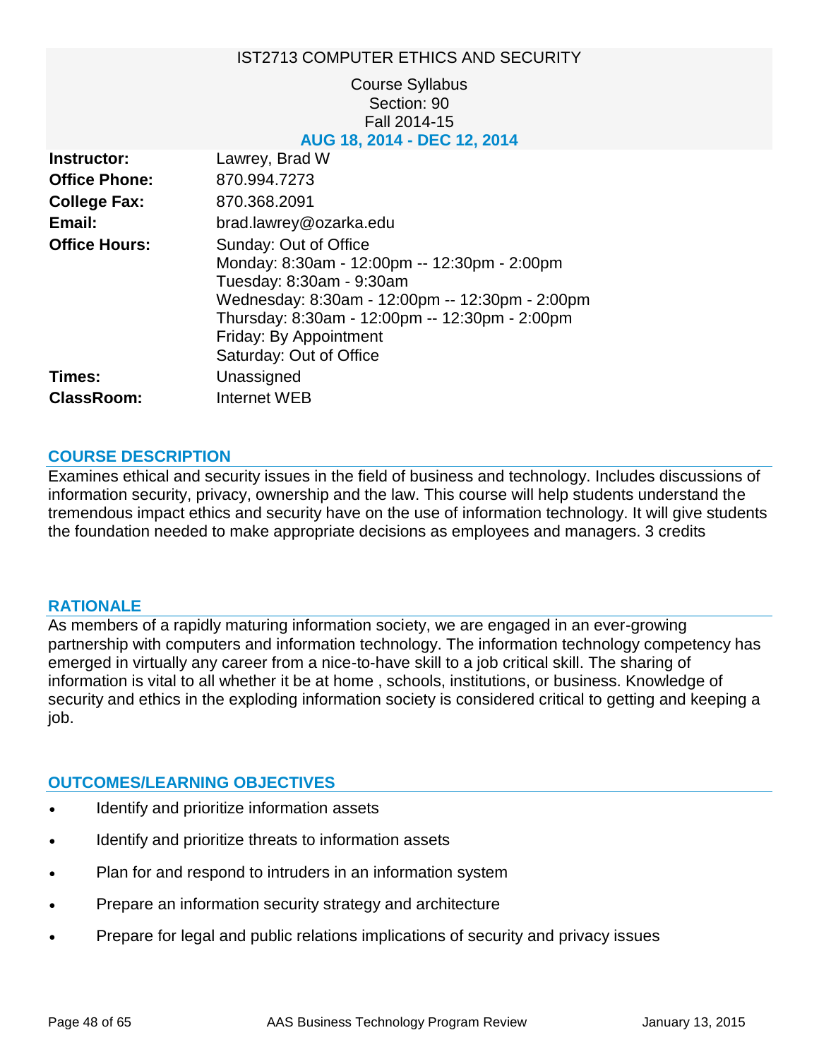# IST2713 COMPUTER ETHICS AND SECURITY

Course Syllabus
Section: 90
Fall 2014-15
**AUG 18, 2014 - DEC 12, 2014**

| | |
|---|---|
| **Instructor:** | Lawrey, Brad W |
| **Office Phone:** | 870.994.7273 |
| **College Fax:** | 870.368.2091 |
| **Email:** | brad.lawrey@ozarka.edu |
| **Office Hours:** | Sunday: Out of Office<br>Monday: 8:30am - 12:00pm -- 12:30pm - 2:00pm<br>Tuesday: 8:30am - 9:30am<br>Wednesday: 8:30am - 12:00pm -- 12:30pm - 2:00pm<br>Thursday: 8:30am - 12:00pm -- 12:30pm - 2:00pm<br>Friday: By Appointment<br>Saturday: Out of Office |
| **Times:** | Unassigned |
| **ClassRoom:** | Internet WEB |

## COURSE DESCRIPTION

Examines ethical and security issues in the field of business and technology. Includes discussions of information security, privacy, ownership and the law. This course will help students understand the tremendous impact ethics and security have on the use of information technology. It will give students the foundation needed to make appropriate decisions as employees and managers. 3 credits

## RATIONALE

As members of a rapidly maturing information society, we are engaged in an ever-growing partnership with computers and information technology. The information technology competency has emerged in virtually any career from a nice-to-have skill to a job critical skill. The sharing of information is vital to all whether it be at home , schools, institutions, or business. Knowledge of security and ethics in the exploding information society is considered critical to getting and keeping a job.

## OUTCOMES/LEARNING OBJECTIVES

- Identify and prioritize information assets
- Identify and prioritize threats to information assets
- Plan for and respond to intruders in an information system
- Prepare an information security strategy and architecture
- Prepare for legal and public relations implications of security and privacy issues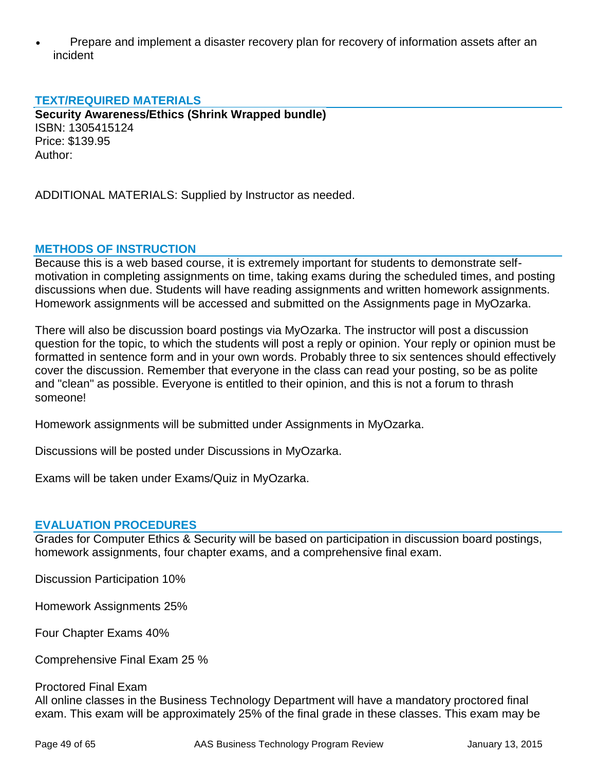- Prepare and implement a disaster recovery plan for recovery of information assets after an incident

## TEXT/REQUIRED MATERIALS

**Security Awareness/Ethics (Shrink Wrapped bundle)**
ISBN: 1305415124
Price: $139.95
Author:

ADDITIONAL MATERIALS: Supplied by Instructor as needed.

## METHODS OF INSTRUCTION

Because this is a web based course, it is extremely important for students to demonstrate self-motivation in completing assignments on time, taking exams during the scheduled times, and posting discussions when due. Students will have reading assignments and written homework assignments. Homework assignments will be accessed and submitted on the Assignments page in MyOzarka.

There will also be discussion board postings via MyOzarka. The instructor will post a discussion question for the topic, to which the students will post a reply or opinion. Your reply or opinion must be formatted in sentence form and in your own words. Probably three to six sentences should effectively cover the discussion. Remember that everyone in the class can read your posting, so be as polite and "clean" as possible. Everyone is entitled to their opinion, and this is not a forum to thrash someone!

Homework assignments will be submitted under Assignments in MyOzarka.

Discussions will be posted under Discussions in MyOzarka.

Exams will be taken under Exams/Quiz in MyOzarka.

## EVALUATION PROCEDURES

Grades for Computer Ethics & Security will be based on participation in discussion board postings, homework assignments, four chapter exams, and a comprehensive final exam.

Discussion Participation 10%

Homework Assignments 25%

Four Chapter Exams 40%

Comprehensive Final Exam 25 %

Proctored Final Exam
All online classes in the Business Technology Department will have a mandatory proctored final exam. This exam will be approximately 25% of the final grade in these classes. This exam may be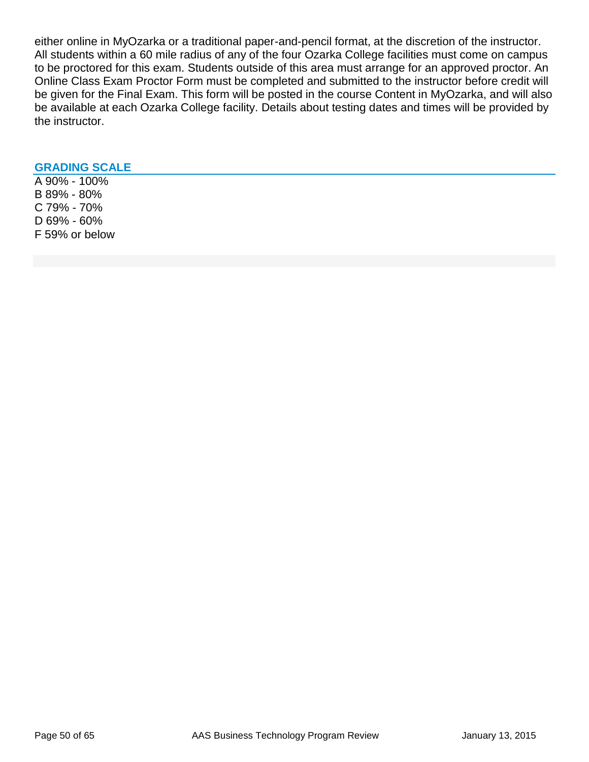either online in MyOzarka or a traditional paper-and-pencil format, at the discretion of the instructor. All students within a 60 mile radius of any of the four Ozarka College facilities must come on campus to be proctored for this exam. Students outside of this area must arrange for an approved proctor. An Online Class Exam Proctor Form must be completed and submitted to the instructor before credit will be given for the Final Exam. This form will be posted in the course Content in MyOzarka, and will also be available at each Ozarka College facility. Details about testing dates and times will be provided by the instructor.

## GRADING SCALE

A 90% - 100%
B 89% - 80%
C 79% - 70%
D 69% - 60%
F 59% or below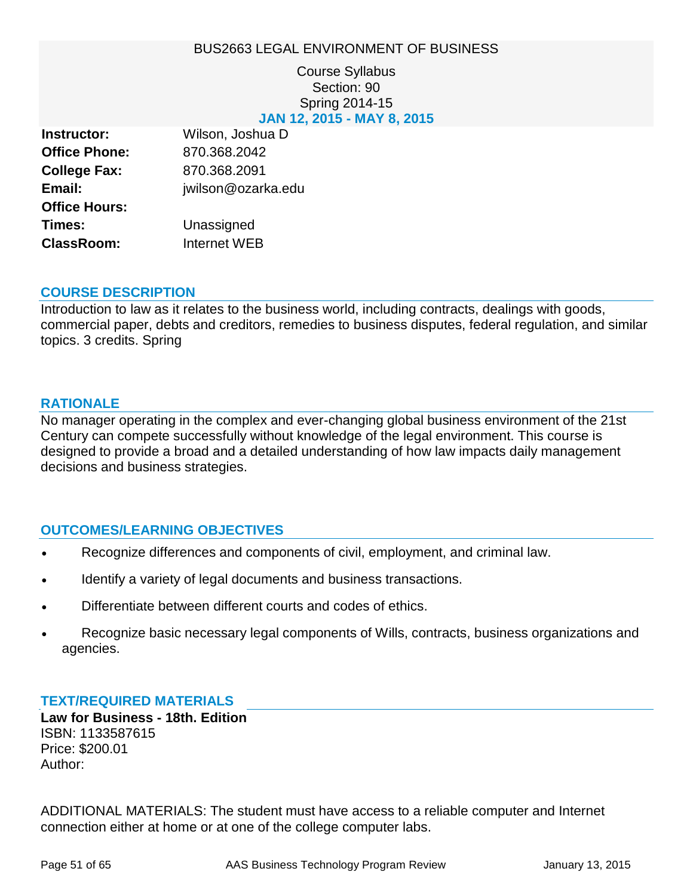# BUS2663 LEGAL ENVIRONMENT OF BUSINESS

Course Syllabus
Section: 90
Spring 2014-15
**JAN 12, 2015 - MAY 8, 2015**

| | |
|---|---|
| **Instructor:** | Wilson, Joshua D |
| **Office Phone:** | 870.368.2042 |
| **College Fax:** | 870.368.2091 |
| **Email:** | jwilson@ozarka.edu |
| **Office Hours:** | |
| **Times:** | Unassigned |
| **ClassRoom:** | Internet WEB |

## COURSE DESCRIPTION

Introduction to law as it relates to the business world, including contracts, dealings with goods, commercial paper, debts and creditors, remedies to business disputes, federal regulation, and similar topics. 3 credits. Spring

## RATIONALE

No manager operating in the complex and ever-changing global business environment of the 21st Century can compete successfully without knowledge of the legal environment. This course is designed to provide a broad and a detailed understanding of how law impacts daily management decisions and business strategies.

## OUTCOMES/LEARNING OBJECTIVES

- Recognize differences and components of civil, employment, and criminal law.
- Identify a variety of legal documents and business transactions.
- Differentiate between different courts and codes of ethics.
- Recognize basic necessary legal components of Wills, contracts, business organizations and agencies.

## TEXT/REQUIRED MATERIALS

**Law for Business - 18th. Edition**
ISBN: 1133587615
Price: $200.01
Author:

ADDITIONAL MATERIALS: The student must have access to a reliable computer and Internet connection either at home or at one of the college computer labs.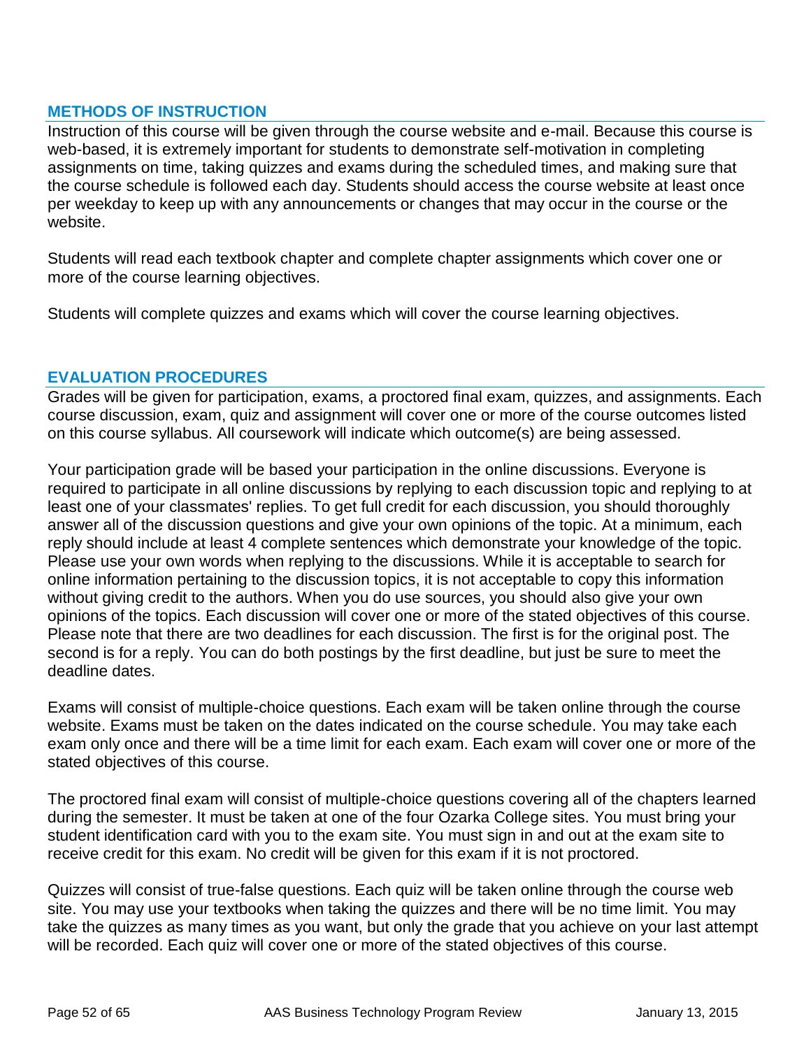## METHODS OF INSTRUCTION

Instruction of this course will be given through the course website and e-mail. Because this course is web-based, it is extremely important for students to demonstrate self-motivation in completing assignments on time, taking quizzes and exams during the scheduled times, and making sure that the course schedule is followed each day. Students should access the course website at least once per weekday to keep up with any announcements or changes that may occur in the course or the website.

Students will read each textbook chapter and complete chapter assignments which cover one or more of the course learning objectives.

Students will complete quizzes and exams which will cover the course learning objectives.

## EVALUATION PROCEDURES

Grades will be given for participation, exams, a proctored final exam, quizzes, and assignments. Each course discussion, exam, quiz and assignment will cover one or more of the course outcomes listed on this course syllabus. All coursework will indicate which outcome(s) are being assessed.

Your participation grade will be based your participation in the online discussions. Everyone is required to participate in all online discussions by replying to each discussion topic and replying to at least one of your classmates' replies. To get full credit for each discussion, you should thoroughly answer all of the discussion questions and give your own opinions of the topic. At a minimum, each reply should include at least 4 complete sentences which demonstrate your knowledge of the topic. Please use your own words when replying to the discussions. While it is acceptable to search for online information pertaining to the discussion topics, it is not acceptable to copy this information without giving credit to the authors. When you do use sources, you should also give your own opinions of the topics. Each discussion will cover one or more of the stated objectives of this course. Please note that there are two deadlines for each discussion. The first is for the original post. The second is for a reply. You can do both postings by the first deadline, but just be sure to meet the deadline dates.

Exams will consist of multiple-choice questions. Each exam will be taken online through the course website. Exams must be taken on the dates indicated on the course schedule. You may take each exam only once and there will be a time limit for each exam. Each exam will cover one or more of the stated objectives of this course.

The proctored final exam will consist of multiple-choice questions covering all of the chapters learned during the semester. It must be taken at one of the four Ozarka College sites. You must bring your student identification card with you to the exam site. You must sign in and out at the exam site to receive credit for this exam. No credit will be given for this exam if it is not proctored.

Quizzes will consist of true-false questions. Each quiz will be taken online through the course web site. You may use your textbooks when taking the quizzes and there will be no time limit. You may take the quizzes as many times as you want, but only the grade that you achieve on your last attempt will be recorded. Each quiz will cover one or more of the stated objectives of this course.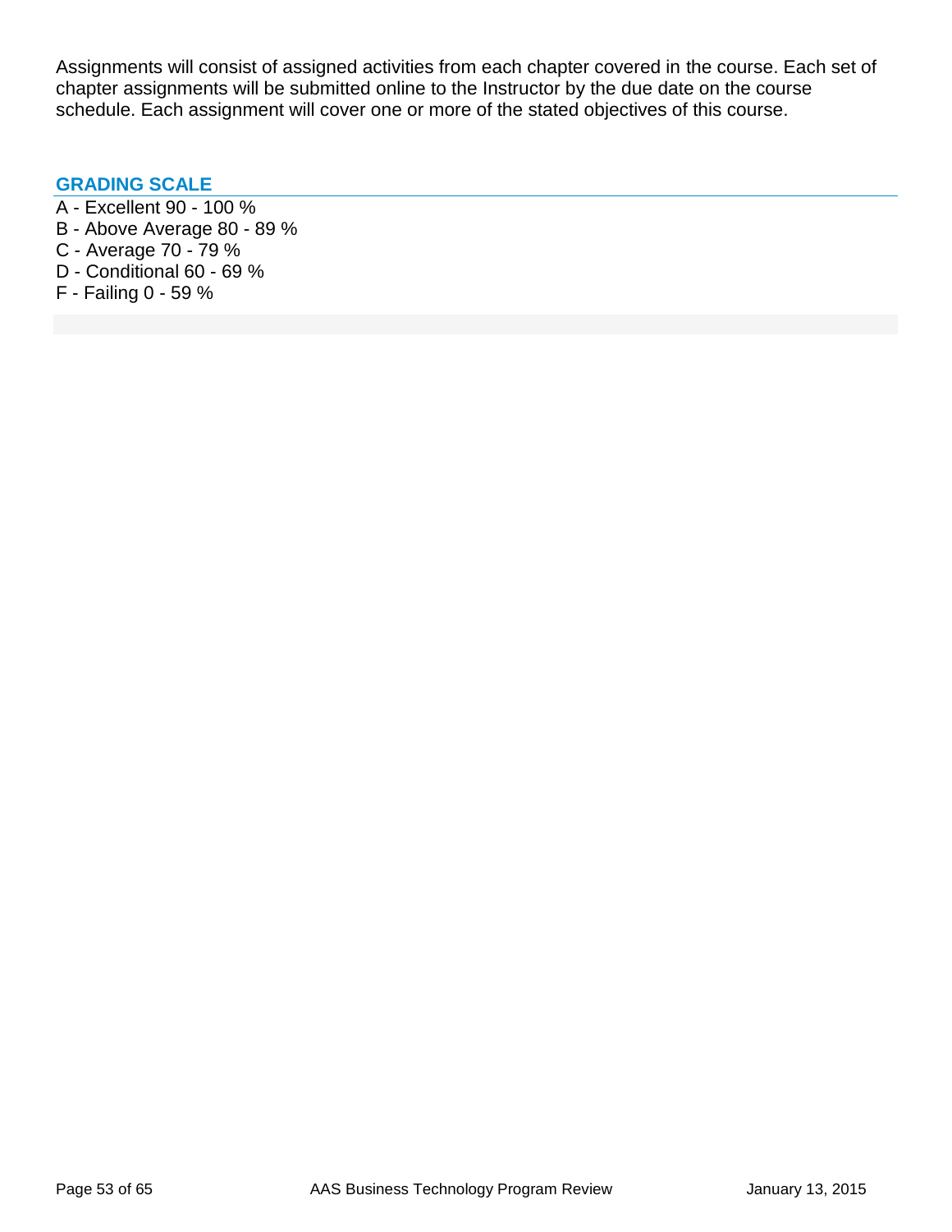Assignments will consist of assigned activities from each chapter covered in the course. Each set of chapter assignments will be submitted online to the Instructor by the due date on the course schedule. Each assignment will cover one or more of the stated objectives of this course.

## GRADING SCALE

A - Excellent 90 - 100 %
B - Above Average 80 - 89 %
C - Average 70 - 79 %
D - Conditional 60 - 69 %
F - Failing 0 - 59 %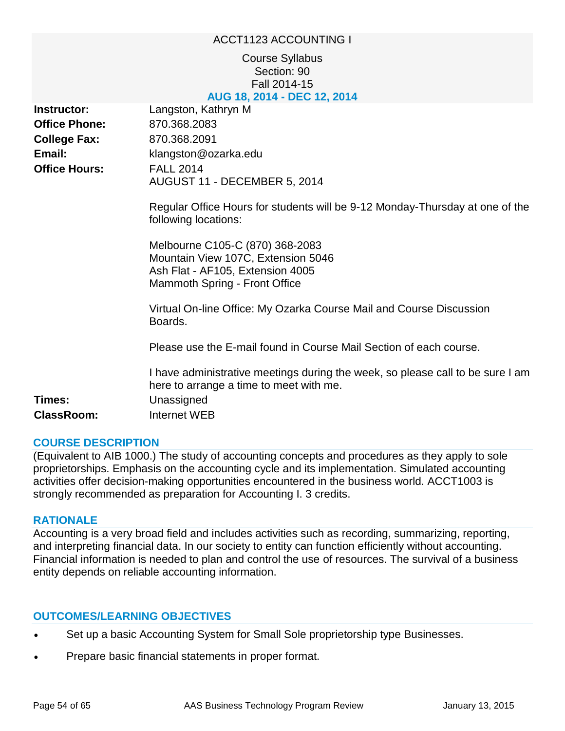# ACCT1123 ACCOUNTING I

Course Syllabus
Section: 90
Fall 2014-15
**AUG 18, 2014 - DEC 12, 2014**

**Instructor:** Langston, Kathryn M

**Office Phone:** 870.368.2083

**College Fax:** 870.368.2091

**Email:** klangston@ozarka.edu

**Office Hours:** FALL 2014
AUGUST 11 - DECEMBER 5, 2014

Regular Office Hours for students will be 9-12 Monday-Thursday at one of the following locations:

Melbourne C105-C (870) 368-2083
Mountain View 107C, Extension 5046
Ash Flat - AF105, Extension 4005
Mammoth Spring - Front Office

Virtual On-line Office: My Ozarka Course Mail and Course Discussion Boards.

Please use the E-mail found in Course Mail Section of each course.

I have administrative meetings during the week, so please call to be sure I am here to arrange a time to meet with me.

**Times:** Unassigned

**ClassRoom:** Internet WEB

## COURSE DESCRIPTION

(Equivalent to AIB 1000.) The study of accounting concepts and procedures as they apply to sole proprietorships. Emphasis on the accounting cycle and its implementation. Simulated accounting activities offer decision-making opportunities encountered in the business world. ACCT1003 is strongly recommended as preparation for Accounting I. 3 credits.

## RATIONALE

Accounting is a very broad field and includes activities such as recording, summarizing, reporting, and interpreting financial data. In our society to entity can function efficiently without accounting. Financial information is needed to plan and control the use of resources. The survival of a business entity depends on reliable accounting information.

## OUTCOMES/LEARNING OBJECTIVES

- Set up a basic Accounting System for Small Sole proprietorship type Businesses.
- Prepare basic financial statements in proper format.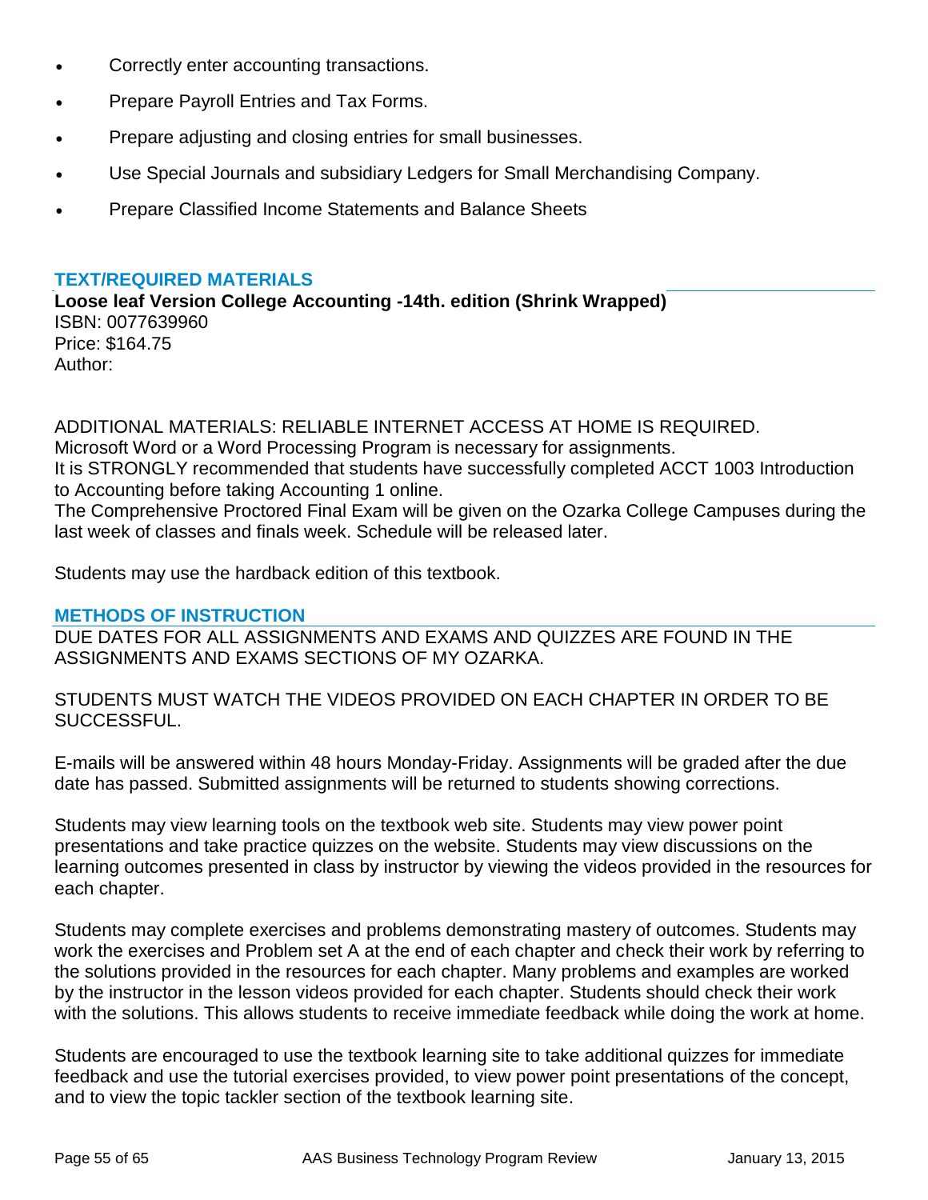- Correctly enter accounting transactions.
- Prepare Payroll Entries and Tax Forms.
- Prepare adjusting and closing entries for small businesses.
- Use Special Journals and subsidiary Ledgers for Small Merchandising Company.
- Prepare Classified Income Statements and Balance Sheets

## TEXT/REQUIRED MATERIALS

**Loose leaf Version College Accounting -14th. edition (Shrink Wrapped)**
ISBN: 0077639960
Price: $164.75
Author:

ADDITIONAL MATERIALS: RELIABLE INTERNET ACCESS AT HOME IS REQUIRED.
Microsoft Word or a Word Processing Program is necessary for assignments.
It is STRONGLY recommended that students have successfully completed ACCT 1003 Introduction to Accounting before taking Accounting 1 online.
The Comprehensive Proctored Final Exam will be given on the Ozarka College Campuses during the last week of classes and finals week. Schedule will be released later.

Students may use the hardback edition of this textbook.

## METHODS OF INSTRUCTION

DUE DATES FOR ALL ASSIGNMENTS AND EXAMS AND QUIZZES ARE FOUND IN THE ASSIGNMENTS AND EXAMS SECTIONS OF MY OZARKA.

STUDENTS MUST WATCH THE VIDEOS PROVIDED ON EACH CHAPTER IN ORDER TO BE SUCCESSFUL.

E-mails will be answered within 48 hours Monday-Friday. Assignments will be graded after the due date has passed. Submitted assignments will be returned to students showing corrections.

Students may view learning tools on the textbook web site. Students may view power point presentations and take practice quizzes on the website. Students may view discussions on the learning outcomes presented in class by instructor by viewing the videos provided in the resources for each chapter.

Students may complete exercises and problems demonstrating mastery of outcomes. Students may work the exercises and Problem set A at the end of each chapter and check their work by referring to the solutions provided in the resources for each chapter. Many problems and examples are worked by the instructor in the lesson videos provided for each chapter. Students should check their work with the solutions. This allows students to receive immediate feedback while doing the work at home.

Students are encouraged to use the textbook learning site to take additional quizzes for immediate feedback and use the tutorial exercises provided, to view power point presentations of the concept, and to view the topic tackler section of the textbook learning site.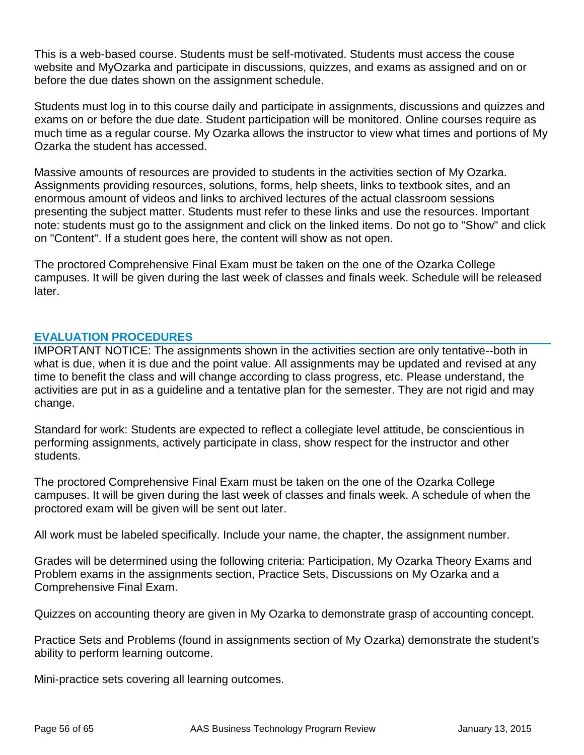This is a web-based course. Students must be self-motivated. Students must access the couse website and MyOzarka and participate in discussions, quizzes, and exams as assigned and on or before the due dates shown on the assignment schedule.

Students must log in to this course daily and participate in assignments, discussions and quizzes and exams on or before the due date. Student participation will be monitored. Online courses require as much time as a regular course. My Ozarka allows the instructor to view what times and portions of My Ozarka the student has accessed.

Massive amounts of resources are provided to students in the activities section of My Ozarka. Assignments providing resources, solutions, forms, help sheets, links to textbook sites, and an enormous amount of videos and links to archived lectures of the actual classroom sessions presenting the subject matter. Students must refer to these links and use the resources. Important note: students must go to the assignment and click on the linked items. Do not go to "Show" and click on "Content". If a student goes here, the content will show as not open.

The proctored Comprehensive Final Exam must be taken on the one of the Ozarka College campuses. It will be given during the last week of classes and finals week. Schedule will be released later.

## EVALUATION PROCEDURES

IMPORTANT NOTICE: The assignments shown in the activities section are only tentative--both in what is due, when it is due and the point value. All assignments may be updated and revised at any time to benefit the class and will change according to class progress, etc. Please understand, the activities are put in as a guideline and a tentative plan for the semester. They are not rigid and may change.

Standard for work: Students are expected to reflect a collegiate level attitude, be conscientious in performing assignments, actively participate in class, show respect for the instructor and other students.

The proctored Comprehensive Final Exam must be taken on the one of the Ozarka College campuses. It will be given during the last week of classes and finals week. A schedule of when the proctored exam will be given will be sent out later.

All work must be labeled specifically. Include your name, the chapter, the assignment number.

Grades will be determined using the following criteria: Participation, My Ozarka Theory Exams and Problem exams in the assignments section, Practice Sets, Discussions on My Ozarka and a Comprehensive Final Exam.

Quizzes on accounting theory are given in My Ozarka to demonstrate grasp of accounting concept.

Practice Sets and Problems (found in assignments section of My Ozarka) demonstrate the student's ability to perform learning outcome.

Mini-practice sets covering all learning outcomes.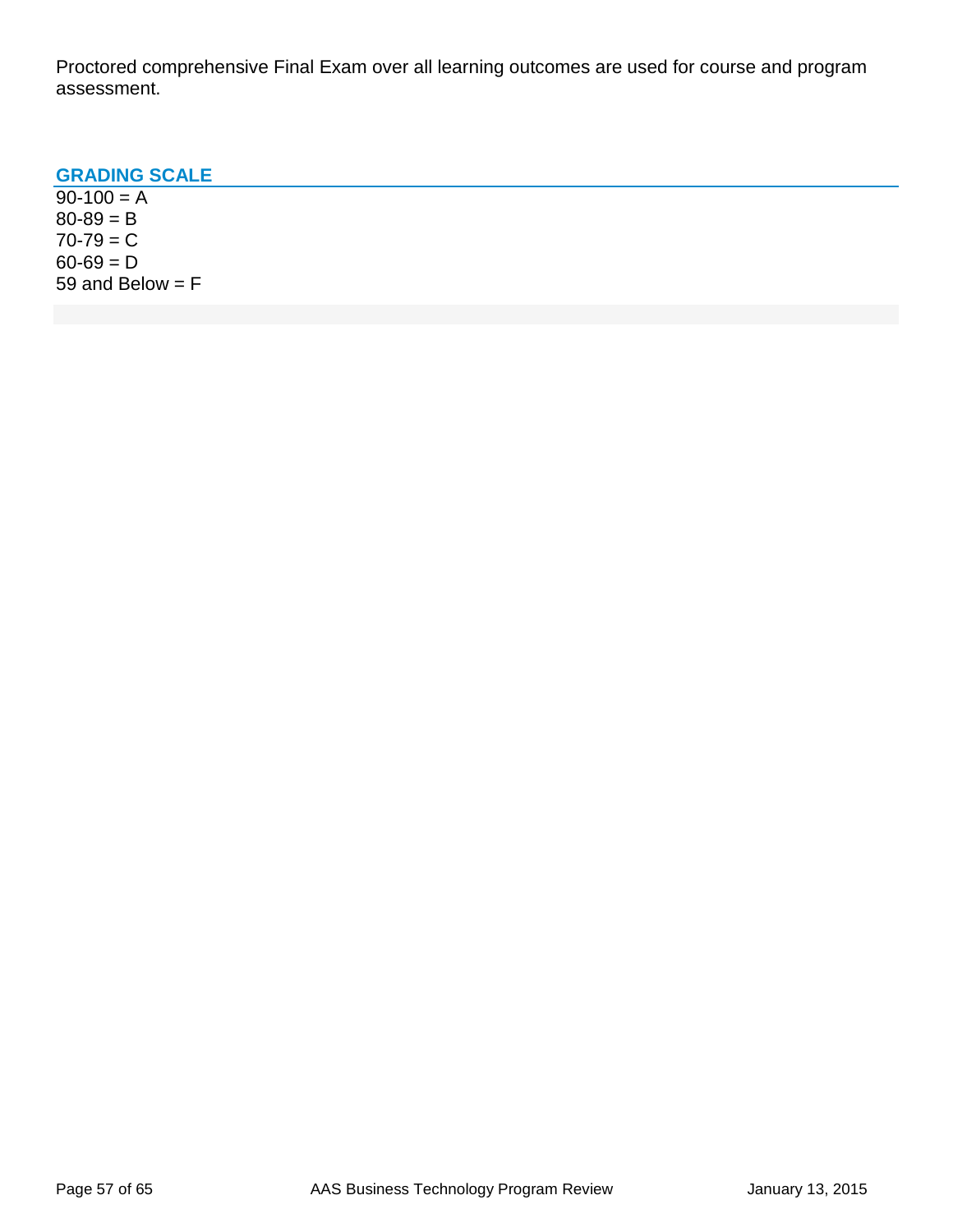Proctored comprehensive Final Exam over all learning outcomes are used for course and program assessment.

## GRADING SCALE

90-100 = A
80-89 = B
70-79 = C
60-69 = D
59 and Below = F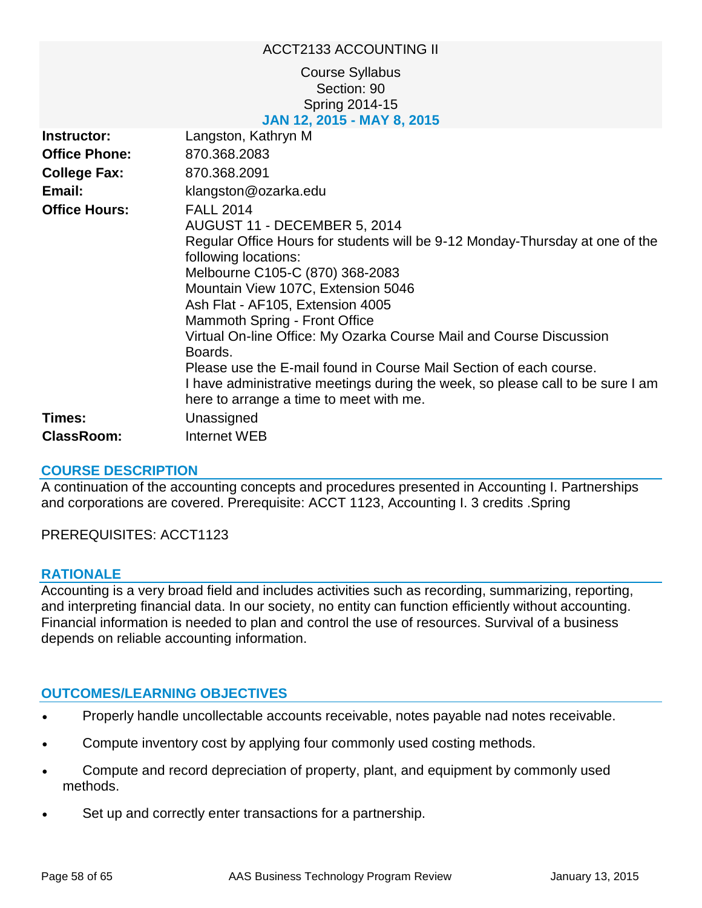# ACCT2133 ACCOUNTING II

Course Syllabus
Section: 90
Spring 2014-15
**JAN 12, 2015 - MAY 8, 2015**

| | |
|---|---|
| **Instructor:** | Langston, Kathryn M |
| **Office Phone:** | 870.368.2083 |
| **College Fax:** | 870.368.2091 |
| **Email:** | klangston@ozarka.edu |
| **Office Hours:** | FALL 2014<br>AUGUST 11 - DECEMBER 5, 2014<br>Regular Office Hours for students will be 9-12 Monday-Thursday at one of the following locations:<br>Melbourne C105-C (870) 368-2083<br>Mountain View 107C, Extension 5046<br>Ash Flat - AF105, Extension 4005<br>Mammoth Spring - Front Office<br>Virtual On-line Office: My Ozarka Course Mail and Course Discussion Boards.<br>Please use the E-mail found in Course Mail Section of each course.<br>I have administrative meetings during the week, so please call to be sure I am here to arrange a time to meet with me. |
| **Times:** | Unassigned |
| **ClassRoom:** | Internet WEB |

## COURSE DESCRIPTION

A continuation of the accounting concepts and procedures presented in Accounting I. Partnerships and corporations are covered. Prerequisite: ACCT 1123, Accounting I. 3 credits .Spring

PREREQUISITES: ACCT1123

## RATIONALE

Accounting is a very broad field and includes activities such as recording, summarizing, reporting, and interpreting financial data. In our society, no entity can function efficiently without accounting. Financial information is needed to plan and control the use of resources. Survival of a business depends on reliable accounting information.

## OUTCOMES/LEARNING OBJECTIVES

- Properly handle uncollectable accounts receivable, notes payable nad notes receivable.
- Compute inventory cost by applying four commonly used costing methods.
- Compute and record depreciation of property, plant, and equipment by commonly used methods.
- Set up and correctly enter transactions for a partnership.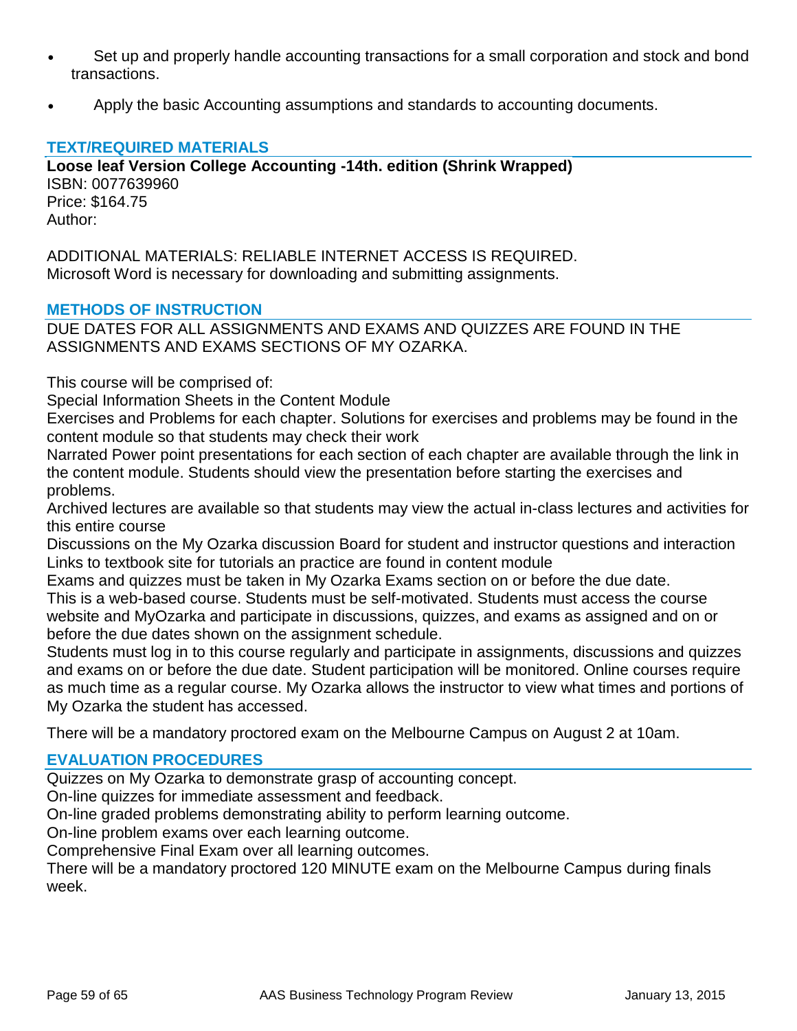- Set up and properly handle accounting transactions for a small corporation and stock and bond transactions.
- Apply the basic Accounting assumptions and standards to accounting documents.

## TEXT/REQUIRED MATERIALS

**Loose leaf Version College Accounting -14th. edition (Shrink Wrapped)**
ISBN: 0077639960
Price: $164.75
Author:

ADDITIONAL MATERIALS: RELIABLE INTERNET ACCESS IS REQUIRED.
Microsoft Word is necessary for downloading and submitting assignments.

## METHODS OF INSTRUCTION

DUE DATES FOR ALL ASSIGNMENTS AND EXAMS AND QUIZZES ARE FOUND IN THE ASSIGNMENTS AND EXAMS SECTIONS OF MY OZARKA.

This course will be comprised of:
Special Information Sheets in the Content Module
Exercises and Problems for each chapter. Solutions for exercises and problems may be found in the content module so that students may check their work
Narrated Power point presentations for each section of each chapter are available through the link in the content module. Students should view the presentation before starting the exercises and problems.
Archived lectures are available so that students may view the actual in-class lectures and activities for this entire course
Discussions on the My Ozarka discussion Board for student and instructor questions and interaction
Links to textbook site for tutorials an practice are found in content module
Exams and quizzes must be taken in My Ozarka Exams section on or before the due date.
This is a web-based course. Students must be self-motivated. Students must access the course website and MyOzarka and participate in discussions, quizzes, and exams as assigned and on or before the due dates shown on the assignment schedule.
Students must log in to this course regularly and participate in assignments, discussions and quizzes and exams on or before the due date. Student participation will be monitored. Online courses require as much time as a regular course. My Ozarka allows the instructor to view what times and portions of My Ozarka the student has accessed.

There will be a mandatory proctored exam on the Melbourne Campus on August 2 at 10am.

## EVALUATION PROCEDURES

Quizzes on My Ozarka to demonstrate grasp of accounting concept.
On-line quizzes for immediate assessment and feedback.
On-line graded problems demonstrating ability to perform learning outcome.
On-line problem exams over each learning outcome.
Comprehensive Final Exam over all learning outcomes.
There will be a mandatory proctored 120 MINUTE exam on the Melbourne Campus during finals week.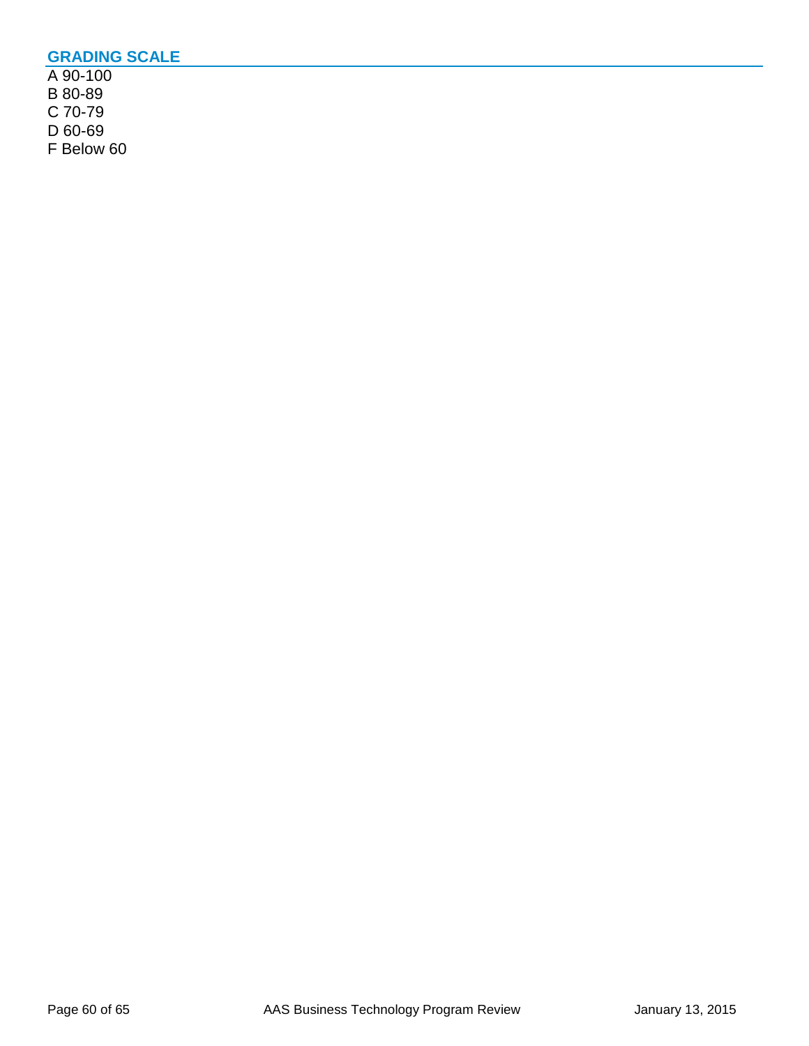## GRADING SCALE

A 90-100
B 80-89
C 70-79
D 60-69
F Below 60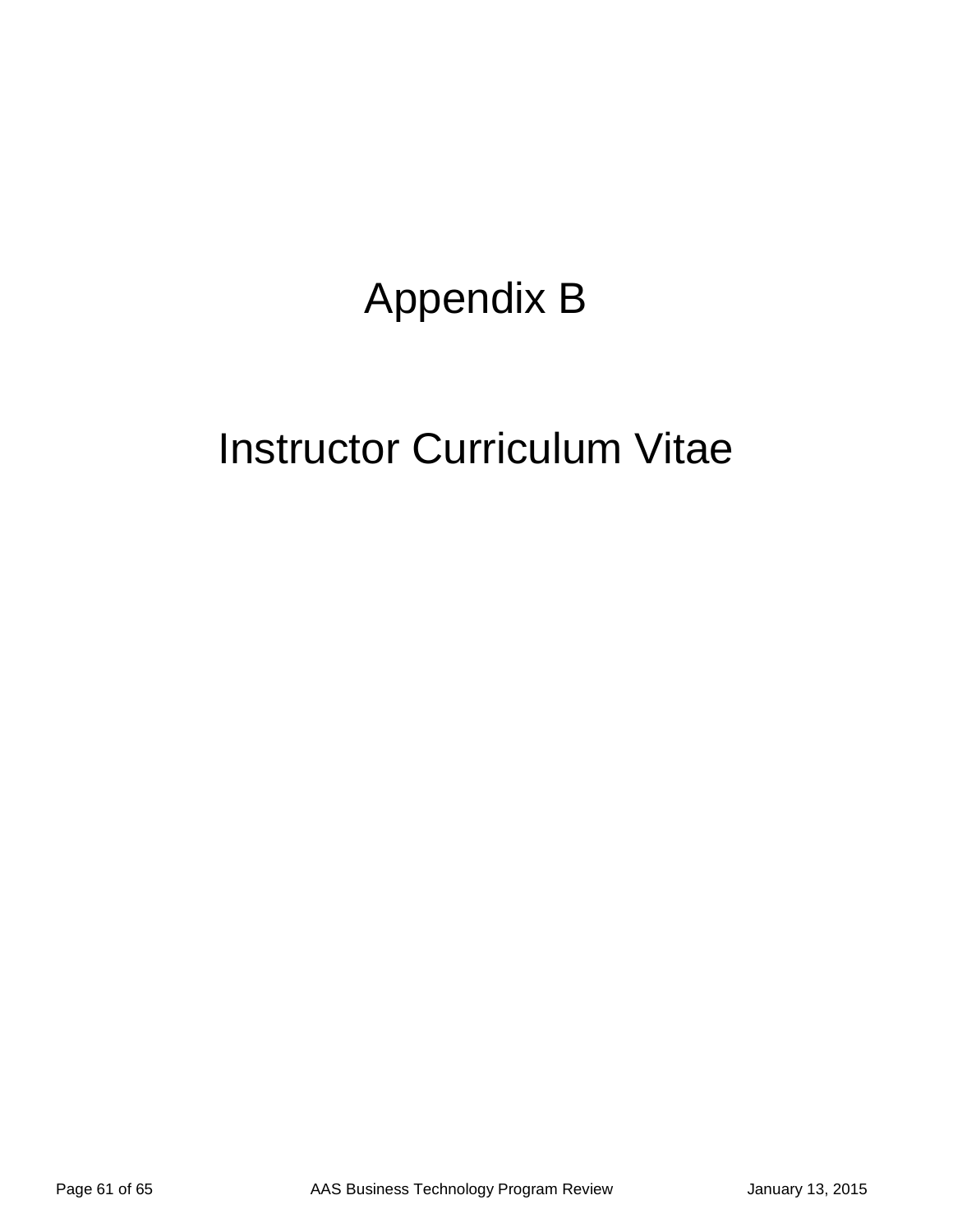# Appendix B

# Instructor Curriculum Vitae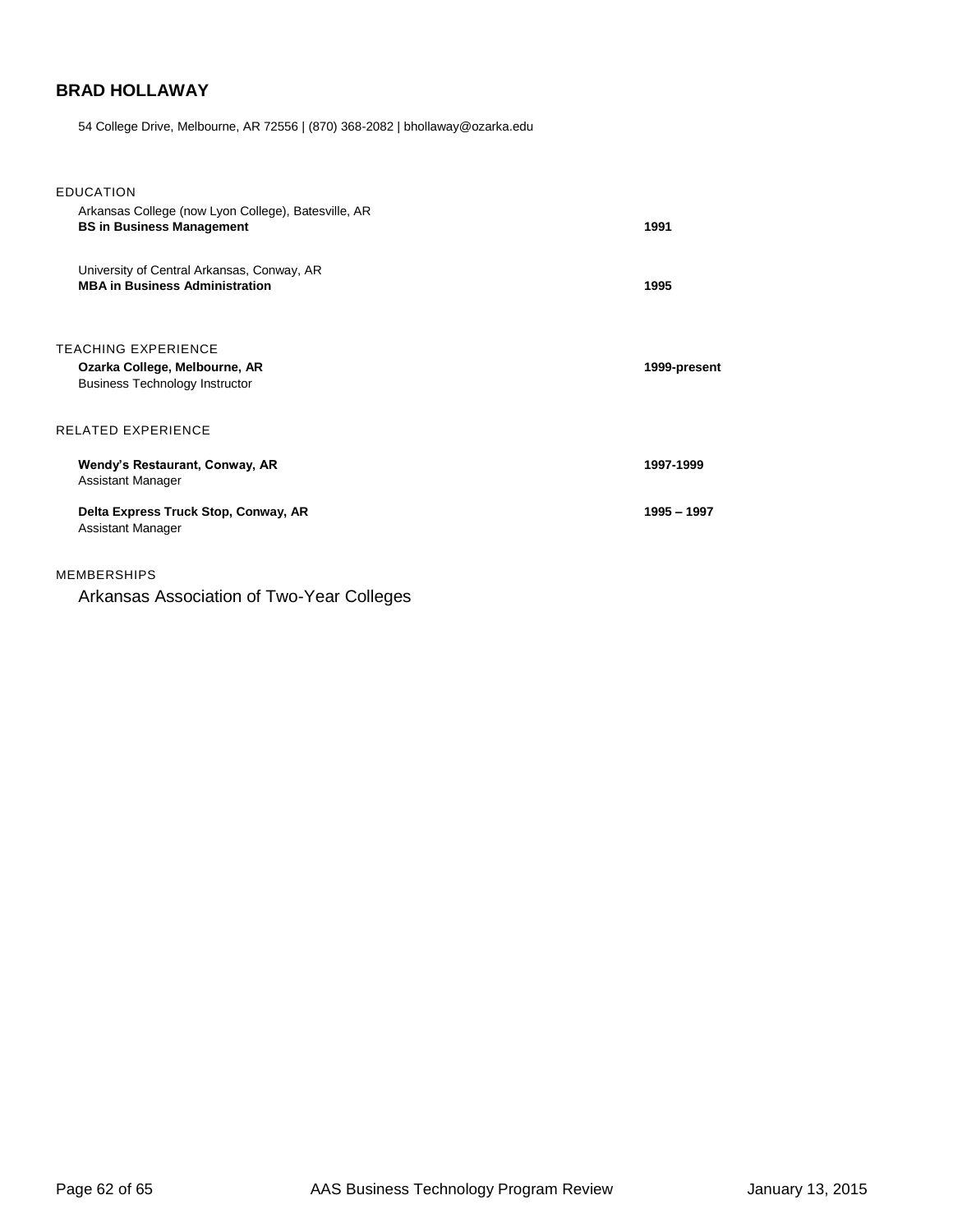## BRAD HOLLAWAY

54 College Drive, Melbourne, AR 72556 | (870) 368-2082 | bhollaway@ozarka.edu

### EDUCATION

Arkansas College (now Lyon College), Batesville, AR
**BS in Business Management** — **1991**

University of Central Arkansas, Conway, AR
**MBA in Business Administration** — **1995**

### TEACHING EXPERIENCE

**Ozarka College, Melbourne, AR** — **1999-present**
Business Technology Instructor

### RELATED EXPERIENCE

**Wendy's Restaurant, Conway, AR** — **1997-1999**
Assistant Manager

**Delta Express Truck Stop, Conway, AR** — **1995 – 1997**
Assistant Manager

### MEMBERSHIPS

Arkansas Association of Two-Year Colleges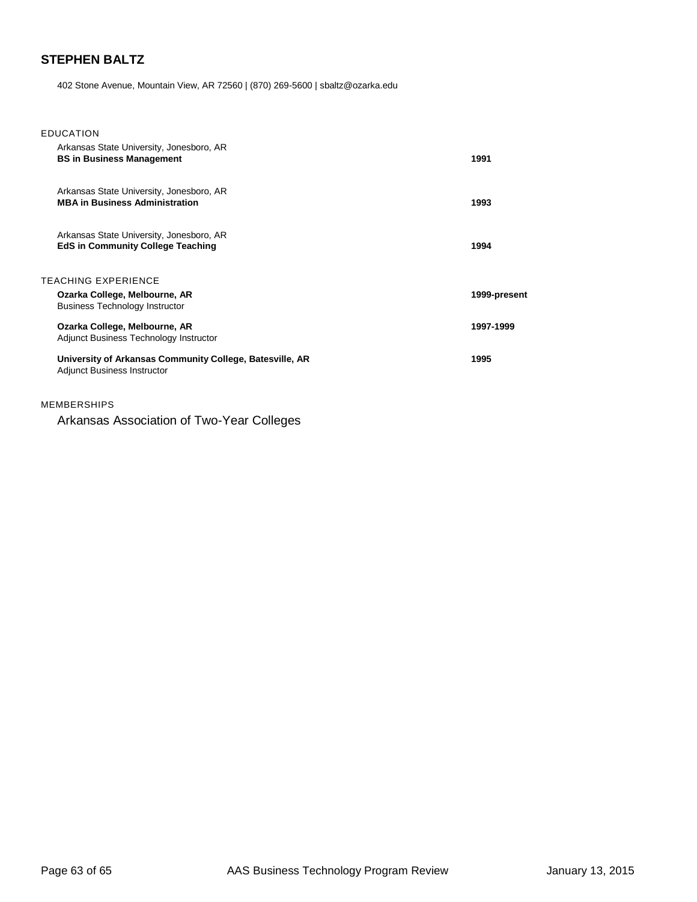# STEPHEN BALTZ

402 Stone Avenue, Mountain View, AR 72560 | (870) 269-5600 | sbaltz@ozarka.edu

## EDUCATION

Arkansas State University, Jonesboro, AR
**BS in Business Management** — **1991**

Arkansas State University, Jonesboro, AR
**MBA in Business Administration** — **1993**

Arkansas State University, Jonesboro, AR
**EdS in Community College Teaching** — **1994**

## TEACHING EXPERIENCE

**Ozarka College, Melbourne, AR** — **1999-present**
Business Technology Instructor

**Ozarka College, Melbourne, AR** — **1997-1999**
Adjunct Business Technology Instructor

**University of Arkansas Community College, Batesville, AR** — **1995**
Adjunct Business Instructor

## MEMBERSHIPS

Arkansas Association of Two-Year Colleges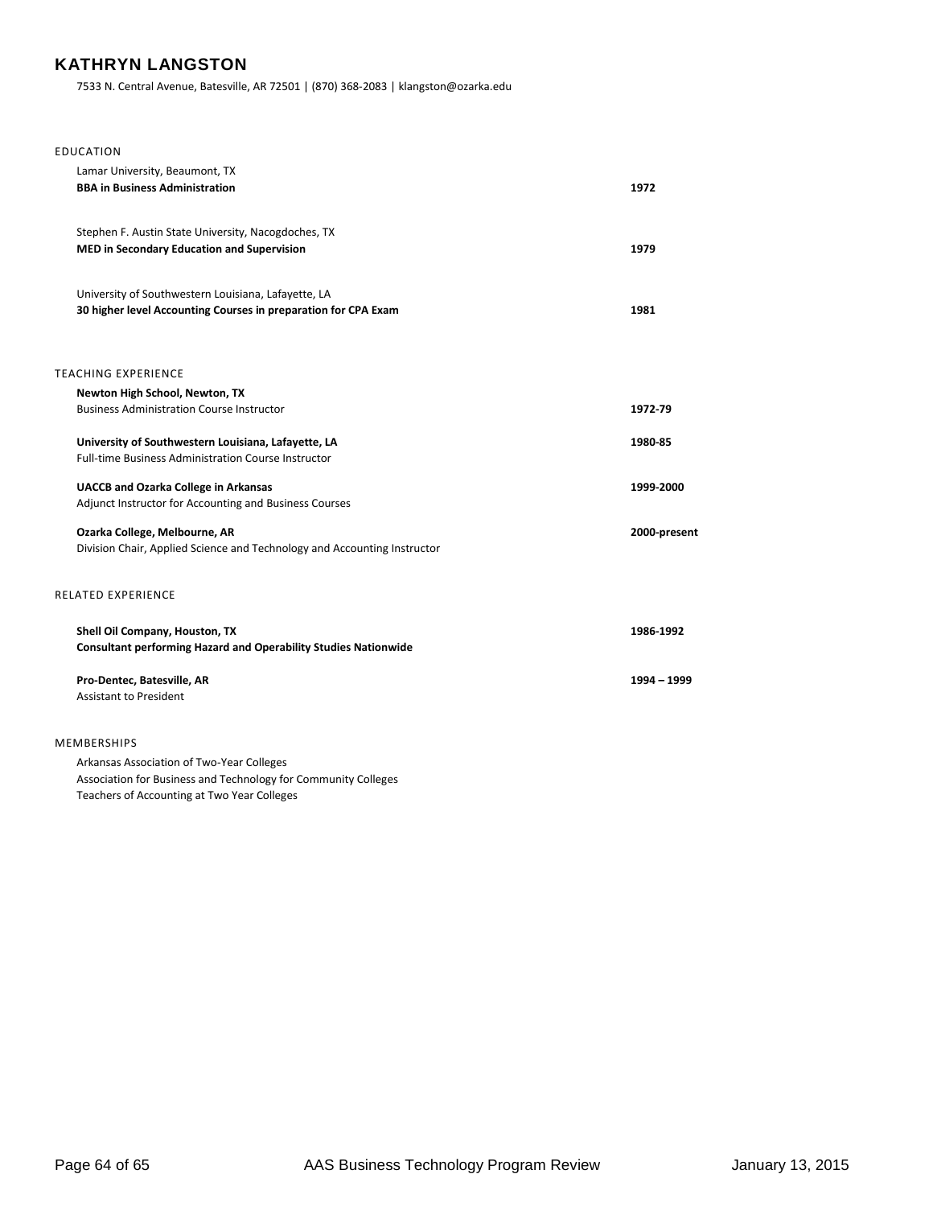# KATHRYN LANGSTON

7533 N. Central Avenue, Batesville, AR 72501 | (870) 368-2083 | klangston@ozarka.edu

## EDUCATION

Lamar University, Beaumont, TX
**BBA in Business Administration** — **1972**

Stephen F. Austin State University, Nacogdoches, TX
**MED in Secondary Education and Supervision** — **1979**

University of Southwestern Louisiana, Lafayette, LA
**30 higher level Accounting Courses in preparation for CPA Exam** — **1981**

## TEACHING EXPERIENCE

**Newton High School, Newton, TX** — **1972-79**
Business Administration Course Instructor

**University of Southwestern Louisiana, Lafayette, LA** — **1980-85**
Full-time Business Administration Course Instructor

**UACCB and Ozarka College in Arkansas** — **1999-2000**
Adjunct Instructor for Accounting and Business Courses

**Ozarka College, Melbourne, AR** — **2000-present**
Division Chair, Applied Science and Technology and Accounting Instructor

## RELATED EXPERIENCE

**Shell Oil Company, Houston, TX** — **1986-1992**
**Consultant performing Hazard and Operability Studies Nationwide**

**Pro-Dentec, Batesville, AR** — **1994 – 1999**
Assistant to President

## MEMBERSHIPS

Arkansas Association of Two-Year Colleges
Association for Business and Technology for Community Colleges
Teachers of Accounting at Two Year Colleges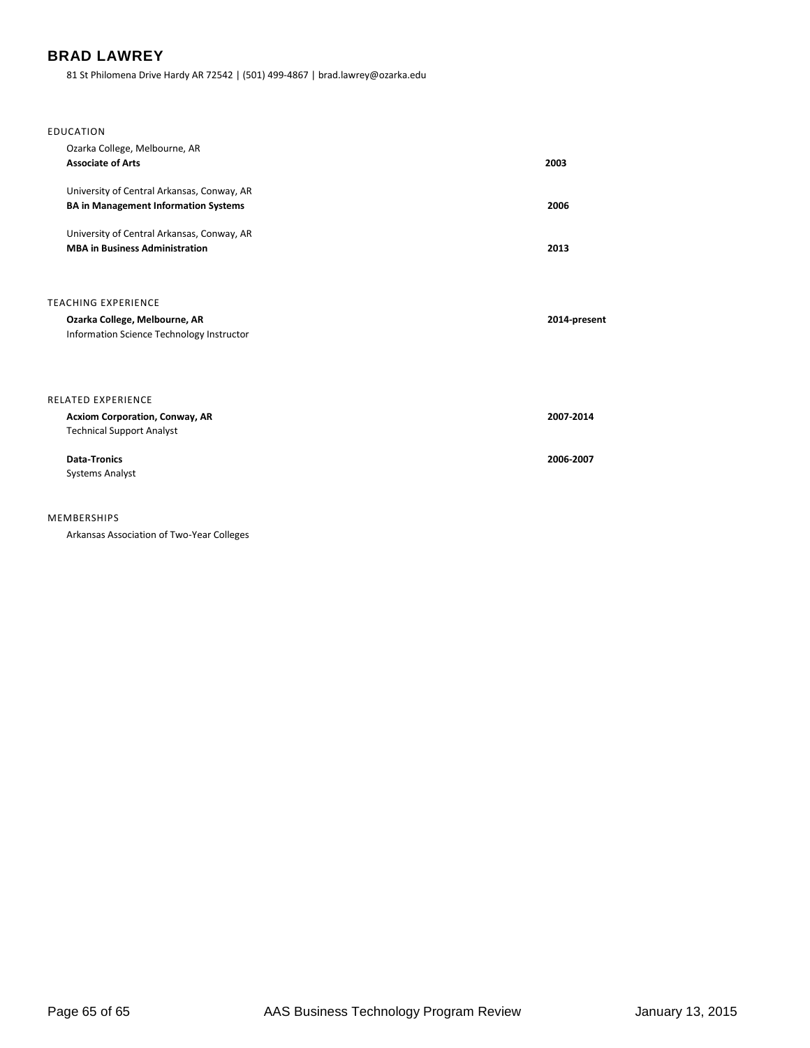# BRAD LAWREY

81 St Philomena Drive Hardy AR 72542 | (501) 499-4867 | brad.lawrey@ozarka.edu

## EDUCATION

Ozarka College, Melbourne, AR
**Associate of Arts** — **2003**

University of Central Arkansas, Conway, AR
**BA in Management Information Systems** — **2006**

University of Central Arkansas, Conway, AR
**MBA in Business Administration** — **2013**

## TEACHING EXPERIENCE

**Ozarka College, Melbourne, AR** — **2014-present**
Information Science Technology Instructor

## RELATED EXPERIENCE

**Acxiom Corporation, Conway, AR** — **2007-2014**
Technical Support Analyst

**Data-Tronics** — **2006-2007**
Systems Analyst

## MEMBERSHIPS

Arkansas Association of Two-Year Colleges